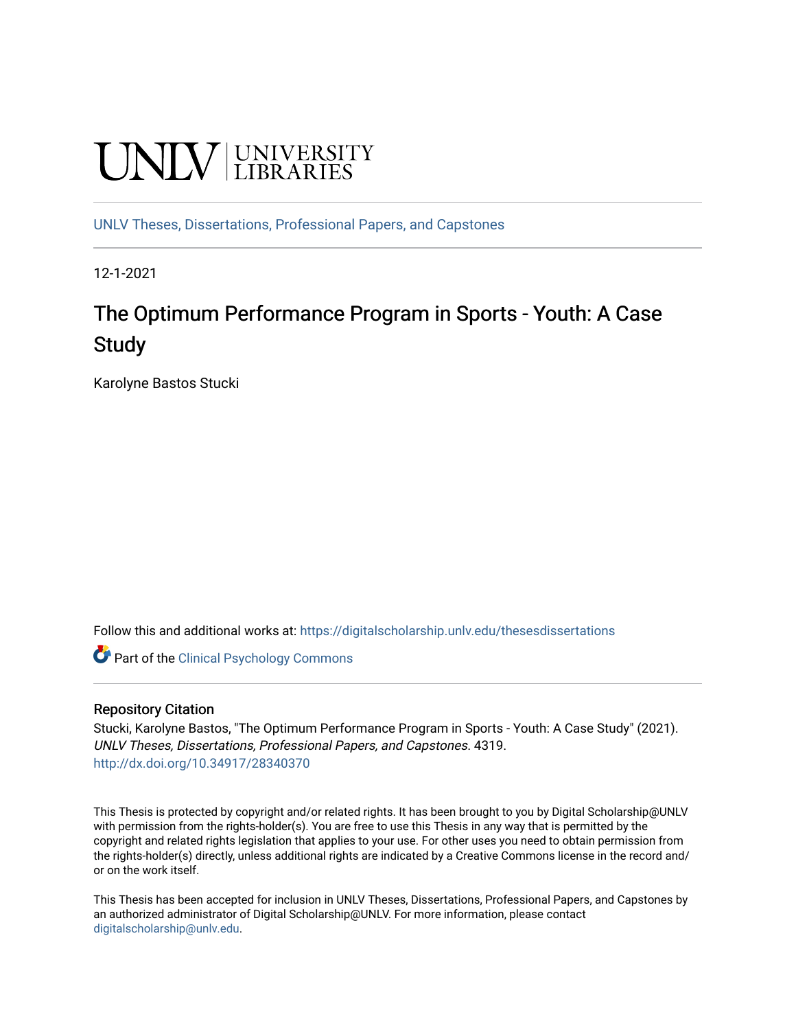UNLV | UNIVERSITY LIBRARIES

UNLV Theses, Dissertations, Professional Papers, and Capstones

12-1-2021

# The Optimum Performance Program in Sports - Youth: A Case Study

Karolyne Bastos Stucki

Follow this and additional works at: https://digitalscholarship.unlv.edu/thesesdissertations

Part of the Clinical Psychology Commons

## Repository Citation

Stucki, Karolyne Bastos, "The Optimum Performance Program in Sports - Youth: A Case Study" (2021). *UNLV Theses, Dissertations, Professional Papers, and Capstones*. 4319.
http://dx.doi.org/10.34917/28340370

This Thesis is protected by copyright and/or related rights. It has been brought to you by Digital Scholarship@UNLV with permission from the rights-holder(s). You are free to use this Thesis in any way that is permitted by the copyright and related rights legislation that applies to your use. For other uses you need to obtain permission from the rights-holder(s) directly, unless additional rights are indicated by a Creative Commons license in the record and/or on the work itself.

This Thesis has been accepted for inclusion in UNLV Theses, Dissertations, Professional Papers, and Capstones by an authorized administrator of Digital Scholarship@UNLV. For more information, please contact digitalscholarship@unlv.edu.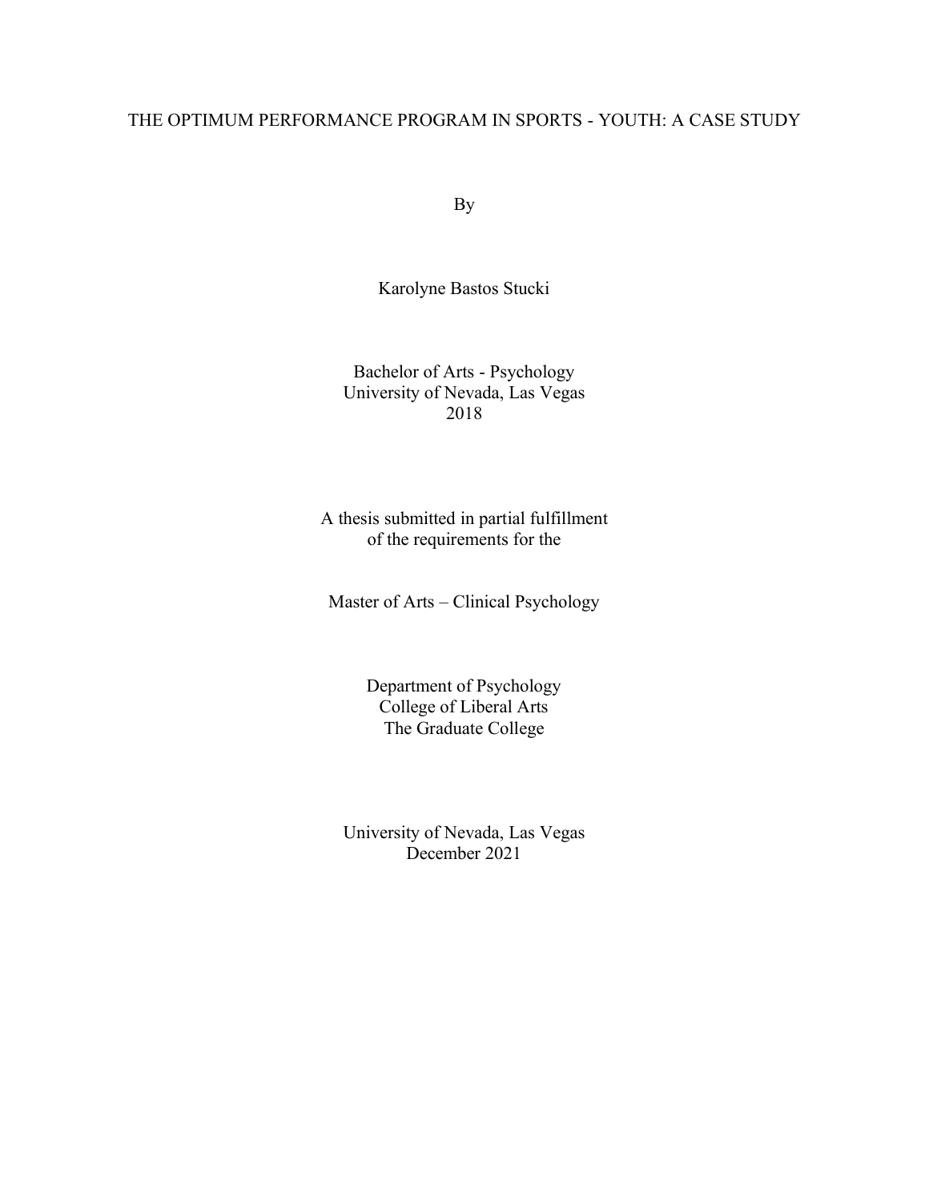# THE OPTIMUM PERFORMANCE PROGRAM IN SPORTS - YOUTH: A CASE STUDY

By

Karolyne Bastos Stucki

Bachelor of Arts - Psychology
University of Nevada, Las Vegas
2018

A thesis submitted in partial fulfillment
of the requirements for the

Master of Arts – Clinical Psychology

Department of Psychology
College of Liberal Arts
The Graduate College

University of Nevada, Las Vegas
December 2021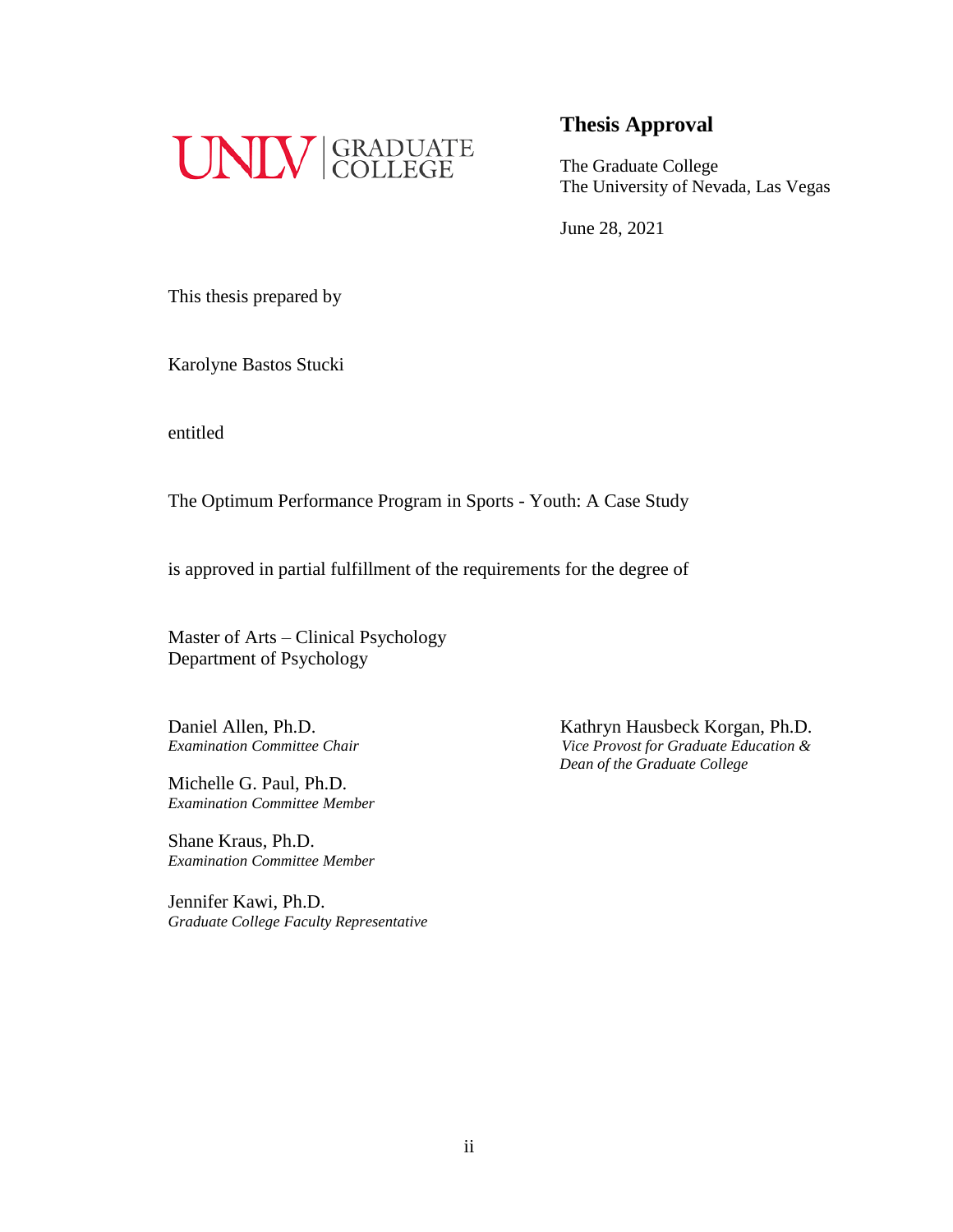UNLV | GRADUATE COLLEGE

## Thesis Approval

The Graduate College
The University of Nevada, Las Vegas

June 28, 2021

This thesis prepared by

Karolyne Bastos Stucki

entitled

The Optimum Performance Program in Sports - Youth: A Case Study

is approved in partial fulfillment of the requirements for the degree of

Master of Arts – Clinical Psychology
Department of Psychology

Daniel Allen, Ph.D.
*Examination Committee Chair*

Michelle G. Paul, Ph.D.
*Examination Committee Member*

Shane Kraus, Ph.D.
*Examination Committee Member*

Jennifer Kawi, Ph.D.
*Graduate College Faculty Representative*

Kathryn Hausbeck Korgan, Ph.D.
*Vice Provost for Graduate Education & Dean of the Graduate College*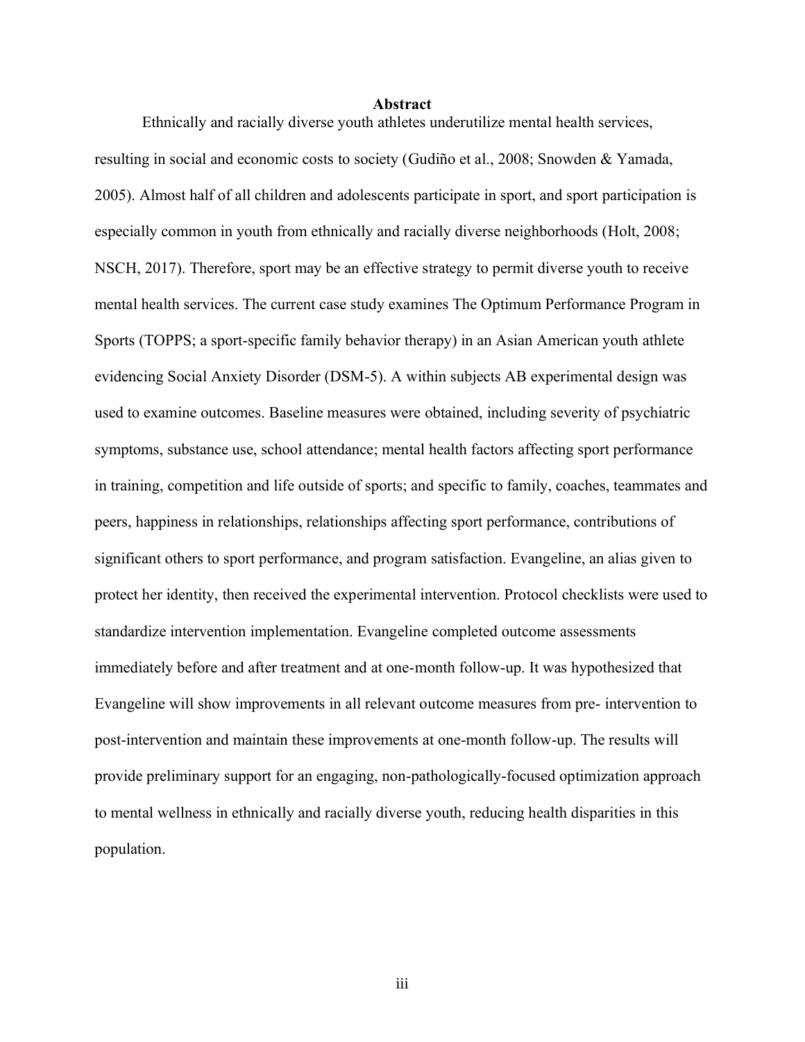# Abstract

Ethnically and racially diverse youth athletes underutilize mental health services, resulting in social and economic costs to society (Gudiño et al., 2008; Snowden & Yamada, 2005). Almost half of all children and adolescents participate in sport, and sport participation is especially common in youth from ethnically and racially diverse neighborhoods (Holt, 2008; NSCH, 2017). Therefore, sport may be an effective strategy to permit diverse youth to receive mental health services. The current case study examines The Optimum Performance Program in Sports (TOPPS; a sport-specific family behavior therapy) in an Asian American youth athlete evidencing Social Anxiety Disorder (DSM-5). A within subjects AB experimental design was used to examine outcomes. Baseline measures were obtained, including severity of psychiatric symptoms, substance use, school attendance; mental health factors affecting sport performance in training, competition and life outside of sports; and specific to family, coaches, teammates and peers, happiness in relationships, relationships affecting sport performance, contributions of significant others to sport performance, and program satisfaction. Evangeline, an alias given to protect her identity, then received the experimental intervention. Protocol checklists were used to standardize intervention implementation. Evangeline completed outcome assessments immediately before and after treatment and at one-month follow-up. It was hypothesized that Evangeline will show improvements in all relevant outcome measures from pre- intervention to post-intervention and maintain these improvements at one-month follow-up. The results will provide preliminary support for an engaging, non-pathologically-focused optimization approach to mental wellness in ethnically and racially diverse youth, reducing health disparities in this population.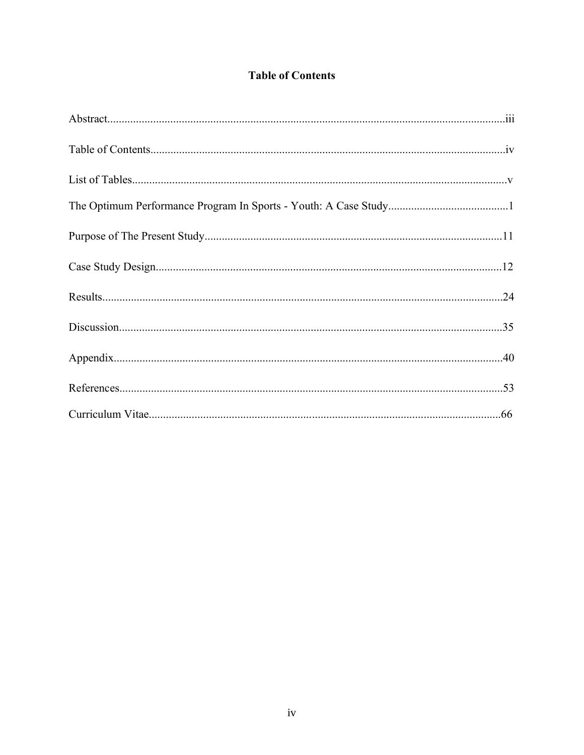# Table of Contents

Abstract....................................................................................................................................iii

Table of Contents......................................................................................................................iv

List of Tables.............................................................................................................................v

The Optimum Performance Program In Sports - Youth: A Case Study..........................................1

Purpose of The Present Study.......................................................................................................11

Case Study Design.........................................................................................................................12

Results..........................................................................................................................................24

Discussion.....................................................................................................................................35

Appendix.......................................................................................................................................40

References.....................................................................................................................................53

Curriculum Vitae..........................................................................................................................66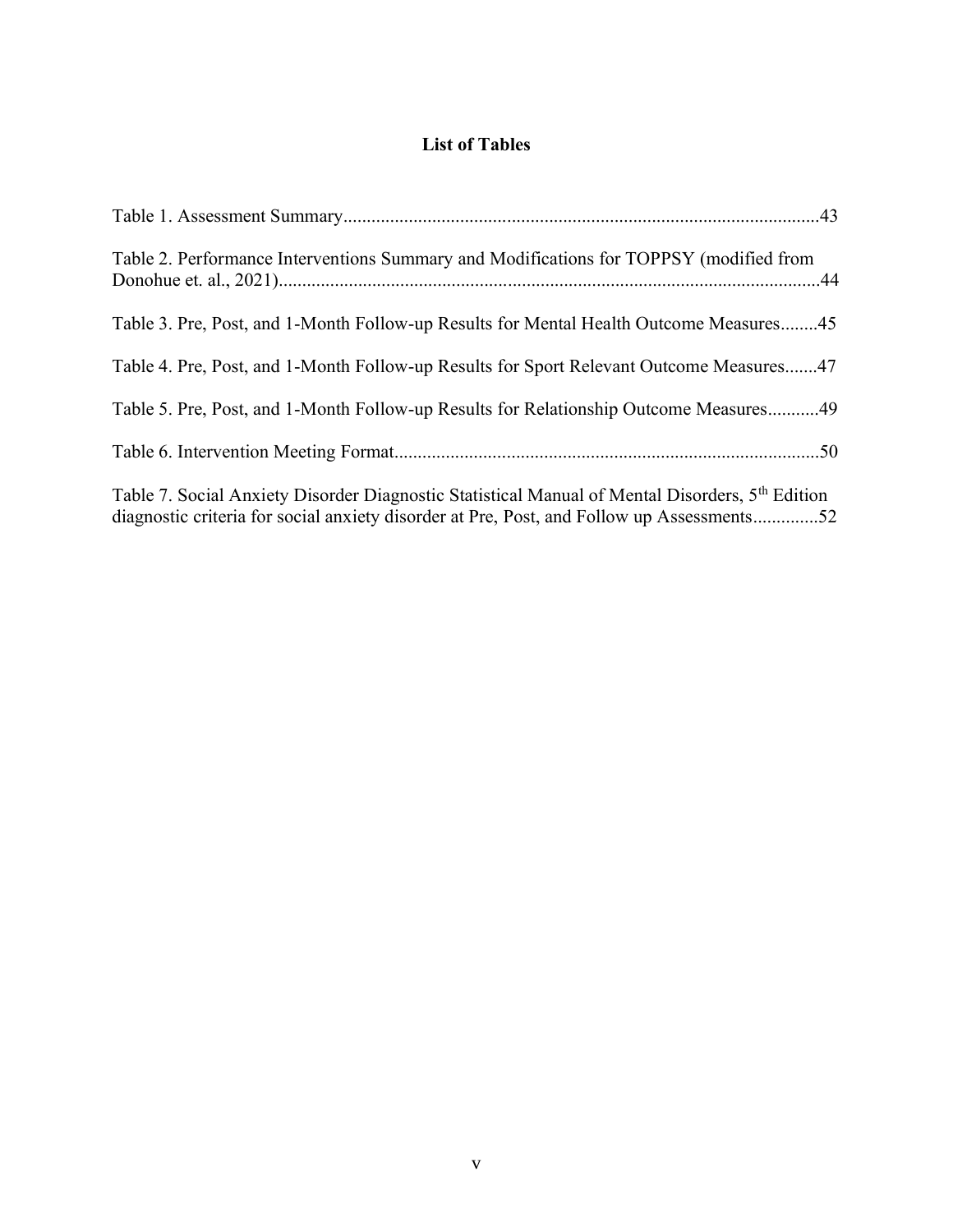# List of Tables

Table 1. Assessment Summary......................................................................................................43

Table 2. Performance Interventions Summary and Modifications for TOPPSY (modified from Donohue et. al., 2021)...................................................................................................................44

Table 3. Pre, Post, and 1-Month Follow-up Results for Mental Health Outcome Measures........45

Table 4. Pre, Post, and 1-Month Follow-up Results for Sport Relevant Outcome Measures.......47

Table 5. Pre, Post, and 1-Month Follow-up Results for Relationship Outcome Measures...........49

Table 6. Intervention Meeting Format..........................................................................................50

Table 7. Social Anxiety Disorder Diagnostic Statistical Manual of Mental Disorders, 5th Edition diagnostic criteria for social anxiety disorder at Pre, Post, and Follow up Assessments..............52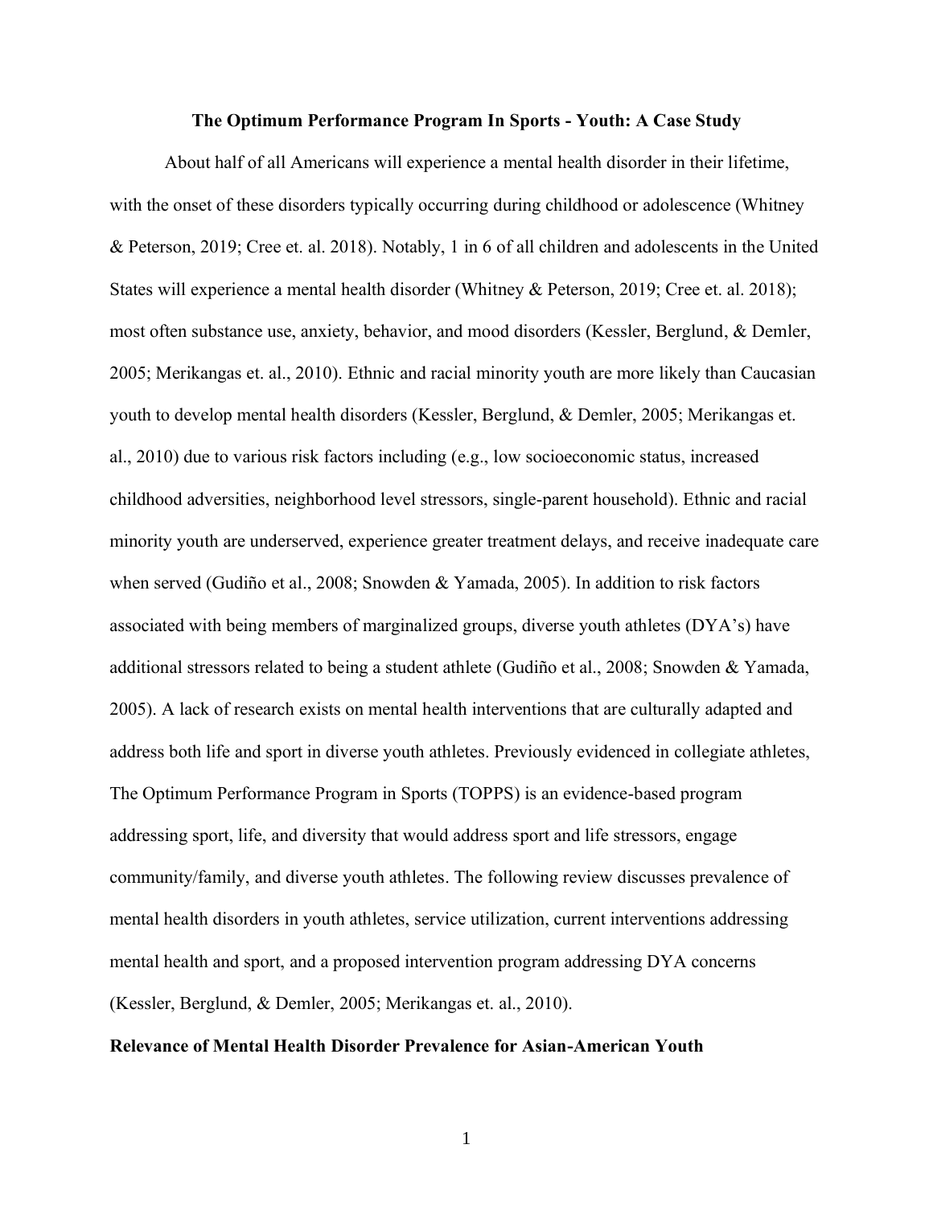**The Optimum Performance Program In Sports - Youth: A Case Study**

About half of all Americans will experience a mental health disorder in their lifetime, with the onset of these disorders typically occurring during childhood or adolescence (Whitney & Peterson, 2019; Cree et. al. 2018). Notably, 1 in 6 of all children and adolescents in the United States will experience a mental health disorder (Whitney & Peterson, 2019; Cree et. al. 2018); most often substance use, anxiety, behavior, and mood disorders (Kessler, Berglund, & Demler, 2005; Merikangas et. al., 2010). Ethnic and racial minority youth are more likely than Caucasian youth to develop mental health disorders (Kessler, Berglund, & Demler, 2005; Merikangas et. al., 2010) due to various risk factors including (e.g., low socioeconomic status, increased childhood adversities, neighborhood level stressors, single-parent household). Ethnic and racial minority youth are underserved, experience greater treatment delays, and receive inadequate care when served (Gudiño et al., 2008; Snowden & Yamada, 2005). In addition to risk factors associated with being members of marginalized groups, diverse youth athletes (DYA's) have additional stressors related to being a student athlete (Gudiño et al., 2008; Snowden & Yamada, 2005). A lack of research exists on mental health interventions that are culturally adapted and address both life and sport in diverse youth athletes. Previously evidenced in collegiate athletes, The Optimum Performance Program in Sports (TOPPS) is an evidence-based program addressing sport, life, and diversity that would address sport and life stressors, engage community/family, and diverse youth athletes. The following review discusses prevalence of mental health disorders in youth athletes, service utilization, current interventions addressing mental health and sport, and a proposed intervention program addressing DYA concerns (Kessler, Berglund, & Demler, 2005; Merikangas et. al., 2010).

**Relevance of Mental Health Disorder Prevalence for Asian-American Youth**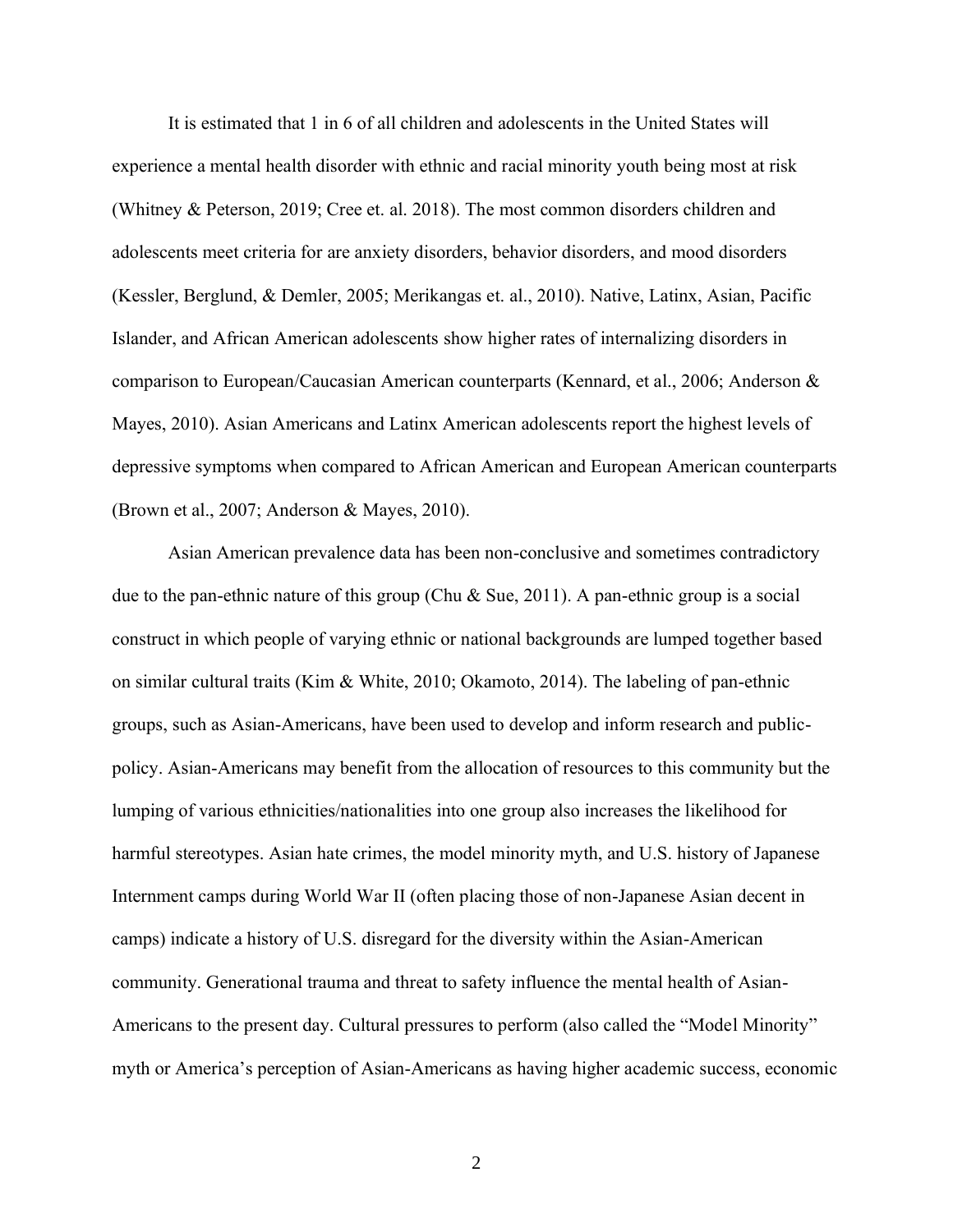It is estimated that 1 in 6 of all children and adolescents in the United States will experience a mental health disorder with ethnic and racial minority youth being most at risk (Whitney & Peterson, 2019; Cree et. al. 2018). The most common disorders children and adolescents meet criteria for are anxiety disorders, behavior disorders, and mood disorders (Kessler, Berglund, & Demler, 2005; Merikangas et. al., 2010). Native, Latinx, Asian, Pacific Islander, and African American adolescents show higher rates of internalizing disorders in comparison to European/Caucasian American counterparts (Kennard, et al., 2006; Anderson & Mayes, 2010). Asian Americans and Latinx American adolescents report the highest levels of depressive symptoms when compared to African American and European American counterparts (Brown et al., 2007; Anderson & Mayes, 2010).

Asian American prevalence data has been non-conclusive and sometimes contradictory due to the pan-ethnic nature of this group (Chu & Sue, 2011). A pan-ethnic group is a social construct in which people of varying ethnic or national backgrounds are lumped together based on similar cultural traits (Kim & White, 2010; Okamoto, 2014). The labeling of pan-ethnic groups, such as Asian-Americans, have been used to develop and inform research and public-policy. Asian-Americans may benefit from the allocation of resources to this community but the lumping of various ethnicities/nationalities into one group also increases the likelihood for harmful stereotypes. Asian hate crimes, the model minority myth, and U.S. history of Japanese Internment camps during World War II (often placing those of non-Japanese Asian decent in camps) indicate a history of U.S. disregard for the diversity within the Asian-American community. Generational trauma and threat to safety influence the mental health of Asian-Americans to the present day. Cultural pressures to perform (also called the "Model Minority" myth or America's perception of Asian-Americans as having higher academic success, economic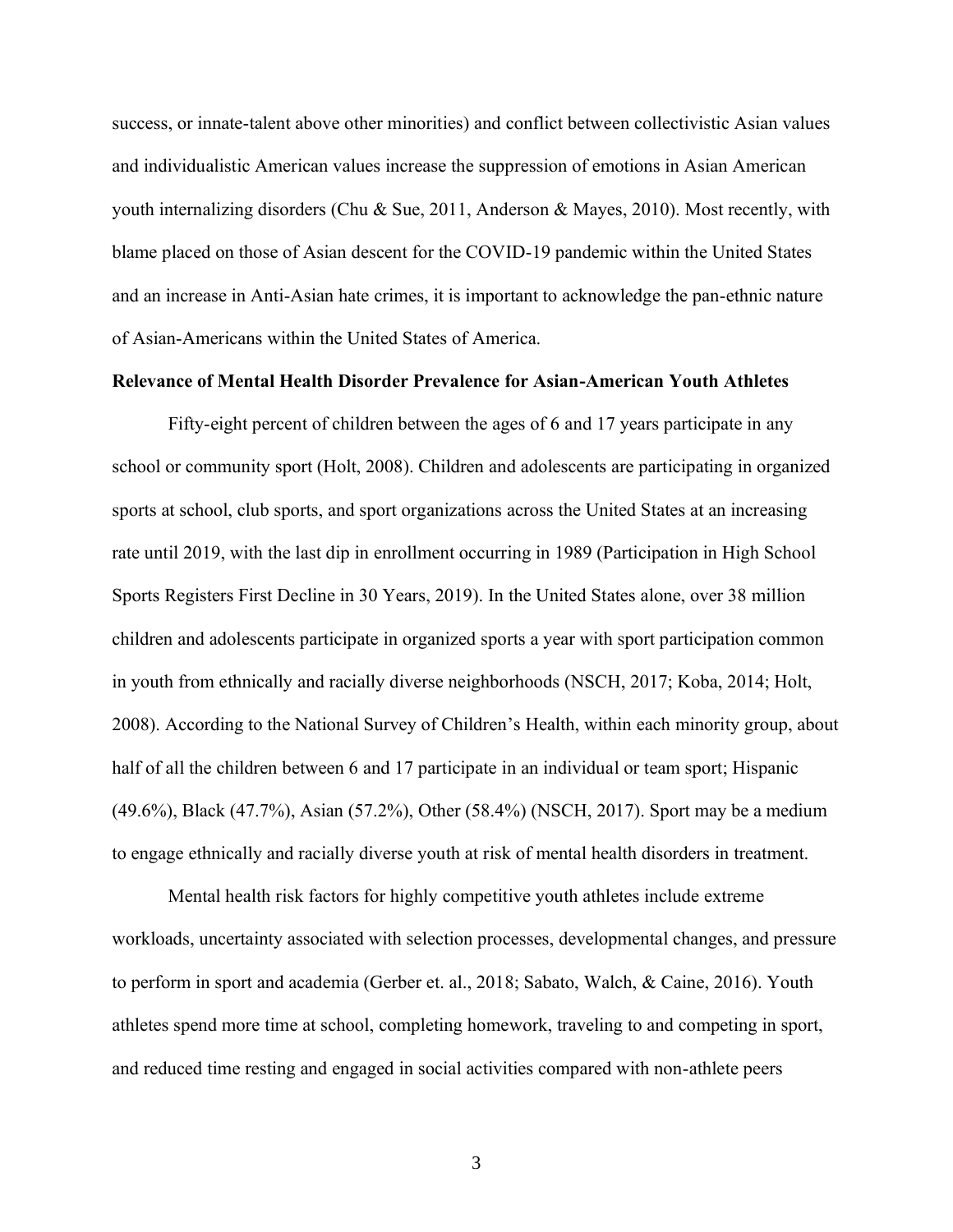success, or innate-talent above other minorities) and conflict between collectivistic Asian values and individualistic American values increase the suppression of emotions in Asian American youth internalizing disorders (Chu & Sue, 2011, Anderson & Mayes, 2010). Most recently, with blame placed on those of Asian descent for the COVID-19 pandemic within the United States and an increase in Anti-Asian hate crimes, it is important to acknowledge the pan-ethnic nature of Asian-Americans within the United States of America.

**Relevance of Mental Health Disorder Prevalence for Asian-American Youth Athletes**

Fifty-eight percent of children between the ages of 6 and 17 years participate in any school or community sport (Holt, 2008). Children and adolescents are participating in organized sports at school, club sports, and sport organizations across the United States at an increasing rate until 2019, with the last dip in enrollment occurring in 1989 (Participation in High School Sports Registers First Decline in 30 Years, 2019). In the United States alone, over 38 million children and adolescents participate in organized sports a year with sport participation common in youth from ethnically and racially diverse neighborhoods (NSCH, 2017; Koba, 2014; Holt, 2008). According to the National Survey of Children's Health, within each minority group, about half of all the children between 6 and 17 participate in an individual or team sport; Hispanic (49.6%), Black (47.7%), Asian (57.2%), Other (58.4%) (NSCH, 2017). Sport may be a medium to engage ethnically and racially diverse youth at risk of mental health disorders in treatment.

Mental health risk factors for highly competitive youth athletes include extreme workloads, uncertainty associated with selection processes, developmental changes, and pressure to perform in sport and academia (Gerber et. al., 2018; Sabato, Walch, & Caine, 2016). Youth athletes spend more time at school, completing homework, traveling to and competing in sport, and reduced time resting and engaged in social activities compared with non-athlete peers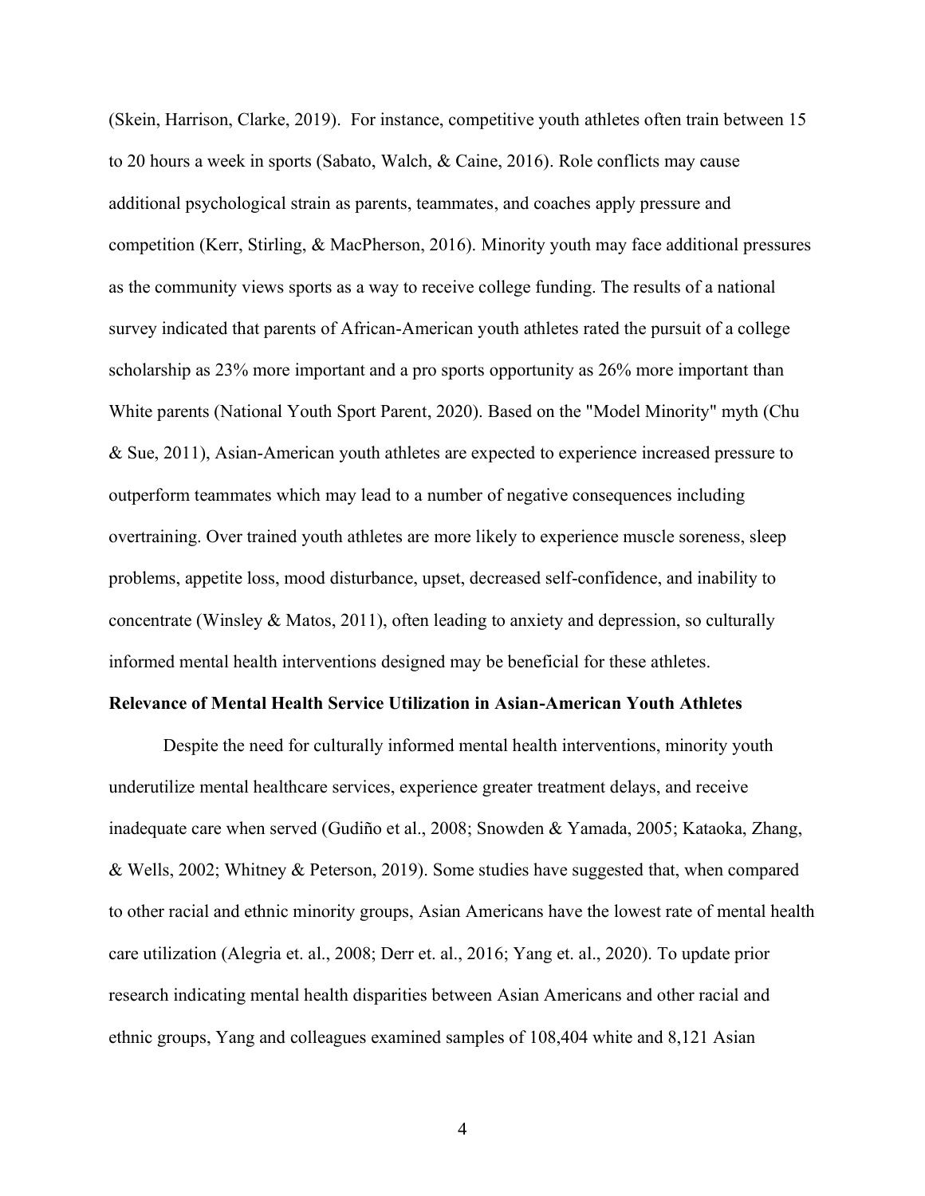(Skein, Harrison, Clarke, 2019). For instance, competitive youth athletes often train between 15 to 20 hours a week in sports (Sabato, Walch, & Caine, 2016). Role conflicts may cause additional psychological strain as parents, teammates, and coaches apply pressure and competition (Kerr, Stirling, & MacPherson, 2016). Minority youth may face additional pressures as the community views sports as a way to receive college funding. The results of a national survey indicated that parents of African-American youth athletes rated the pursuit of a college scholarship as 23% more important and a pro sports opportunity as 26% more important than White parents (National Youth Sport Parent, 2020). Based on the "Model Minority" myth (Chu & Sue, 2011), Asian-American youth athletes are expected to experience increased pressure to outperform teammates which may lead to a number of negative consequences including overtraining. Over trained youth athletes are more likely to experience muscle soreness, sleep problems, appetite loss, mood disturbance, upset, decreased self-confidence, and inability to concentrate (Winsley & Matos, 2011), often leading to anxiety and depression, so culturally informed mental health interventions designed may be beneficial for these athletes.

**Relevance of Mental Health Service Utilization in Asian-American Youth Athletes**

Despite the need for culturally informed mental health interventions, minority youth underutilize mental healthcare services, experience greater treatment delays, and receive inadequate care when served (Gudiño et al., 2008; Snowden & Yamada, 2005; Kataoka, Zhang, & Wells, 2002; Whitney & Peterson, 2019). Some studies have suggested that, when compared to other racial and ethnic minority groups, Asian Americans have the lowest rate of mental health care utilization (Alegria et. al., 2008; Derr et. al., 2016; Yang et. al., 2020). To update prior research indicating mental health disparities between Asian Americans and other racial and ethnic groups, Yang and colleagues examined samples of 108,404 white and 8,121 Asian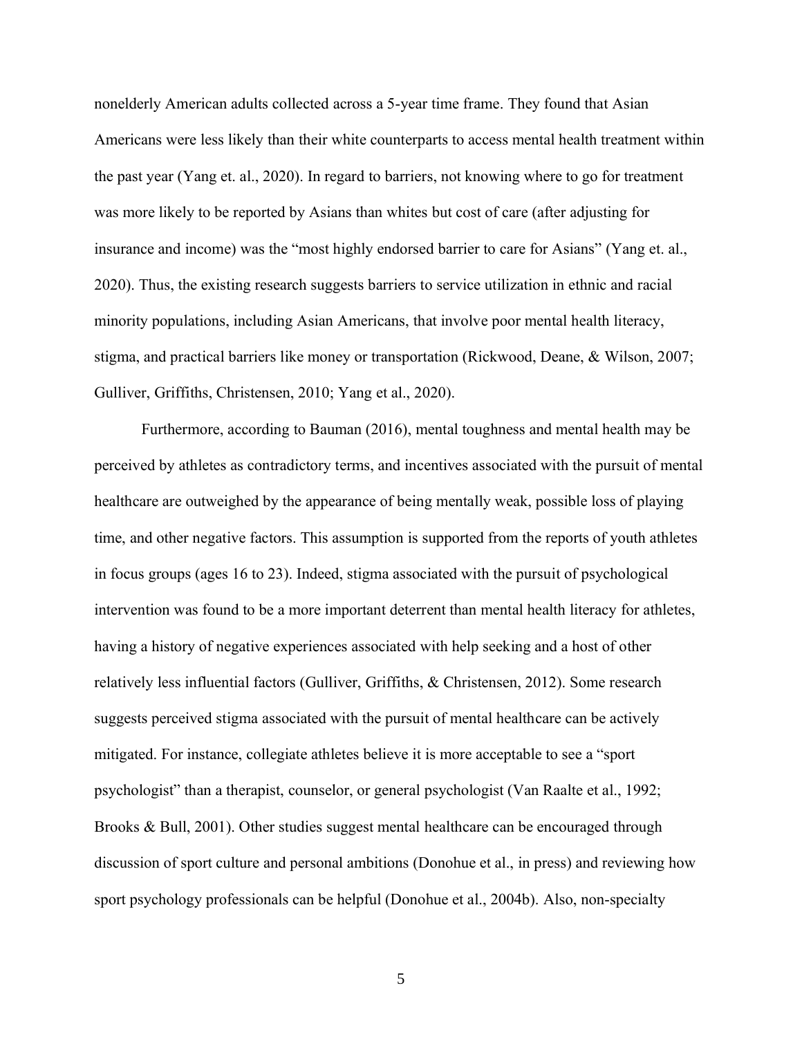nonelderly American adults collected across a 5-year time frame. They found that Asian Americans were less likely than their white counterparts to access mental health treatment within the past year (Yang et. al., 2020). In regard to barriers, not knowing where to go for treatment was more likely to be reported by Asians than whites but cost of care (after adjusting for insurance and income) was the "most highly endorsed barrier to care for Asians" (Yang et. al., 2020). Thus, the existing research suggests barriers to service utilization in ethnic and racial minority populations, including Asian Americans, that involve poor mental health literacy, stigma, and practical barriers like money or transportation (Rickwood, Deane, & Wilson, 2007; Gulliver, Griffiths, Christensen, 2010; Yang et al., 2020).

Furthermore, according to Bauman (2016), mental toughness and mental health may be perceived by athletes as contradictory terms, and incentives associated with the pursuit of mental healthcare are outweighed by the appearance of being mentally weak, possible loss of playing time, and other negative factors. This assumption is supported from the reports of youth athletes in focus groups (ages 16 to 23). Indeed, stigma associated with the pursuit of psychological intervention was found to be a more important deterrent than mental health literacy for athletes, having a history of negative experiences associated with help seeking and a host of other relatively less influential factors (Gulliver, Griffiths, & Christensen, 2012). Some research suggests perceived stigma associated with the pursuit of mental healthcare can be actively mitigated. For instance, collegiate athletes believe it is more acceptable to see a "sport psychologist" than a therapist, counselor, or general psychologist (Van Raalte et al., 1992; Brooks & Bull, 2001). Other studies suggest mental healthcare can be encouraged through discussion of sport culture and personal ambitions (Donohue et al., in press) and reviewing how sport psychology professionals can be helpful (Donohue et al., 2004b). Also, non-specialty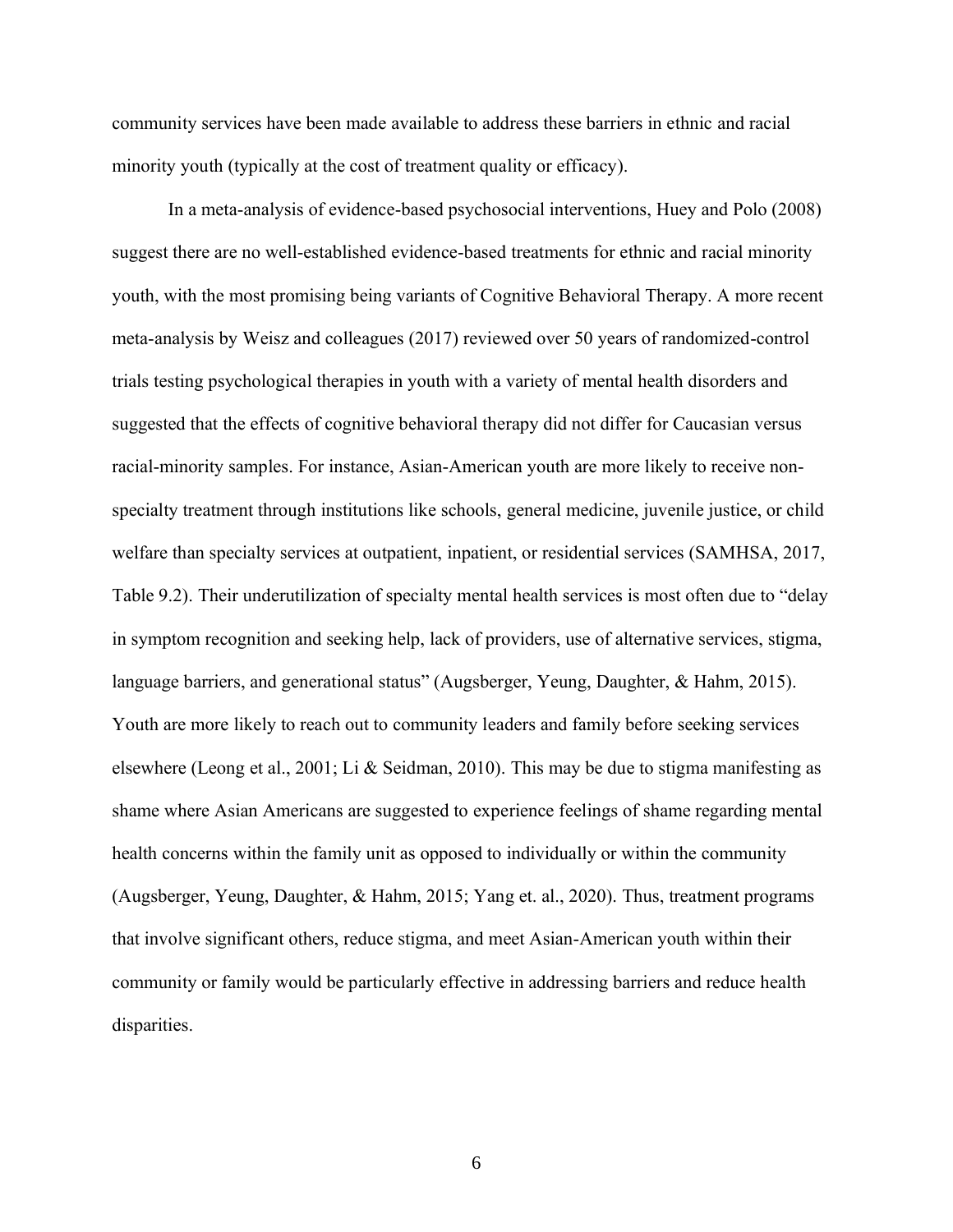community services have been made available to address these barriers in ethnic and racial minority youth (typically at the cost of treatment quality or efficacy).

In a meta-analysis of evidence-based psychosocial interventions, Huey and Polo (2008) suggest there are no well-established evidence-based treatments for ethnic and racial minority youth, with the most promising being variants of Cognitive Behavioral Therapy. A more recent meta-analysis by Weisz and colleagues (2017) reviewed over 50 years of randomized-control trials testing psychological therapies in youth with a variety of mental health disorders and suggested that the effects of cognitive behavioral therapy did not differ for Caucasian versus racial-minority samples. For instance, Asian-American youth are more likely to receive non-specialty treatment through institutions like schools, general medicine, juvenile justice, or child welfare than specialty services at outpatient, inpatient, or residential services (SAMHSA, 2017, Table 9.2). Their underutilization of specialty mental health services is most often due to "delay in symptom recognition and seeking help, lack of providers, use of alternative services, stigma, language barriers, and generational status" (Augsberger, Yeung, Daughter, & Hahm, 2015). Youth are more likely to reach out to community leaders and family before seeking services elsewhere (Leong et al., 2001; Li & Seidman, 2010). This may be due to stigma manifesting as shame where Asian Americans are suggested to experience feelings of shame regarding mental health concerns within the family unit as opposed to individually or within the community (Augsberger, Yeung, Daughter, & Hahm, 2015; Yang et. al., 2020). Thus, treatment programs that involve significant others, reduce stigma, and meet Asian-American youth within their community or family would be particularly effective in addressing barriers and reduce health disparities.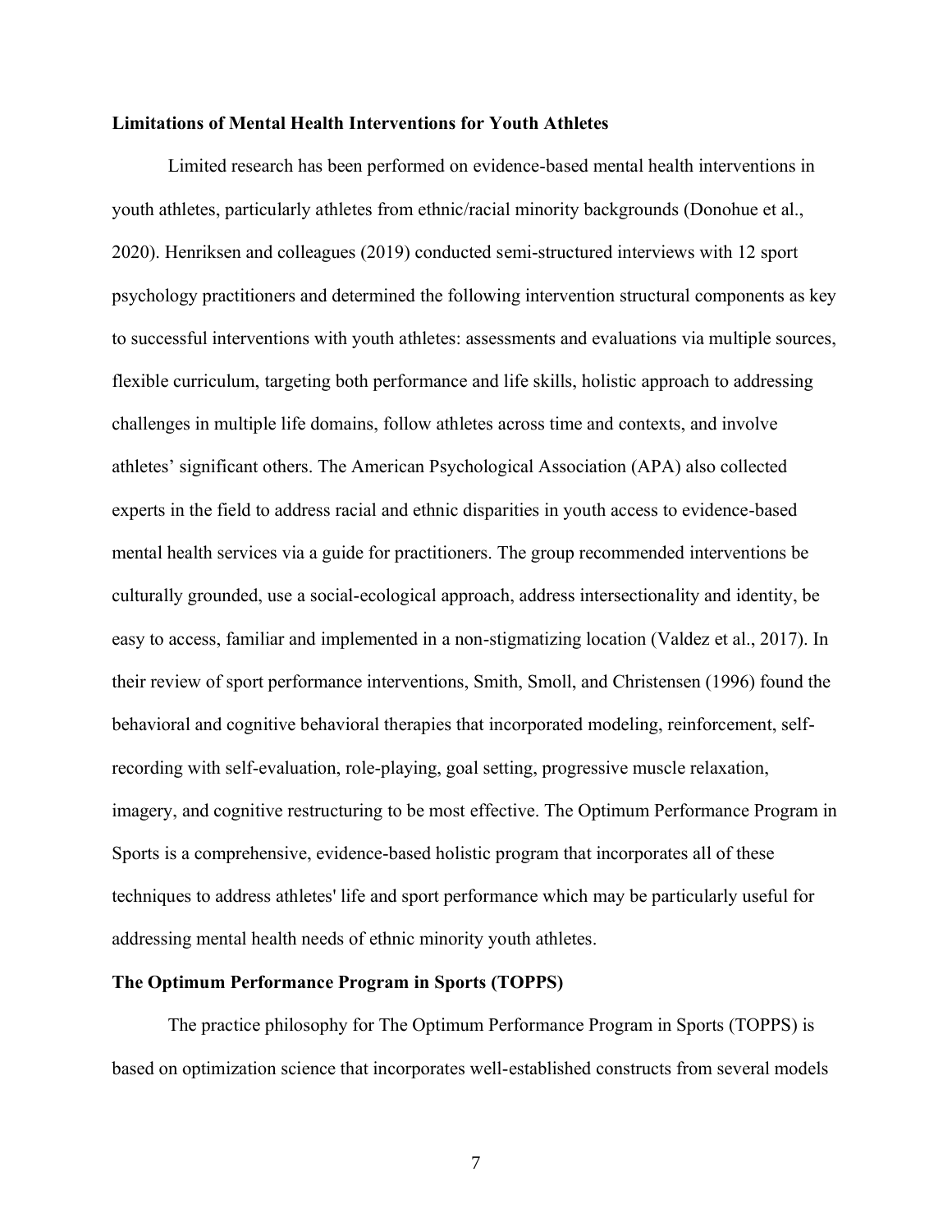**Limitations of Mental Health Interventions for Youth Athletes**

Limited research has been performed on evidence-based mental health interventions in youth athletes, particularly athletes from ethnic/racial minority backgrounds (Donohue et al., 2020). Henriksen and colleagues (2019) conducted semi-structured interviews with 12 sport psychology practitioners and determined the following intervention structural components as key to successful interventions with youth athletes: assessments and evaluations via multiple sources, flexible curriculum, targeting both performance and life skills, holistic approach to addressing challenges in multiple life domains, follow athletes across time and contexts, and involve athletes' significant others. The American Psychological Association (APA) also collected experts in the field to address racial and ethnic disparities in youth access to evidence-based mental health services via a guide for practitioners. The group recommended interventions be culturally grounded, use a social-ecological approach, address intersectionality and identity, be easy to access, familiar and implemented in a non-stigmatizing location (Valdez et al., 2017). In their review of sport performance interventions, Smith, Smoll, and Christensen (1996) found the behavioral and cognitive behavioral therapies that incorporated modeling, reinforcement, self-recording with self-evaluation, role-playing, goal setting, progressive muscle relaxation, imagery, and cognitive restructuring to be most effective. The Optimum Performance Program in Sports is a comprehensive, evidence-based holistic program that incorporates all of these techniques to address athletes' life and sport performance which may be particularly useful for addressing mental health needs of ethnic minority youth athletes.

**The Optimum Performance Program in Sports (TOPPS)**

The practice philosophy for The Optimum Performance Program in Sports (TOPPS) is based on optimization science that incorporates well-established constructs from several models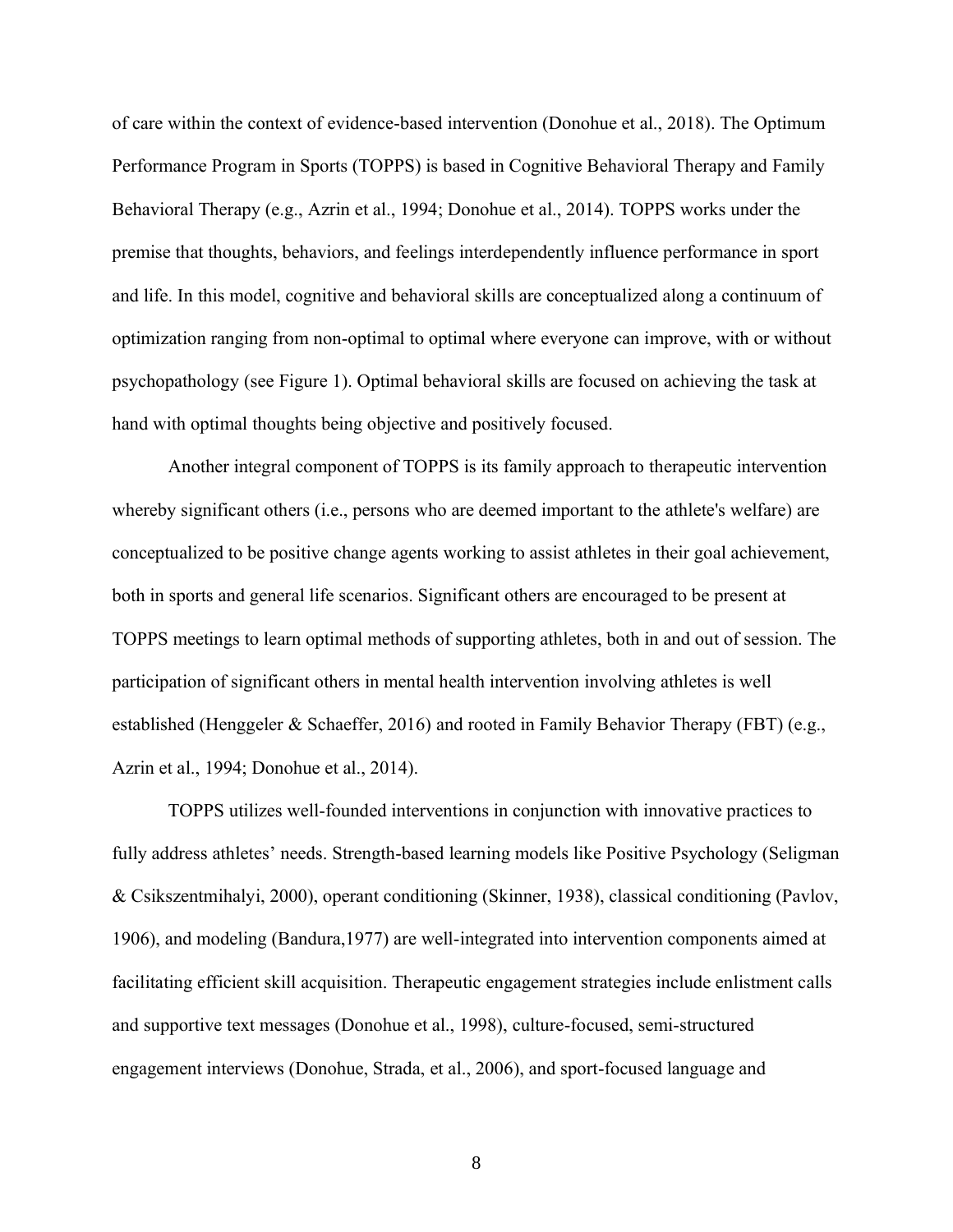of care within the context of evidence-based intervention (Donohue et al., 2018). The Optimum Performance Program in Sports (TOPPS) is based in Cognitive Behavioral Therapy and Family Behavioral Therapy (e.g., Azrin et al., 1994; Donohue et al., 2014). TOPPS works under the premise that thoughts, behaviors, and feelings interdependently influence performance in sport and life. In this model, cognitive and behavioral skills are conceptualized along a continuum of optimization ranging from non-optimal to optimal where everyone can improve, with or without psychopathology (see Figure 1). Optimal behavioral skills are focused on achieving the task at hand with optimal thoughts being objective and positively focused.

Another integral component of TOPPS is its family approach to therapeutic intervention whereby significant others (i.e., persons who are deemed important to the athlete's welfare) are conceptualized to be positive change agents working to assist athletes in their goal achievement, both in sports and general life scenarios. Significant others are encouraged to be present at TOPPS meetings to learn optimal methods of supporting athletes, both in and out of session. The participation of significant others in mental health intervention involving athletes is well established (Henggeler & Schaeffer, 2016) and rooted in Family Behavior Therapy (FBT) (e.g., Azrin et al., 1994; Donohue et al., 2014).

TOPPS utilizes well-founded interventions in conjunction with innovative practices to fully address athletes' needs. Strength-based learning models like Positive Psychology (Seligman & Csikszentmihalyi, 2000), operant conditioning (Skinner, 1938), classical conditioning (Pavlov, 1906), and modeling (Bandura,1977) are well-integrated into intervention components aimed at facilitating efficient skill acquisition. Therapeutic engagement strategies include enlistment calls and supportive text messages (Donohue et al., 1998), culture-focused, semi-structured engagement interviews (Donohue, Strada, et al., 2006), and sport-focused language and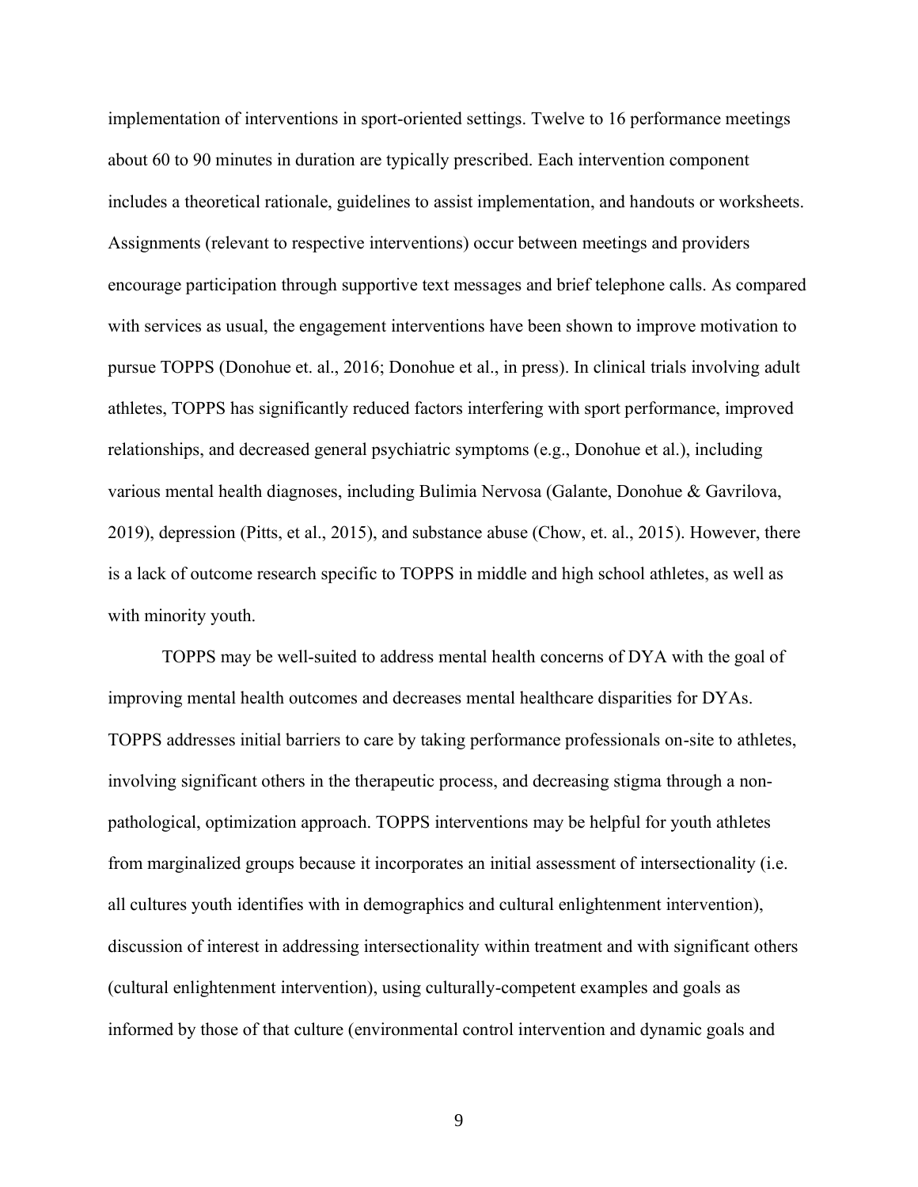implementation of interventions in sport-oriented settings. Twelve to 16 performance meetings about 60 to 90 minutes in duration are typically prescribed. Each intervention component includes a theoretical rationale, guidelines to assist implementation, and handouts or worksheets. Assignments (relevant to respective interventions) occur between meetings and providers encourage participation through supportive text messages and brief telephone calls. As compared with services as usual, the engagement interventions have been shown to improve motivation to pursue TOPPS (Donohue et. al., 2016; Donohue et al., in press). In clinical trials involving adult athletes, TOPPS has significantly reduced factors interfering with sport performance, improved relationships, and decreased general psychiatric symptoms (e.g., Donohue et al.), including various mental health diagnoses, including Bulimia Nervosa (Galante, Donohue & Gavrilova, 2019), depression (Pitts, et al., 2015), and substance abuse (Chow, et. al., 2015). However, there is a lack of outcome research specific to TOPPS in middle and high school athletes, as well as with minority youth.

TOPPS may be well-suited to address mental health concerns of DYA with the goal of improving mental health outcomes and decreases mental healthcare disparities for DYAs. TOPPS addresses initial barriers to care by taking performance professionals on-site to athletes, involving significant others in the therapeutic process, and decreasing stigma through a non-pathological, optimization approach. TOPPS interventions may be helpful for youth athletes from marginalized groups because it incorporates an initial assessment of intersectionality (i.e. all cultures youth identifies with in demographics and cultural enlightenment intervention), discussion of interest in addressing intersectionality within treatment and with significant others (cultural enlightenment intervention), using culturally-competent examples and goals as informed by those of that culture (environmental control intervention and dynamic goals and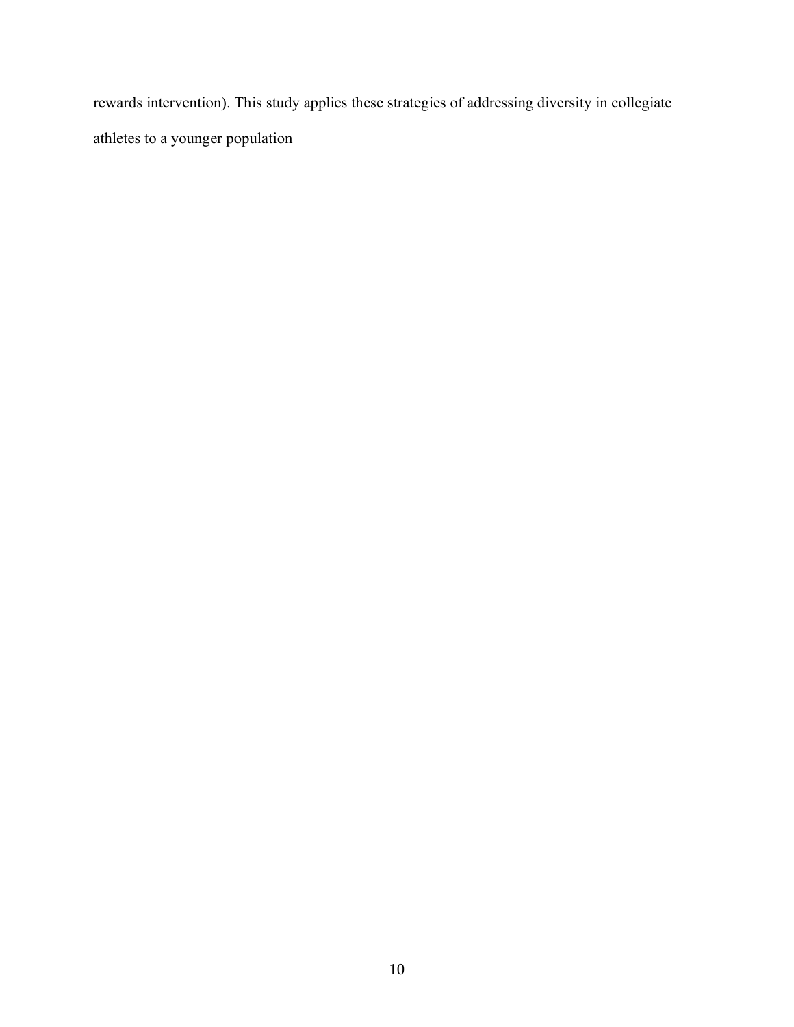rewards intervention). This study applies these strategies of addressing diversity in collegiate athletes to a younger population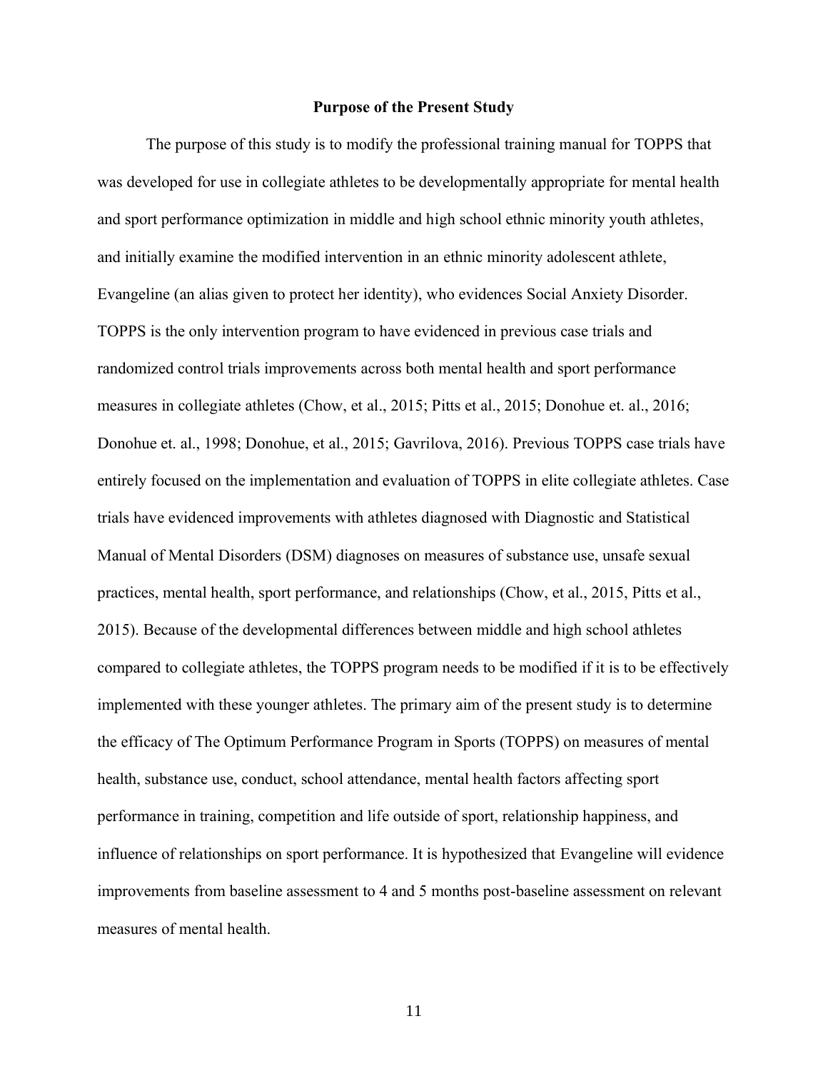## Purpose of the Present Study

The purpose of this study is to modify the professional training manual for TOPPS that was developed for use in collegiate athletes to be developmentally appropriate for mental health and sport performance optimization in middle and high school ethnic minority youth athletes, and initially examine the modified intervention in an ethnic minority adolescent athlete, Evangeline (an alias given to protect her identity), who evidences Social Anxiety Disorder. TOPPS is the only intervention program to have evidenced in previous case trials and randomized control trials improvements across both mental health and sport performance measures in collegiate athletes (Chow, et al., 2015; Pitts et al., 2015; Donohue et. al., 2016; Donohue et. al., 1998; Donohue, et al., 2015; Gavrilova, 2016). Previous TOPPS case trials have entirely focused on the implementation and evaluation of TOPPS in elite collegiate athletes. Case trials have evidenced improvements with athletes diagnosed with Diagnostic and Statistical Manual of Mental Disorders (DSM) diagnoses on measures of substance use, unsafe sexual practices, mental health, sport performance, and relationships (Chow, et al., 2015, Pitts et al., 2015). Because of the developmental differences between middle and high school athletes compared to collegiate athletes, the TOPPS program needs to be modified if it is to be effectively implemented with these younger athletes. The primary aim of the present study is to determine the efficacy of The Optimum Performance Program in Sports (TOPPS) on measures of mental health, substance use, conduct, school attendance, mental health factors affecting sport performance in training, competition and life outside of sport, relationship happiness, and influence of relationships on sport performance. It is hypothesized that Evangeline will evidence improvements from baseline assessment to 4 and 5 months post-baseline assessment on relevant measures of mental health.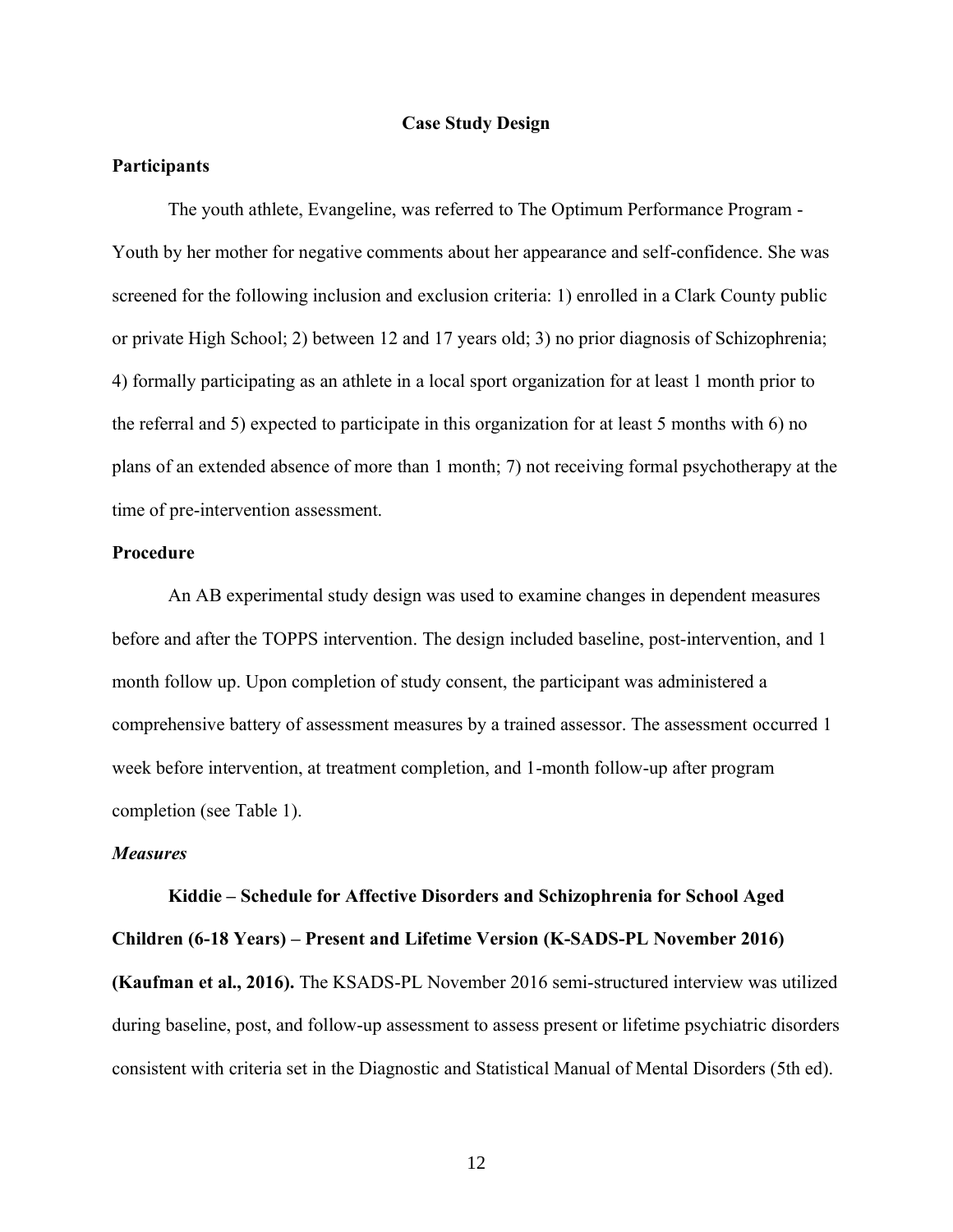## Case Study Design

### Participants

The youth athlete, Evangeline, was referred to The Optimum Performance Program - Youth by her mother for negative comments about her appearance and self-confidence. She was screened for the following inclusion and exclusion criteria: 1) enrolled in a Clark County public or private High School; 2) between 12 and 17 years old; 3) no prior diagnosis of Schizophrenia; 4) formally participating as an athlete in a local sport organization for at least 1 month prior to the referral and 5) expected to participate in this organization for at least 5 months with 6) no plans of an extended absence of more than 1 month; 7) not receiving formal psychotherapy at the time of pre-intervention assessment.

### Procedure

An AB experimental study design was used to examine changes in dependent measures before and after the TOPPS intervention. The design included baseline, post-intervention, and 1 month follow up. Upon completion of study consent, the participant was administered a comprehensive battery of assessment measures by a trained assessor. The assessment occurred 1 week before intervention, at treatment completion, and 1-month follow-up after program completion (see Table 1).

#### *Measures*

**Kiddie – Schedule for Affective Disorders and Schizophrenia for School Aged Children (6-18 Years) – Present and Lifetime Version (K-SADS-PL November 2016) (Kaufman et al., 2016).** The KSADS-PL November 2016 semi-structured interview was utilized during baseline, post, and follow-up assessment to assess present or lifetime psychiatric disorders consistent with criteria set in the Diagnostic and Statistical Manual of Mental Disorders (5th ed).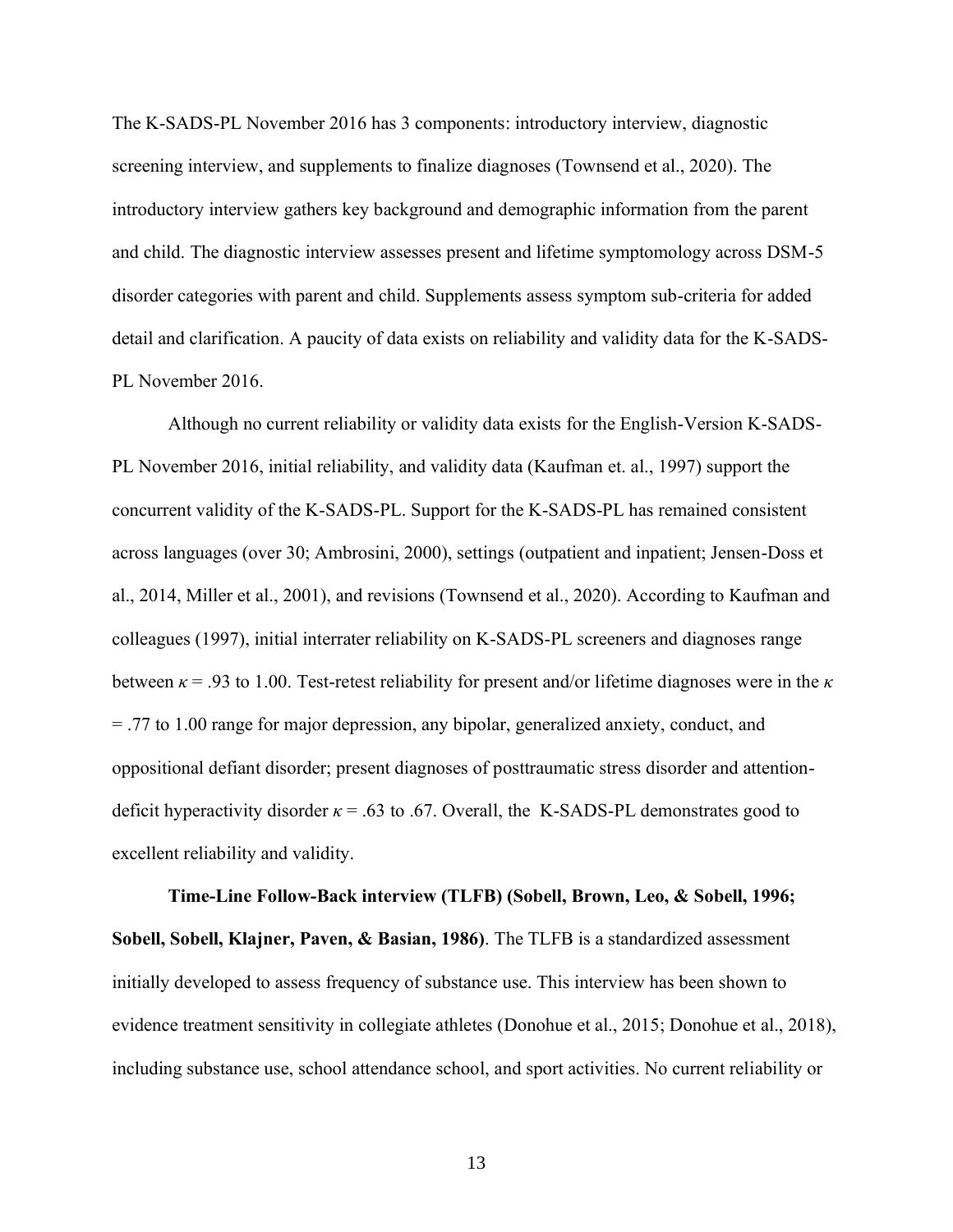The K-SADS-PL November 2016 has 3 components: introductory interview, diagnostic screening interview, and supplements to finalize diagnoses (Townsend et al., 2020). The introductory interview gathers key background and demographic information from the parent and child. The diagnostic interview assesses present and lifetime symptomology across DSM-5 disorder categories with parent and child. Supplements assess symptom sub-criteria for added detail and clarification. A paucity of data exists on reliability and validity data for the K-SADS-PL November 2016.

Although no current reliability or validity data exists for the English-Version K-SADS-PL November 2016, initial reliability, and validity data (Kaufman et. al., 1997) support the concurrent validity of the K-SADS-PL. Support for the K-SADS-PL has remained consistent across languages (over 30; Ambrosini, 2000), settings (outpatient and inpatient; Jensen-Doss et al., 2014, Miller et al., 2001), and revisions (Townsend et al., 2020). According to Kaufman and colleagues (1997), initial interrater reliability on K-SADS-PL screeners and diagnoses range between $\kappa = .93$ to 1.00. Test-retest reliability for present and/or lifetime diagnoses were in the $\kappa = .77$ to 1.00 range for major depression, any bipolar, generalized anxiety, conduct, and oppositional defiant disorder; present diagnoses of posttraumatic stress disorder and attention-deficit hyperactivity disorder $\kappa = .63$ to .67. Overall, the K-SADS-PL demonstrates good to excellent reliability and validity.

**Time-Line Follow-Back interview (TLFB) (Sobell, Brown, Leo, & Sobell, 1996; Sobell, Sobell, Klajner, Paven, & Basian, 1986)**. The TLFB is a standardized assessment initially developed to assess frequency of substance use. This interview has been shown to evidence treatment sensitivity in collegiate athletes (Donohue et al., 2015; Donohue et al., 2018), including substance use, school attendance school, and sport activities. No current reliability or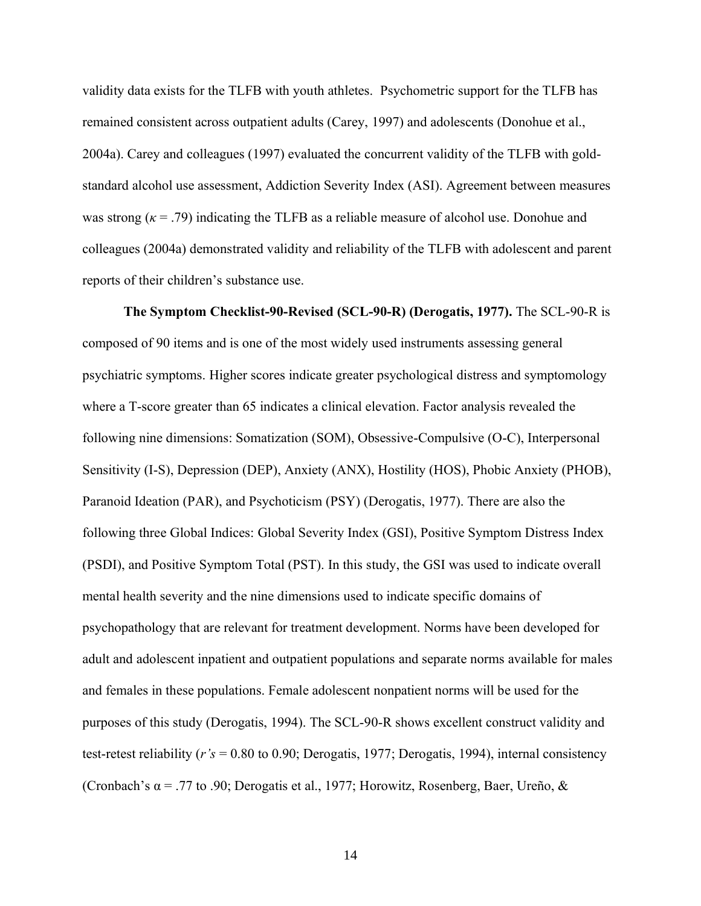validity data exists for the TLFB with youth athletes. Psychometric support for the TLFB has remained consistent across outpatient adults (Carey, 1997) and adolescents (Donohue et al., 2004a). Carey and colleagues (1997) evaluated the concurrent validity of the TLFB with gold-standard alcohol use assessment, Addiction Severity Index (ASI). Agreement between measures was strong ($\kappa$ = .79) indicating the TLFB as a reliable measure of alcohol use. Donohue and colleagues (2004a) demonstrated validity and reliability of the TLFB with adolescent and parent reports of their children's substance use.

**The Symptom Checklist-90-Revised (SCL-90-R) (Derogatis, 1977).** The SCL-90-R is composed of 90 items and is one of the most widely used instruments assessing general psychiatric symptoms. Higher scores indicate greater psychological distress and symptomology where a T-score greater than 65 indicates a clinical elevation. Factor analysis revealed the following nine dimensions: Somatization (SOM), Obsessive-Compulsive (O-C), Interpersonal Sensitivity (I-S), Depression (DEP), Anxiety (ANX), Hostility (HOS), Phobic Anxiety (PHOB), Paranoid Ideation (PAR), and Psychoticism (PSY) (Derogatis, 1977). There are also the following three Global Indices: Global Severity Index (GSI), Positive Symptom Distress Index (PSDI), and Positive Symptom Total (PST). In this study, the GSI was used to indicate overall mental health severity and the nine dimensions used to indicate specific domains of psychopathology that are relevant for treatment development. Norms have been developed for adult and adolescent inpatient and outpatient populations and separate norms available for males and females in these populations. Female adolescent nonpatient norms will be used for the purposes of this study (Derogatis, 1994). The SCL-90-R shows excellent construct validity and test-retest reliability (*r's* = 0.80 to 0.90; Derogatis, 1977; Derogatis, 1994), internal consistency (Cronbach's $\alpha$ = .77 to .90; Derogatis et al., 1977; Horowitz, Rosenberg, Baer, Ureño, &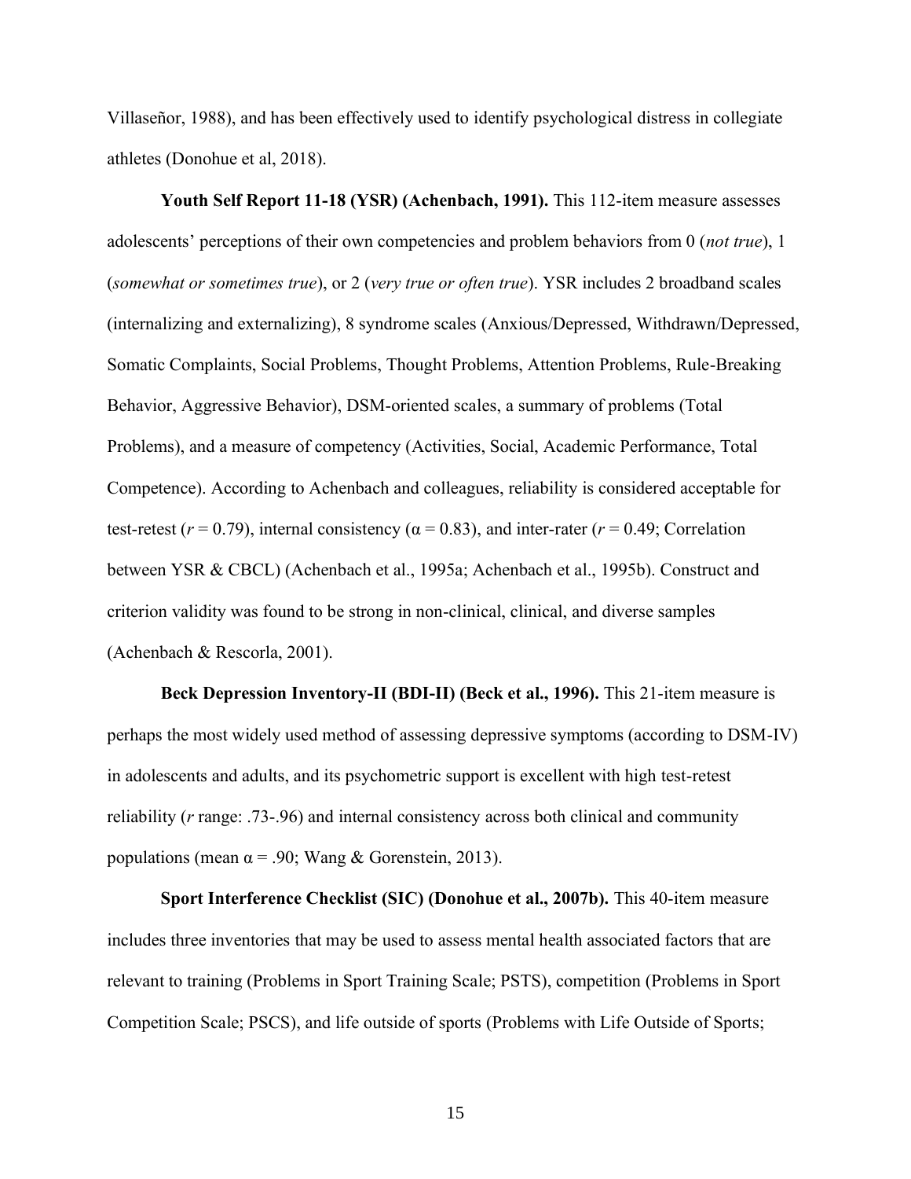Villaseñor, 1988), and has been effectively used to identify psychological distress in collegiate athletes (Donohue et al, 2018).

**Youth Self Report 11-18 (YSR) (Achenbach, 1991).** This 112-item measure assesses adolescents' perceptions of their own competencies and problem behaviors from 0 (*not true*), 1 (*somewhat or sometimes true*), or 2 (*very true or often true*). YSR includes 2 broadband scales (internalizing and externalizing), 8 syndrome scales (Anxious/Depressed, Withdrawn/Depressed, Somatic Complaints, Social Problems, Thought Problems, Attention Problems, Rule-Breaking Behavior, Aggressive Behavior), DSM-oriented scales, a summary of problems (Total Problems), and a measure of competency (Activities, Social, Academic Performance, Total Competence). According to Achenbach and colleagues, reliability is considered acceptable for test-retest ($r = 0.79$), internal consistency ($\alpha = 0.83$), and inter-rater ($r = 0.49$; Correlation between YSR & CBCL) (Achenbach et al., 1995a; Achenbach et al., 1995b). Construct and criterion validity was found to be strong in non-clinical, clinical, and diverse samples (Achenbach & Rescorla, 2001).

**Beck Depression Inventory-II (BDI-II) (Beck et al., 1996).** This 21-item measure is perhaps the most widely used method of assessing depressive symptoms (according to DSM-IV) in adolescents and adults, and its psychometric support is excellent with high test-retest reliability ($r$ range: .73-.96) and internal consistency across both clinical and community populations (mean $\alpha = .90$; Wang & Gorenstein, 2013).

**Sport Interference Checklist (SIC) (Donohue et al., 2007b).** This 40-item measure includes three inventories that may be used to assess mental health associated factors that are relevant to training (Problems in Sport Training Scale; PSTS), competition (Problems in Sport Competition Scale; PSCS), and life outside of sports (Problems with Life Outside of Sports;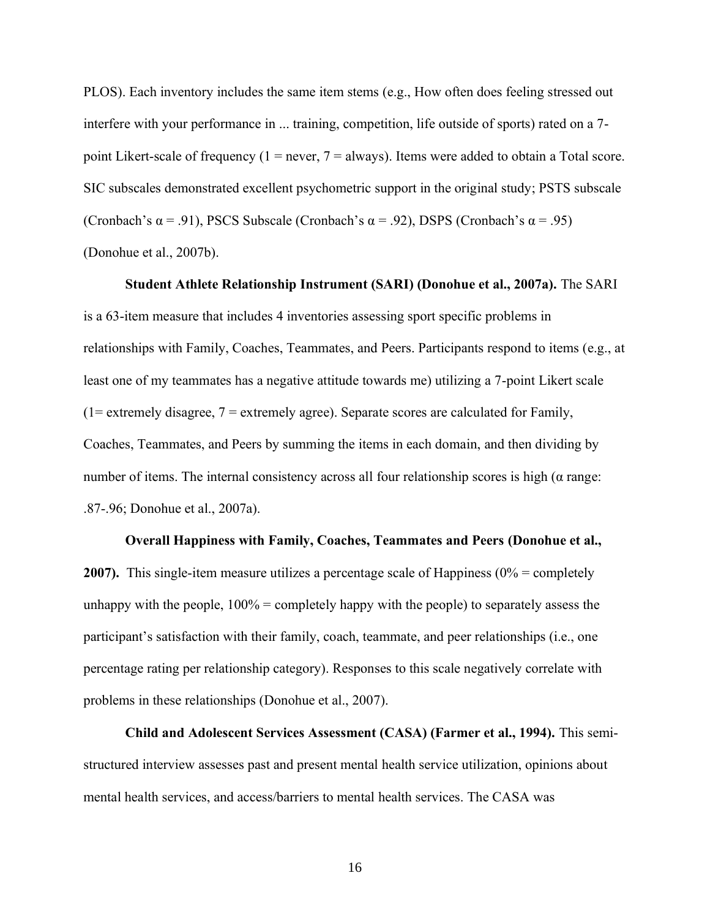PLOS). Each inventory includes the same item stems (e.g., How often does feeling stressed out interfere with your performance in ... training, competition, life outside of sports) rated on a 7-point Likert-scale of frequency (1 = never, 7 = always). Items were added to obtain a Total score. SIC subscales demonstrated excellent psychometric support in the original study; PSTS subscale (Cronbach's α = .91), PSCS Subscale (Cronbach's α = .92), DSPS (Cronbach's α = .95) (Donohue et al., 2007b).

**Student Athlete Relationship Instrument (SARI) (Donohue et al., 2007a).** The SARI is a 63-item measure that includes 4 inventories assessing sport specific problems in relationships with Family, Coaches, Teammates, and Peers. Participants respond to items (e.g., at least one of my teammates has a negative attitude towards me) utilizing a 7-point Likert scale (1= extremely disagree, 7 = extremely agree). Separate scores are calculated for Family, Coaches, Teammates, and Peers by summing the items in each domain, and then dividing by number of items. The internal consistency across all four relationship scores is high (α range: .87-.96; Donohue et al., 2007a).

**Overall Happiness with Family, Coaches, Teammates and Peers (Donohue et al., 2007).** This single-item measure utilizes a percentage scale of Happiness (0% = completely unhappy with the people, 100% = completely happy with the people) to separately assess the participant's satisfaction with their family, coach, teammate, and peer relationships (i.e., one percentage rating per relationship category). Responses to this scale negatively correlate with problems in these relationships (Donohue et al., 2007).

**Child and Adolescent Services Assessment (CASA) (Farmer et al., 1994).** This semi-structured interview assesses past and present mental health service utilization, opinions about mental health services, and access/barriers to mental health services. The CASA was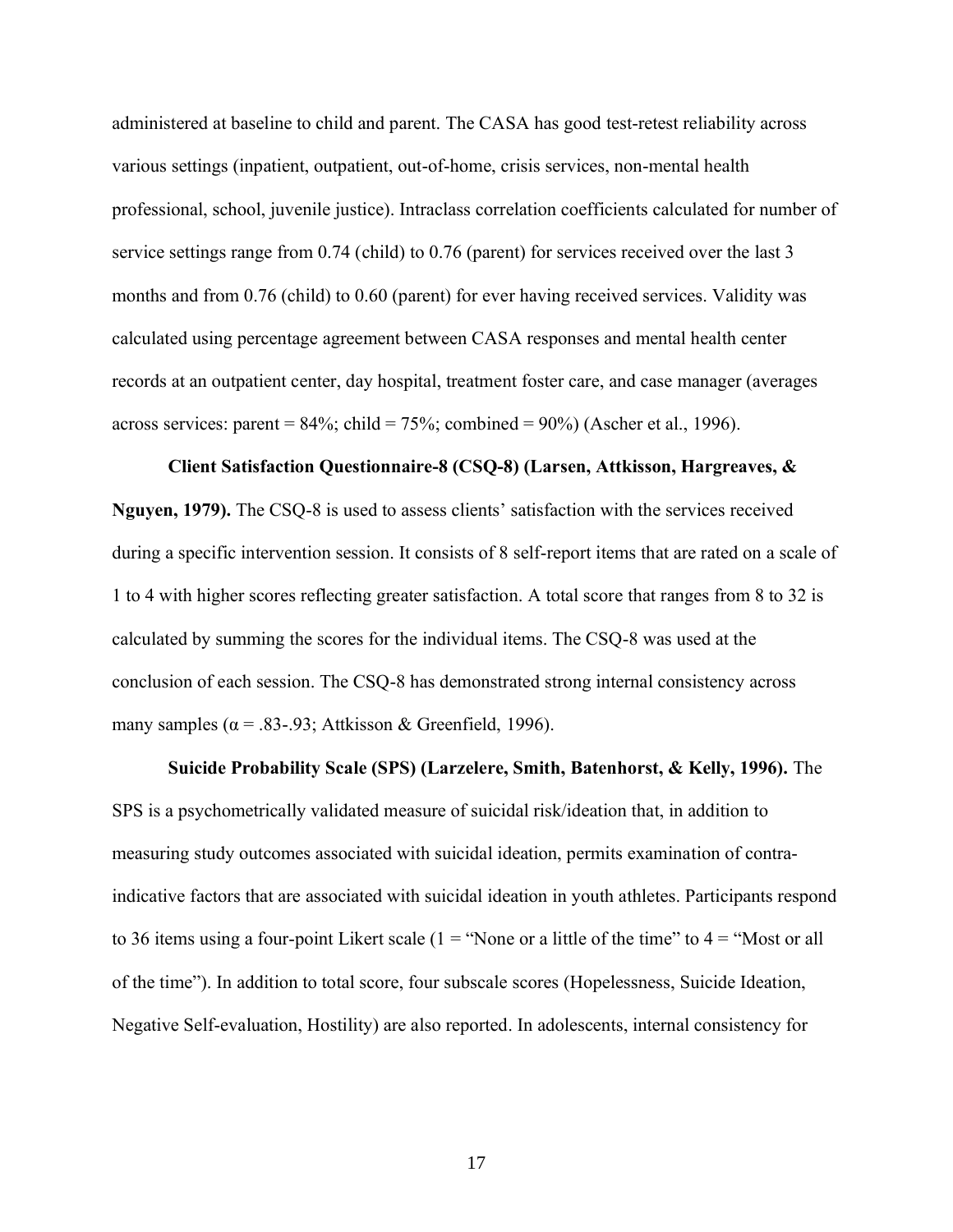administered at baseline to child and parent. The CASA has good test-retest reliability across various settings (inpatient, outpatient, out-of-home, crisis services, non-mental health professional, school, juvenile justice). Intraclass correlation coefficients calculated for number of service settings range from 0.74 (child) to 0.76 (parent) for services received over the last 3 months and from 0.76 (child) to 0.60 (parent) for ever having received services. Validity was calculated using percentage agreement between CASA responses and mental health center records at an outpatient center, day hospital, treatment foster care, and case manager (averages across services: parent = 84%; child = 75%; combined = 90%) (Ascher et al., 1996).

**Client Satisfaction Questionnaire-8 (CSQ-8) (Larsen, Attkisson, Hargreaves, & Nguyen, 1979).** The CSQ-8 is used to assess clients' satisfaction with the services received during a specific intervention session. It consists of 8 self-report items that are rated on a scale of 1 to 4 with higher scores reflecting greater satisfaction. A total score that ranges from 8 to 32 is calculated by summing the scores for the individual items. The CSQ-8 was used at the conclusion of each session. The CSQ-8 has demonstrated strong internal consistency across many samples ($\alpha$ = .83-.93; Attkisson & Greenfield, 1996).

**Suicide Probability Scale (SPS) (Larzelere, Smith, Batenhorst, & Kelly, 1996).** The SPS is a psychometrically validated measure of suicidal risk/ideation that, in addition to measuring study outcomes associated with suicidal ideation, permits examination of contra-indicative factors that are associated with suicidal ideation in youth athletes. Participants respond to 36 items using a four-point Likert scale (1 = "None or a little of the time" to 4 = "Most or all of the time"). In addition to total score, four subscale scores (Hopelessness, Suicide Ideation, Negative Self-evaluation, Hostility) are also reported. In adolescents, internal consistency for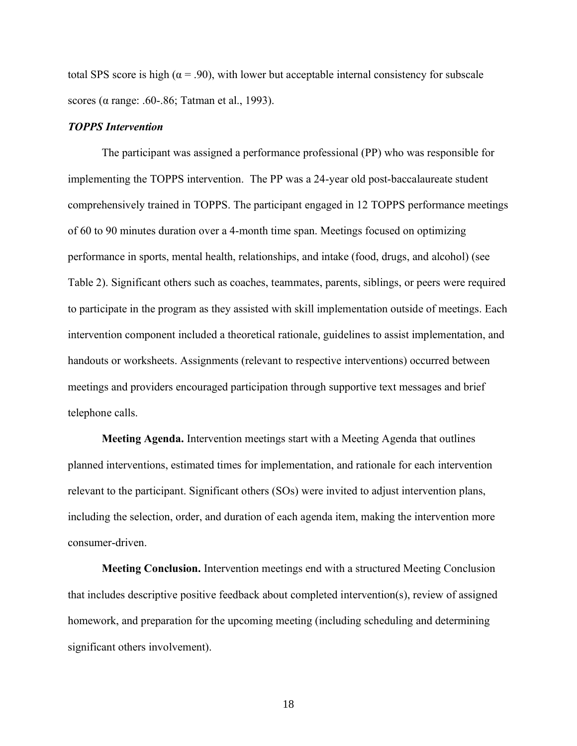total SPS score is high ($\alpha = .90$), with lower but acceptable internal consistency for subscale scores ($\alpha$ range: .60-.86; Tatman et al., 1993).

### *TOPPS Intervention*

The participant was assigned a performance professional (PP) who was responsible for implementing the TOPPS intervention. The PP was a 24-year old post-baccalaureate student comprehensively trained in TOPPS. The participant engaged in 12 TOPPS performance meetings of 60 to 90 minutes duration over a 4-month time span. Meetings focused on optimizing performance in sports, mental health, relationships, and intake (food, drugs, and alcohol) (see Table 2). Significant others such as coaches, teammates, parents, siblings, or peers were required to participate in the program as they assisted with skill implementation outside of meetings. Each intervention component included a theoretical rationale, guidelines to assist implementation, and handouts or worksheets. Assignments (relevant to respective interventions) occurred between meetings and providers encouraged participation through supportive text messages and brief telephone calls.

**Meeting Agenda.** Intervention meetings start with a Meeting Agenda that outlines planned interventions, estimated times for implementation, and rationale for each intervention relevant to the participant. Significant others (SOs) were invited to adjust intervention plans, including the selection, order, and duration of each agenda item, making the intervention more consumer-driven.

**Meeting Conclusion.** Intervention meetings end with a structured Meeting Conclusion that includes descriptive positive feedback about completed intervention(s), review of assigned homework, and preparation for the upcoming meeting (including scheduling and determining significant others involvement).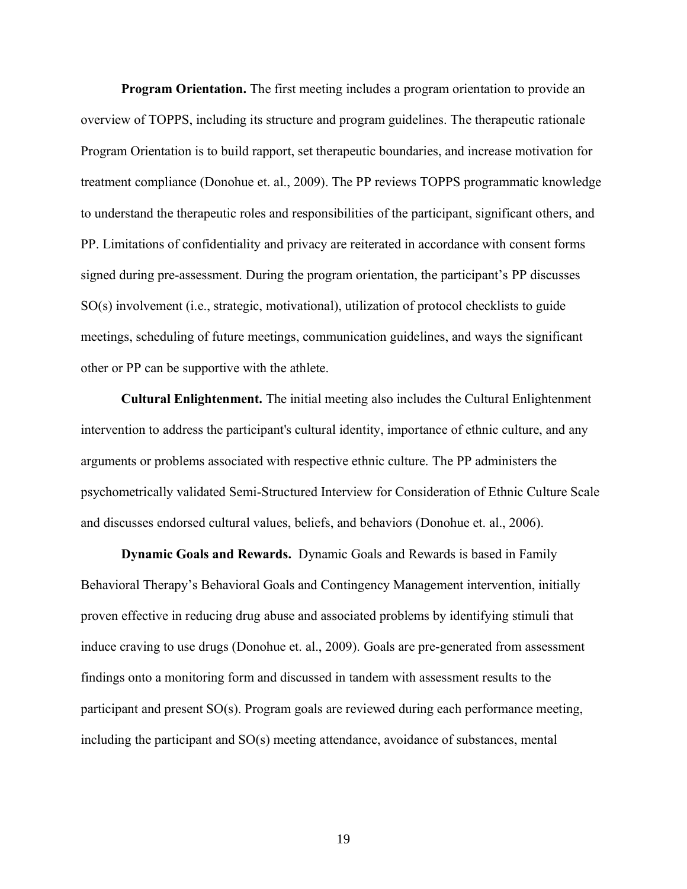**Program Orientation.** The first meeting includes a program orientation to provide an overview of TOPPS, including its structure and program guidelines. The therapeutic rationale Program Orientation is to build rapport, set therapeutic boundaries, and increase motivation for treatment compliance (Donohue et. al., 2009). The PP reviews TOPPS programmatic knowledge to understand the therapeutic roles and responsibilities of the participant, significant others, and PP. Limitations of confidentiality and privacy are reiterated in accordance with consent forms signed during pre-assessment. During the program orientation, the participant's PP discusses SO(s) involvement (i.e., strategic, motivational), utilization of protocol checklists to guide meetings, scheduling of future meetings, communication guidelines, and ways the significant other or PP can be supportive with the athlete.

**Cultural Enlightenment.** The initial meeting also includes the Cultural Enlightenment intervention to address the participant's cultural identity, importance of ethnic culture, and any arguments or problems associated with respective ethnic culture. The PP administers the psychometrically validated Semi-Structured Interview for Consideration of Ethnic Culture Scale and discusses endorsed cultural values, beliefs, and behaviors (Donohue et. al., 2006).

**Dynamic Goals and Rewards.** Dynamic Goals and Rewards is based in Family Behavioral Therapy's Behavioral Goals and Contingency Management intervention, initially proven effective in reducing drug abuse and associated problems by identifying stimuli that induce craving to use drugs (Donohue et. al., 2009). Goals are pre-generated from assessment findings onto a monitoring form and discussed in tandem with assessment results to the participant and present SO(s). Program goals are reviewed during each performance meeting, including the participant and SO(s) meeting attendance, avoidance of substances, mental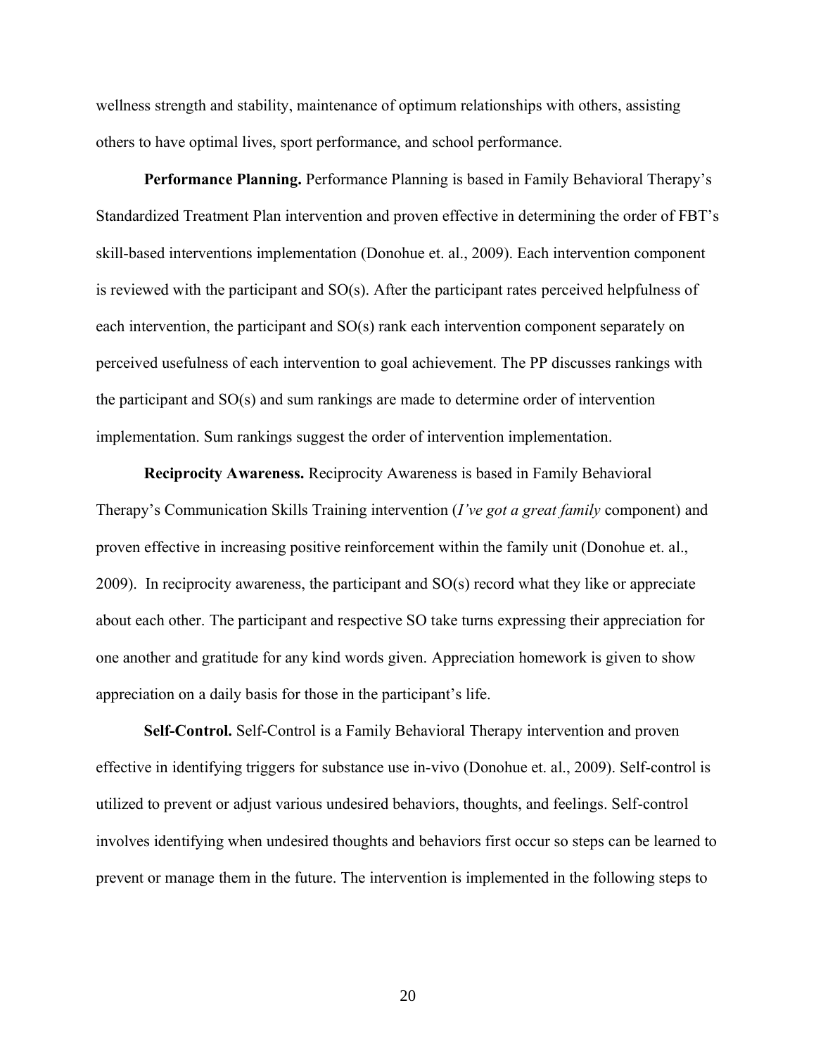wellness strength and stability, maintenance of optimum relationships with others, assisting others to have optimal lives, sport performance, and school performance.

**Performance Planning.** Performance Planning is based in Family Behavioral Therapy's Standardized Treatment Plan intervention and proven effective in determining the order of FBT's skill-based interventions implementation (Donohue et. al., 2009). Each intervention component is reviewed with the participant and SO(s). After the participant rates perceived helpfulness of each intervention, the participant and SO(s) rank each intervention component separately on perceived usefulness of each intervention to goal achievement. The PP discusses rankings with the participant and SO(s) and sum rankings are made to determine order of intervention implementation. Sum rankings suggest the order of intervention implementation.

**Reciprocity Awareness.** Reciprocity Awareness is based in Family Behavioral Therapy's Communication Skills Training intervention (*I've got a great family* component) and proven effective in increasing positive reinforcement within the family unit (Donohue et. al., 2009). In reciprocity awareness, the participant and SO(s) record what they like or appreciate about each other. The participant and respective SO take turns expressing their appreciation for one another and gratitude for any kind words given. Appreciation homework is given to show appreciation on a daily basis for those in the participant's life.

**Self-Control.** Self-Control is a Family Behavioral Therapy intervention and proven effective in identifying triggers for substance use in-vivo (Donohue et. al., 2009). Self-control is utilized to prevent or adjust various undesired behaviors, thoughts, and feelings. Self-control involves identifying when undesired thoughts and behaviors first occur so steps can be learned to prevent or manage them in the future. The intervention is implemented in the following steps to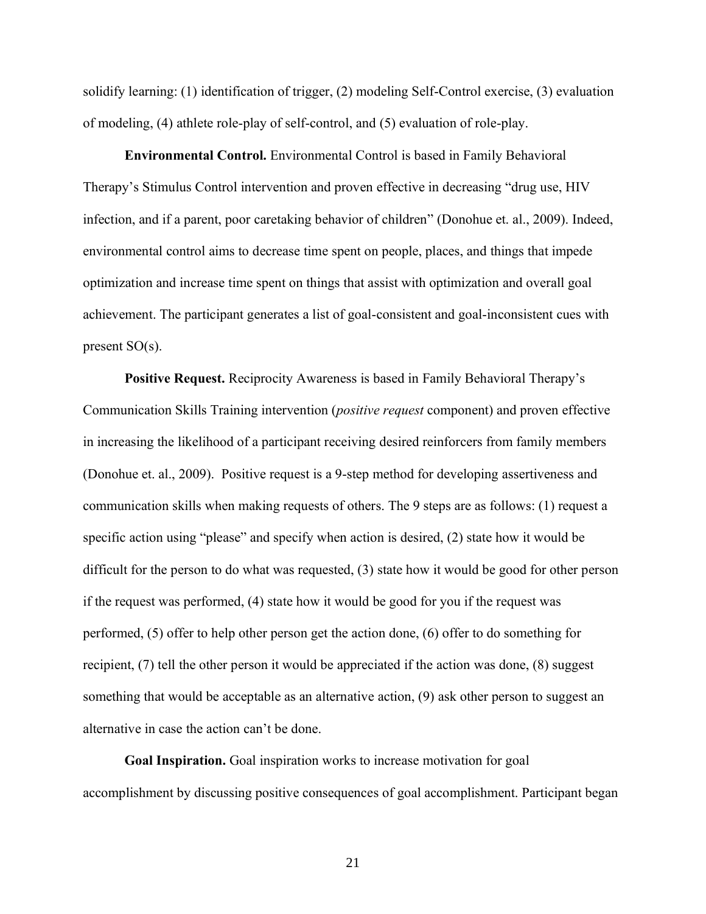solidify learning: (1) identification of trigger, (2) modeling Self-Control exercise, (3) evaluation of modeling, (4) athlete role-play of self-control, and (5) evaluation of role-play.

**Environmental Control.** Environmental Control is based in Family Behavioral Therapy's Stimulus Control intervention and proven effective in decreasing "drug use, HIV infection, and if a parent, poor caretaking behavior of children" (Donohue et. al., 2009). Indeed, environmental control aims to decrease time spent on people, places, and things that impede optimization and increase time spent on things that assist with optimization and overall goal achievement. The participant generates a list of goal-consistent and goal-inconsistent cues with present SO(s).

**Positive Request.** Reciprocity Awareness is based in Family Behavioral Therapy's Communication Skills Training intervention (*positive request* component) and proven effective in increasing the likelihood of a participant receiving desired reinforcers from family members (Donohue et. al., 2009). Positive request is a 9-step method for developing assertiveness and communication skills when making requests of others. The 9 steps are as follows: (1) request a specific action using "please" and specify when action is desired, (2) state how it would be difficult for the person to do what was requested, (3) state how it would be good for other person if the request was performed, (4) state how it would be good for you if the request was performed, (5) offer to help other person get the action done, (6) offer to do something for recipient, (7) tell the other person it would be appreciated if the action was done, (8) suggest something that would be acceptable as an alternative action, (9) ask other person to suggest an alternative in case the action can't be done.

**Goal Inspiration.** Goal inspiration works to increase motivation for goal accomplishment by discussing positive consequences of goal accomplishment. Participant began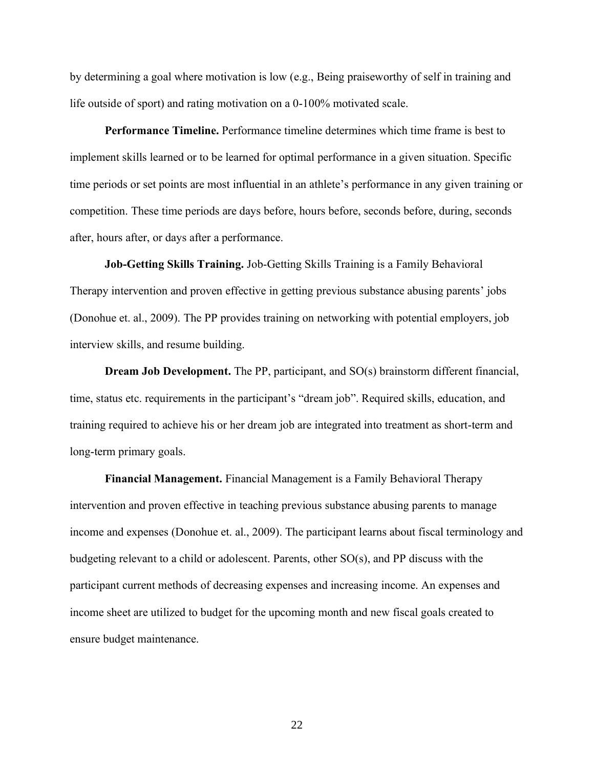by determining a goal where motivation is low (e.g., Being praiseworthy of self in training and life outside of sport) and rating motivation on a 0-100% motivated scale.

**Performance Timeline.** Performance timeline determines which time frame is best to implement skills learned or to be learned for optimal performance in a given situation. Specific time periods or set points are most influential in an athlete's performance in any given training or competition. These time periods are days before, hours before, seconds before, during, seconds after, hours after, or days after a performance.

**Job-Getting Skills Training.** Job-Getting Skills Training is a Family Behavioral Therapy intervention and proven effective in getting previous substance abusing parents' jobs (Donohue et. al., 2009). The PP provides training on networking with potential employers, job interview skills, and resume building.

**Dream Job Development.** The PP, participant, and SO(s) brainstorm different financial, time, status etc. requirements in the participant's "dream job". Required skills, education, and training required to achieve his or her dream job are integrated into treatment as short-term and long-term primary goals.

**Financial Management.** Financial Management is a Family Behavioral Therapy intervention and proven effective in teaching previous substance abusing parents to manage income and expenses (Donohue et. al., 2009). The participant learns about fiscal terminology and budgeting relevant to a child or adolescent. Parents, other SO(s), and PP discuss with the participant current methods of decreasing expenses and increasing income. An expenses and income sheet are utilized to budget for the upcoming month and new fiscal goals created to ensure budget maintenance.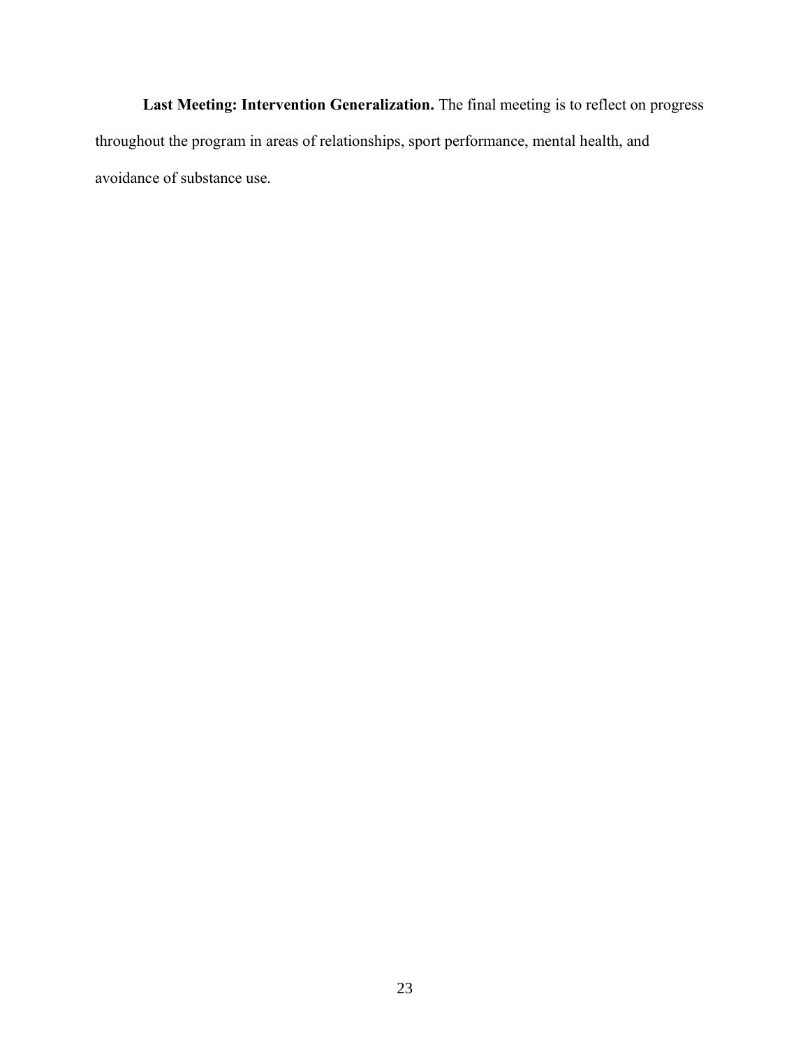**Last Meeting: Intervention Generalization.** The final meeting is to reflect on progress throughout the program in areas of relationships, sport performance, mental health, and avoidance of substance use.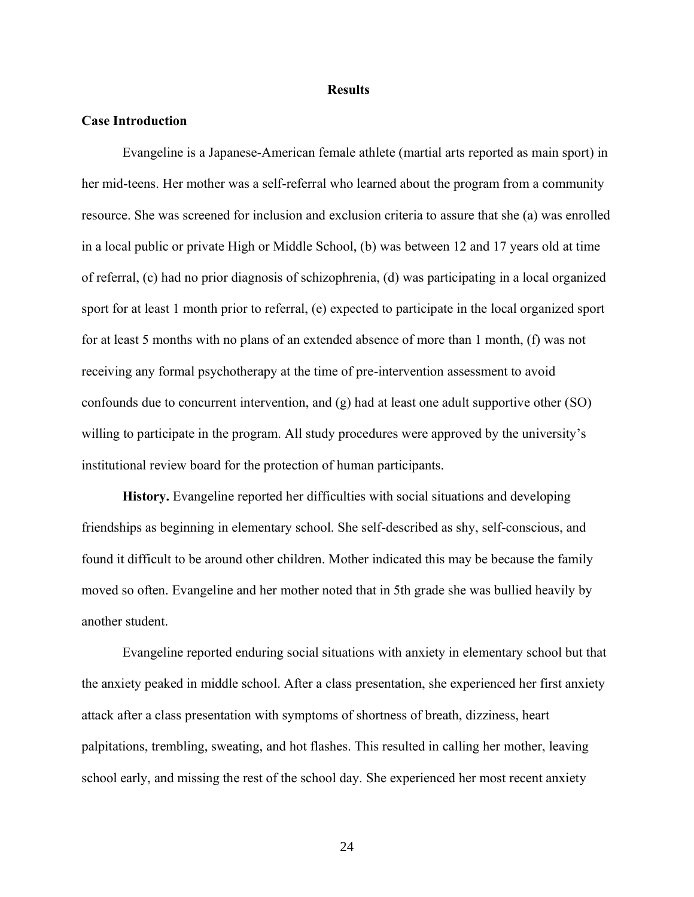# Results

## Case Introduction

Evangeline is a Japanese-American female athlete (martial arts reported as main sport) in her mid-teens. Her mother was a self-referral who learned about the program from a community resource. She was screened for inclusion and exclusion criteria to assure that she (a) was enrolled in a local public or private High or Middle School, (b) was between 12 and 17 years old at time of referral, (c) had no prior diagnosis of schizophrenia, (d) was participating in a local organized sport for at least 1 month prior to referral, (e) expected to participate in the local organized sport for at least 5 months with no plans of an extended absence of more than 1 month, (f) was not receiving any formal psychotherapy at the time of pre-intervention assessment to avoid confounds due to concurrent intervention, and (g) had at least one adult supportive other (SO) willing to participate in the program. All study procedures were approved by the university's institutional review board for the protection of human participants.

**History.** Evangeline reported her difficulties with social situations and developing friendships as beginning in elementary school. She self-described as shy, self-conscious, and found it difficult to be around other children. Mother indicated this may be because the family moved so often. Evangeline and her mother noted that in 5th grade she was bullied heavily by another student.

Evangeline reported enduring social situations with anxiety in elementary school but that the anxiety peaked in middle school. After a class presentation, she experienced her first anxiety attack after a class presentation with symptoms of shortness of breath, dizziness, heart palpitations, trembling, sweating, and hot flashes. This resulted in calling her mother, leaving school early, and missing the rest of the school day. She experienced her most recent anxiety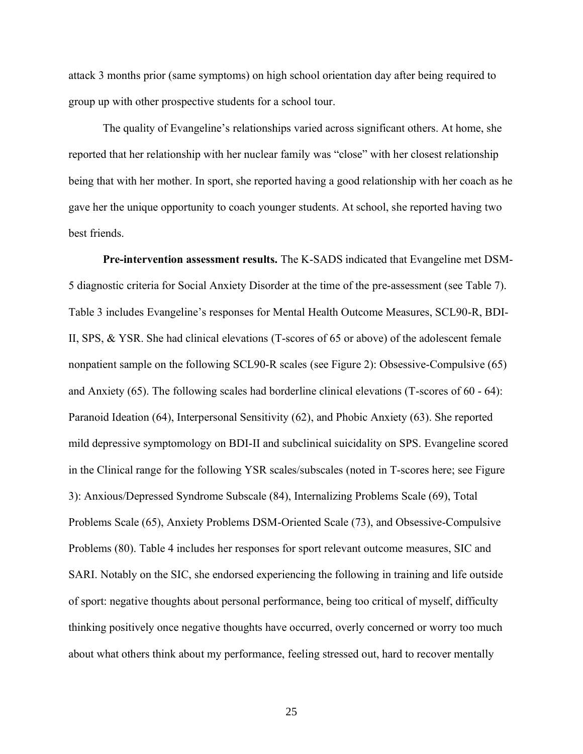attack 3 months prior (same symptoms) on high school orientation day after being required to group up with other prospective students for a school tour.

The quality of Evangeline's relationships varied across significant others. At home, she reported that her relationship with her nuclear family was "close" with her closest relationship being that with her mother. In sport, she reported having a good relationship with her coach as he gave her the unique opportunity to coach younger students. At school, she reported having two best friends.

**Pre-intervention assessment results.** The K-SADS indicated that Evangeline met DSM-5 diagnostic criteria for Social Anxiety Disorder at the time of the pre-assessment (see Table 7). Table 3 includes Evangeline's responses for Mental Health Outcome Measures, SCL90-R, BDI-II, SPS, & YSR. She had clinical elevations (T-scores of 65 or above) of the adolescent female nonpatient sample on the following SCL90-R scales (see Figure 2): Obsessive-Compulsive (65) and Anxiety (65). The following scales had borderline clinical elevations (T-scores of 60 - 64): Paranoid Ideation (64), Interpersonal Sensitivity (62), and Phobic Anxiety (63). She reported mild depressive symptomology on BDI-II and subclinical suicidality on SPS. Evangeline scored in the Clinical range for the following YSR scales/subscales (noted in T-scores here; see Figure 3): Anxious/Depressed Syndrome Subscale (84), Internalizing Problems Scale (69), Total Problems Scale (65), Anxiety Problems DSM-Oriented Scale (73), and Obsessive-Compulsive Problems (80). Table 4 includes her responses for sport relevant outcome measures, SIC and SARI. Notably on the SIC, she endorsed experiencing the following in training and life outside of sport: negative thoughts about personal performance, being too critical of myself, difficulty thinking positively once negative thoughts have occurred, overly concerned or worry too much about what others think about my performance, feeling stressed out, hard to recover mentally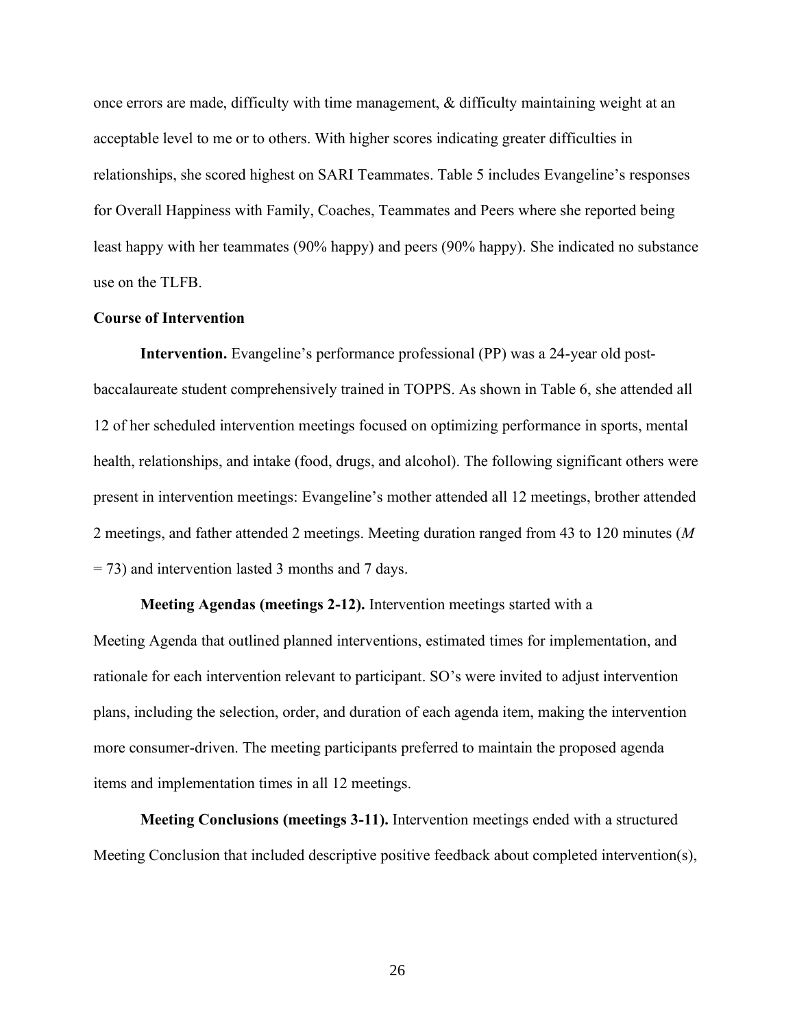once errors are made, difficulty with time management, & difficulty maintaining weight at an acceptable level to me or to others. With higher scores indicating greater difficulties in relationships, she scored highest on SARI Teammates. Table 5 includes Evangeline's responses for Overall Happiness with Family, Coaches, Teammates and Peers where she reported being least happy with her teammates (90% happy) and peers (90% happy). She indicated no substance use on the TLFB.

### Course of Intervention

**Intervention.** Evangeline's performance professional (PP) was a 24-year old post-baccalaureate student comprehensively trained in TOPPS. As shown in Table 6, she attended all 12 of her scheduled intervention meetings focused on optimizing performance in sports, mental health, relationships, and intake (food, drugs, and alcohol). The following significant others were present in intervention meetings: Evangeline's mother attended all 12 meetings, brother attended 2 meetings, and father attended 2 meetings. Meeting duration ranged from 43 to 120 minutes (*M* = 73) and intervention lasted 3 months and 7 days.

**Meeting Agendas (meetings 2-12).** Intervention meetings started with a Meeting Agenda that outlined planned interventions, estimated times for implementation, and rationale for each intervention relevant to participant. SO's were invited to adjust intervention plans, including the selection, order, and duration of each agenda item, making the intervention more consumer-driven. The meeting participants preferred to maintain the proposed agenda items and implementation times in all 12 meetings.

**Meeting Conclusions (meetings 3-11).** Intervention meetings ended with a structured Meeting Conclusion that included descriptive positive feedback about completed intervention(s),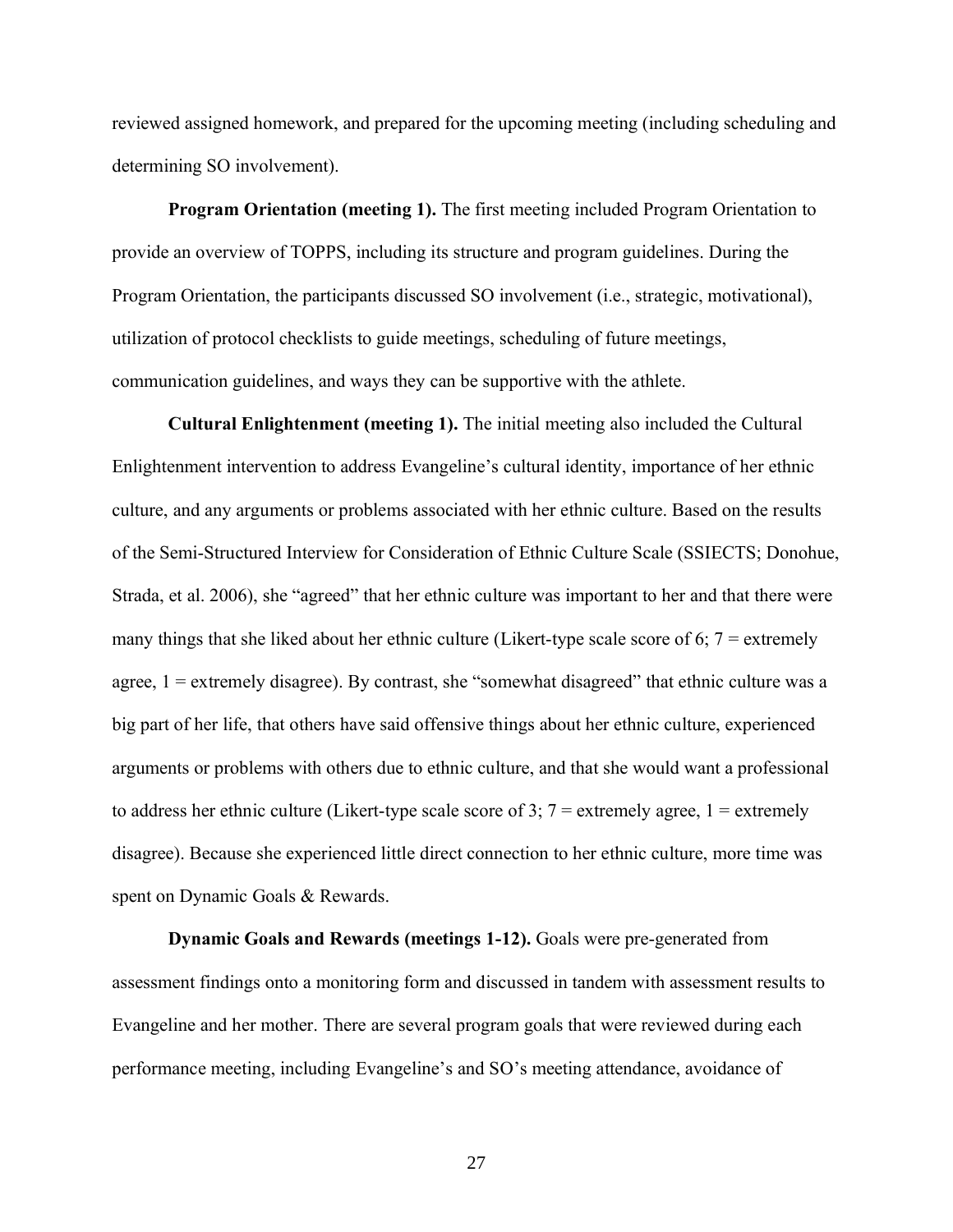reviewed assigned homework, and prepared for the upcoming meeting (including scheduling and determining SO involvement).

**Program Orientation (meeting 1).** The first meeting included Program Orientation to provide an overview of TOPPS, including its structure and program guidelines. During the Program Orientation, the participants discussed SO involvement (i.e., strategic, motivational), utilization of protocol checklists to guide meetings, scheduling of future meetings, communication guidelines, and ways they can be supportive with the athlete.

**Cultural Enlightenment (meeting 1).** The initial meeting also included the Cultural Enlightenment intervention to address Evangeline's cultural identity, importance of her ethnic culture, and any arguments or problems associated with her ethnic culture. Based on the results of the Semi-Structured Interview for Consideration of Ethnic Culture Scale (SSIECTS; Donohue, Strada, et al. 2006), she "agreed" that her ethnic culture was important to her and that there were many things that she liked about her ethnic culture (Likert-type scale score of 6; 7 = extremely agree, 1 = extremely disagree). By contrast, she "somewhat disagreed" that ethnic culture was a big part of her life, that others have said offensive things about her ethnic culture, experienced arguments or problems with others due to ethnic culture, and that she would want a professional to address her ethnic culture (Likert-type scale score of 3; 7 = extremely agree, 1 = extremely disagree). Because she experienced little direct connection to her ethnic culture, more time was spent on Dynamic Goals & Rewards.

**Dynamic Goals and Rewards (meetings 1-12).** Goals were pre-generated from assessment findings onto a monitoring form and discussed in tandem with assessment results to Evangeline and her mother. There are several program goals that were reviewed during each performance meeting, including Evangeline's and SO's meeting attendance, avoidance of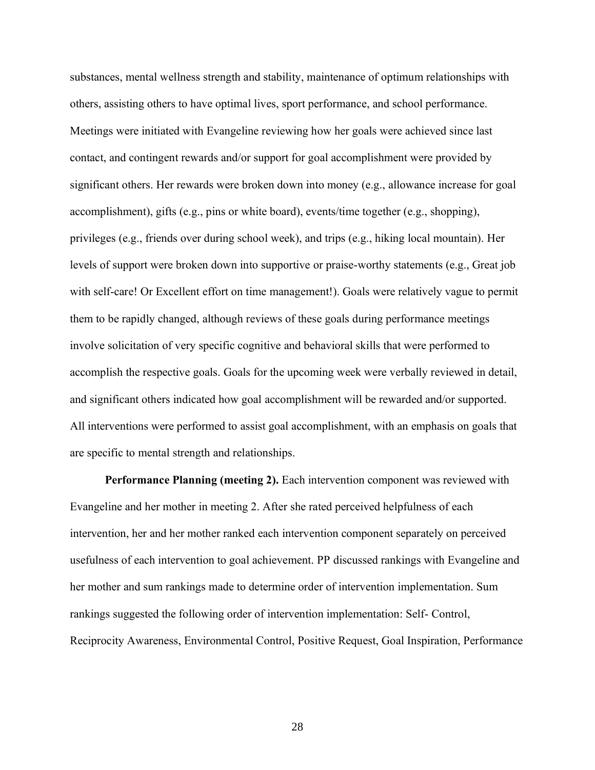substances, mental wellness strength and stability, maintenance of optimum relationships with others, assisting others to have optimal lives, sport performance, and school performance. Meetings were initiated with Evangeline reviewing how her goals were achieved since last contact, and contingent rewards and/or support for goal accomplishment were provided by significant others. Her rewards were broken down into money (e.g., allowance increase for goal accomplishment), gifts (e.g., pins or white board), events/time together (e.g., shopping), privileges (e.g., friends over during school week), and trips (e.g., hiking local mountain). Her levels of support were broken down into supportive or praise-worthy statements (e.g., Great job with self-care! Or Excellent effort on time management!). Goals were relatively vague to permit them to be rapidly changed, although reviews of these goals during performance meetings involve solicitation of very specific cognitive and behavioral skills that were performed to accomplish the respective goals. Goals for the upcoming week were verbally reviewed in detail, and significant others indicated how goal accomplishment will be rewarded and/or supported. All interventions were performed to assist goal accomplishment, with an emphasis on goals that are specific to mental strength and relationships.

**Performance Planning (meeting 2).** Each intervention component was reviewed with Evangeline and her mother in meeting 2. After she rated perceived helpfulness of each intervention, her and her mother ranked each intervention component separately on perceived usefulness of each intervention to goal achievement. PP discussed rankings with Evangeline and her mother and sum rankings made to determine order of intervention implementation. Sum rankings suggested the following order of intervention implementation: Self- Control, Reciprocity Awareness, Environmental Control, Positive Request, Goal Inspiration, Performance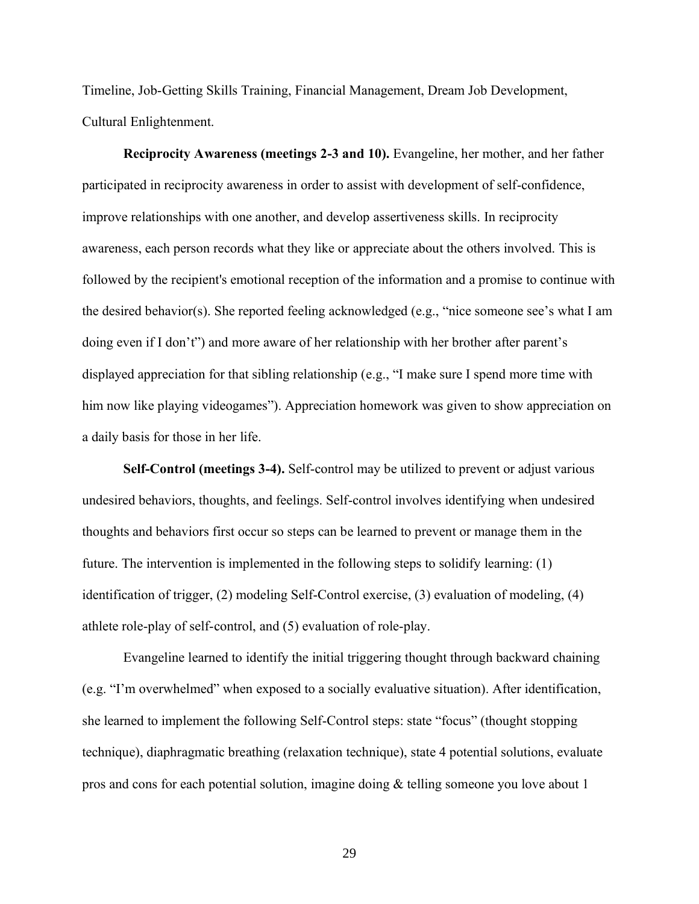Timeline, Job-Getting Skills Training, Financial Management, Dream Job Development, Cultural Enlightenment.

**Reciprocity Awareness (meetings 2-3 and 10).** Evangeline, her mother, and her father participated in reciprocity awareness in order to assist with development of self-confidence, improve relationships with one another, and develop assertiveness skills. In reciprocity awareness, each person records what they like or appreciate about the others involved. This is followed by the recipient's emotional reception of the information and a promise to continue with the desired behavior(s). She reported feeling acknowledged (e.g., "nice someone see's what I am doing even if I don't") and more aware of her relationship with her brother after parent's displayed appreciation for that sibling relationship (e.g., "I make sure I spend more time with him now like playing videogames"). Appreciation homework was given to show appreciation on a daily basis for those in her life.

**Self-Control (meetings 3-4).** Self-control may be utilized to prevent or adjust various undesired behaviors, thoughts, and feelings. Self-control involves identifying when undesired thoughts and behaviors first occur so steps can be learned to prevent or manage them in the future. The intervention is implemented in the following steps to solidify learning: (1) identification of trigger, (2) modeling Self-Control exercise, (3) evaluation of modeling, (4) athlete role-play of self-control, and (5) evaluation of role-play.

Evangeline learned to identify the initial triggering thought through backward chaining (e.g. "I'm overwhelmed" when exposed to a socially evaluative situation). After identification, she learned to implement the following Self-Control steps: state "focus" (thought stopping technique), diaphragmatic breathing (relaxation technique), state 4 potential solutions, evaluate pros and cons for each potential solution, imagine doing & telling someone you love about 1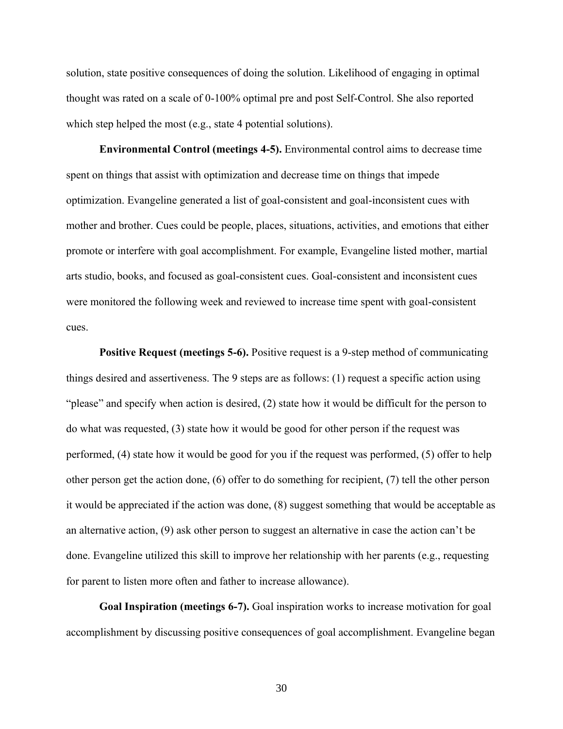solution, state positive consequences of doing the solution. Likelihood of engaging in optimal thought was rated on a scale of 0-100% optimal pre and post Self-Control. She also reported which step helped the most (e.g., state 4 potential solutions).

**Environmental Control (meetings 4-5).** Environmental control aims to decrease time spent on things that assist with optimization and decrease time on things that impede optimization. Evangeline generated a list of goal-consistent and goal-inconsistent cues with mother and brother. Cues could be people, places, situations, activities, and emotions that either promote or interfere with goal accomplishment. For example, Evangeline listed mother, martial arts studio, books, and focused as goal-consistent cues. Goal-consistent and inconsistent cues were monitored the following week and reviewed to increase time spent with goal-consistent cues.

**Positive Request (meetings 5-6).** Positive request is a 9-step method of communicating things desired and assertiveness. The 9 steps are as follows: (1) request a specific action using "please" and specify when action is desired, (2) state how it would be difficult for the person to do what was requested, (3) state how it would be good for other person if the request was performed, (4) state how it would be good for you if the request was performed, (5) offer to help other person get the action done, (6) offer to do something for recipient, (7) tell the other person it would be appreciated if the action was done, (8) suggest something that would be acceptable as an alternative action, (9) ask other person to suggest an alternative in case the action can't be done. Evangeline utilized this skill to improve her relationship with her parents (e.g., requesting for parent to listen more often and father to increase allowance).

**Goal Inspiration (meetings 6-7).** Goal inspiration works to increase motivation for goal accomplishment by discussing positive consequences of goal accomplishment. Evangeline began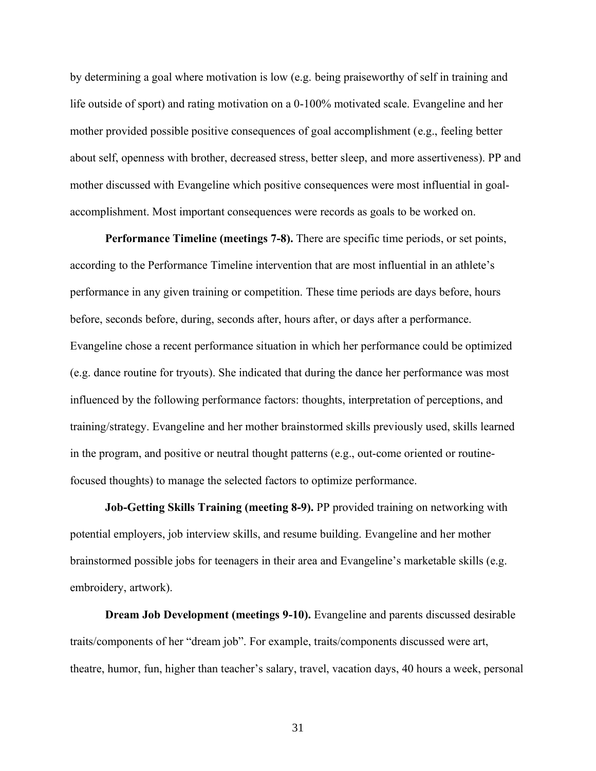by determining a goal where motivation is low (e.g. being praiseworthy of self in training and life outside of sport) and rating motivation on a 0-100% motivated scale. Evangeline and her mother provided possible positive consequences of goal accomplishment (e.g., feeling better about self, openness with brother, decreased stress, better sleep, and more assertiveness). PP and mother discussed with Evangeline which positive consequences were most influential in goal-accomplishment. Most important consequences were records as goals to be worked on.

**Performance Timeline (meetings 7-8).** There are specific time periods, or set points, according to the Performance Timeline intervention that are most influential in an athlete's performance in any given training or competition. These time periods are days before, hours before, seconds before, during, seconds after, hours after, or days after a performance. Evangeline chose a recent performance situation in which her performance could be optimized (e.g. dance routine for tryouts). She indicated that during the dance her performance was most influenced by the following performance factors: thoughts, interpretation of perceptions, and training/strategy. Evangeline and her mother brainstormed skills previously used, skills learned in the program, and positive or neutral thought patterns (e.g., out-come oriented or routine-focused thoughts) to manage the selected factors to optimize performance.

**Job-Getting Skills Training (meeting 8-9).** PP provided training on networking with potential employers, job interview skills, and resume building. Evangeline and her mother brainstormed possible jobs for teenagers in their area and Evangeline's marketable skills (e.g. embroidery, artwork).

**Dream Job Development (meetings 9-10).** Evangeline and parents discussed desirable traits/components of her "dream job". For example, traits/components discussed were art, theatre, humor, fun, higher than teacher's salary, travel, vacation days, 40 hours a week, personal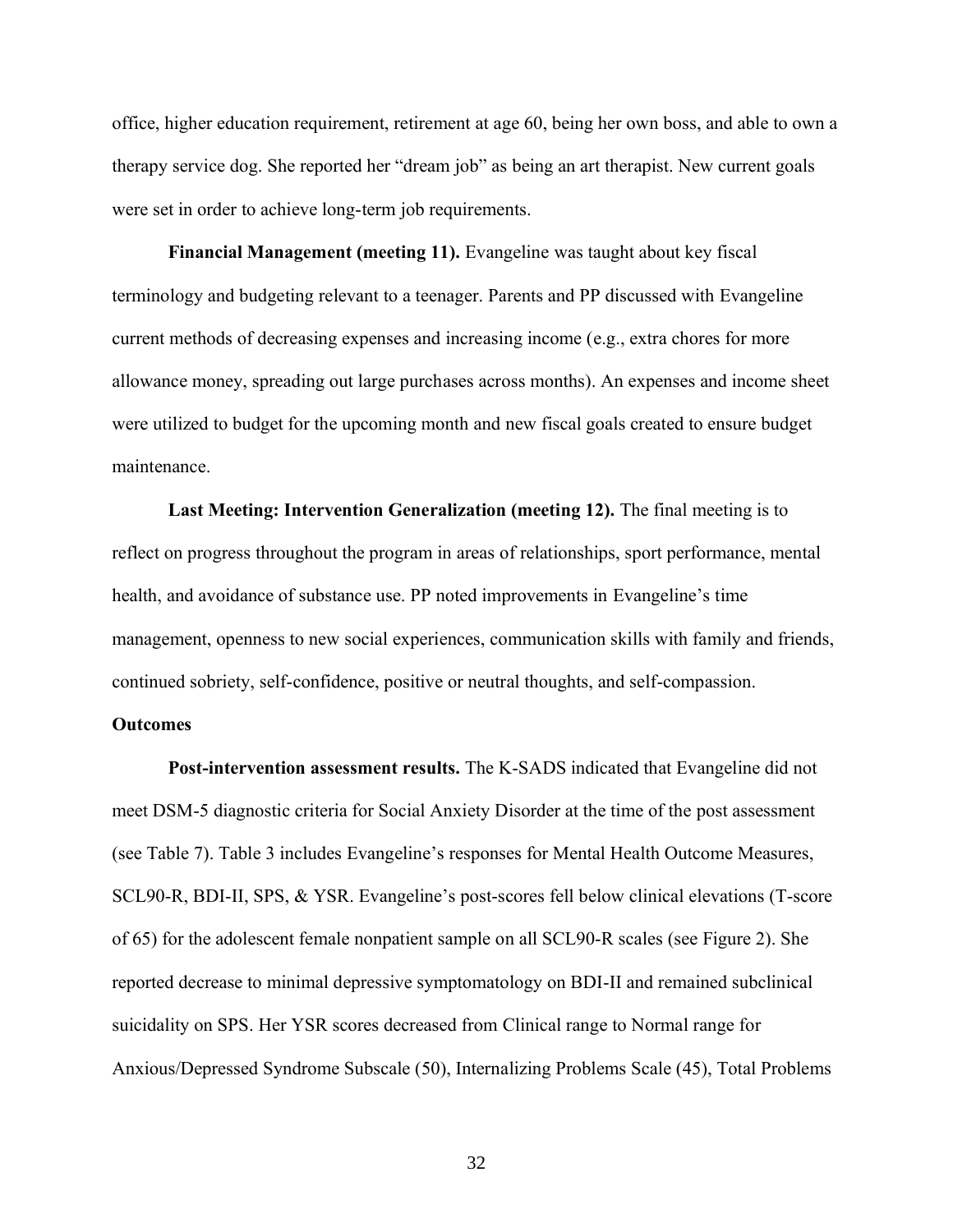office, higher education requirement, retirement at age 60, being her own boss, and able to own a therapy service dog. She reported her "dream job" as being an art therapist. New current goals were set in order to achieve long-term job requirements.

**Financial Management (meeting 11).** Evangeline was taught about key fiscal terminology and budgeting relevant to a teenager. Parents and PP discussed with Evangeline current methods of decreasing expenses and increasing income (e.g., extra chores for more allowance money, spreading out large purchases across months). An expenses and income sheet were utilized to budget for the upcoming month and new fiscal goals created to ensure budget maintenance.

**Last Meeting: Intervention Generalization (meeting 12).** The final meeting is to reflect on progress throughout the program in areas of relationships, sport performance, mental health, and avoidance of substance use. PP noted improvements in Evangeline's time management, openness to new social experiences, communication skills with family and friends, continued sobriety, self-confidence, positive or neutral thoughts, and self-compassion.

### Outcomes

**Post-intervention assessment results.** The K-SADS indicated that Evangeline did not meet DSM-5 diagnostic criteria for Social Anxiety Disorder at the time of the post assessment (see Table 7). Table 3 includes Evangeline's responses for Mental Health Outcome Measures, SCL90-R, BDI-II, SPS, & YSR. Evangeline's post-scores fell below clinical elevations (T-score of 65) for the adolescent female nonpatient sample on all SCL90-R scales (see Figure 2). She reported decrease to minimal depressive symptomatology on BDI-II and remained subclinical suicidality on SPS. Her YSR scores decreased from Clinical range to Normal range for Anxious/Depressed Syndrome Subscale (50), Internalizing Problems Scale (45), Total Problems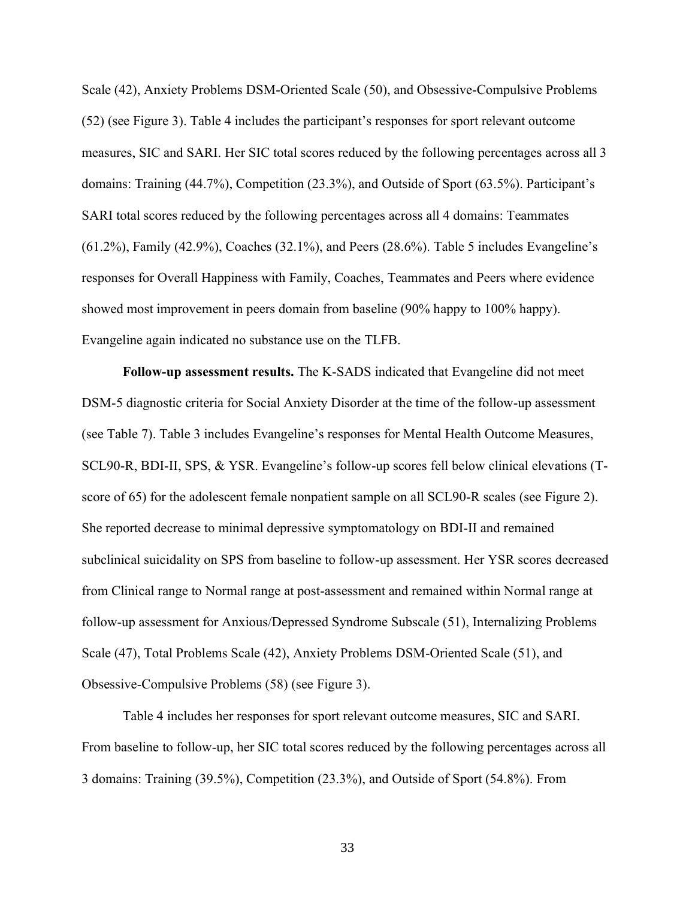Scale (42), Anxiety Problems DSM-Oriented Scale (50), and Obsessive-Compulsive Problems (52) (see Figure 3). Table 4 includes the participant's responses for sport relevant outcome measures, SIC and SARI. Her SIC total scores reduced by the following percentages across all 3 domains: Training (44.7%), Competition (23.3%), and Outside of Sport (63.5%). Participant's SARI total scores reduced by the following percentages across all 4 domains: Teammates (61.2%), Family (42.9%), Coaches (32.1%), and Peers (28.6%). Table 5 includes Evangeline's responses for Overall Happiness with Family, Coaches, Teammates and Peers where evidence showed most improvement in peers domain from baseline (90% happy to 100% happy). Evangeline again indicated no substance use on the TLFB.

**Follow-up assessment results.** The K-SADS indicated that Evangeline did not meet DSM-5 diagnostic criteria for Social Anxiety Disorder at the time of the follow-up assessment (see Table 7). Table 3 includes Evangeline's responses for Mental Health Outcome Measures, SCL90-R, BDI-II, SPS, & YSR. Evangeline's follow-up scores fell below clinical elevations (T-score of 65) for the adolescent female nonpatient sample on all SCL90-R scales (see Figure 2). She reported decrease to minimal depressive symptomatology on BDI-II and remained subclinical suicidality on SPS from baseline to follow-up assessment. Her YSR scores decreased from Clinical range to Normal range at post-assessment and remained within Normal range at follow-up assessment for Anxious/Depressed Syndrome Subscale (51), Internalizing Problems Scale (47), Total Problems Scale (42), Anxiety Problems DSM-Oriented Scale (51), and Obsessive-Compulsive Problems (58) (see Figure 3).

Table 4 includes her responses for sport relevant outcome measures, SIC and SARI. From baseline to follow-up, her SIC total scores reduced by the following percentages across all 3 domains: Training (39.5%), Competition (23.3%), and Outside of Sport (54.8%). From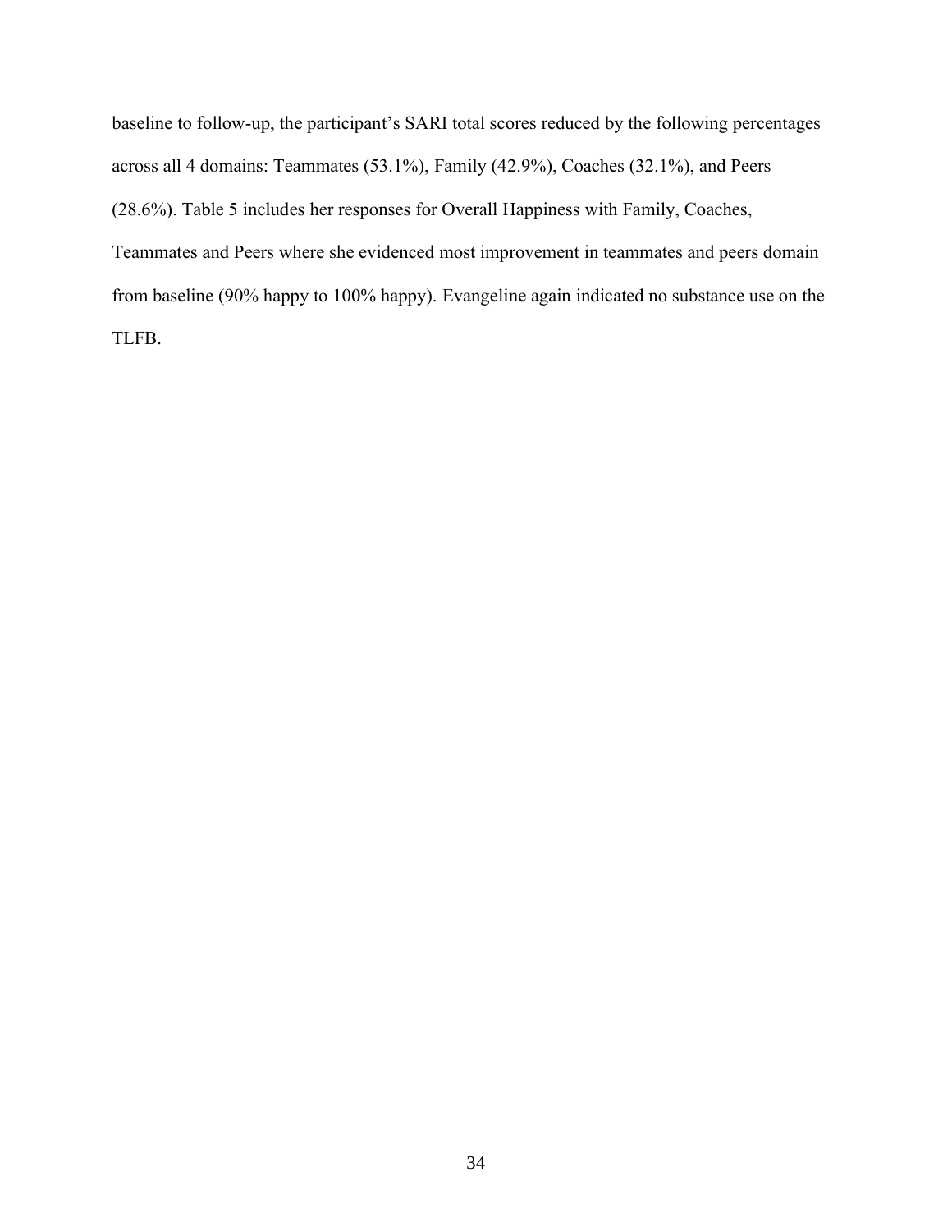baseline to follow-up, the participant's SARI total scores reduced by the following percentages across all 4 domains: Teammates (53.1%), Family (42.9%), Coaches (32.1%), and Peers (28.6%). Table 5 includes her responses for Overall Happiness with Family, Coaches, Teammates and Peers where she evidenced most improvement in teammates and peers domain from baseline (90% happy to 100% happy). Evangeline again indicated no substance use on the TLFB.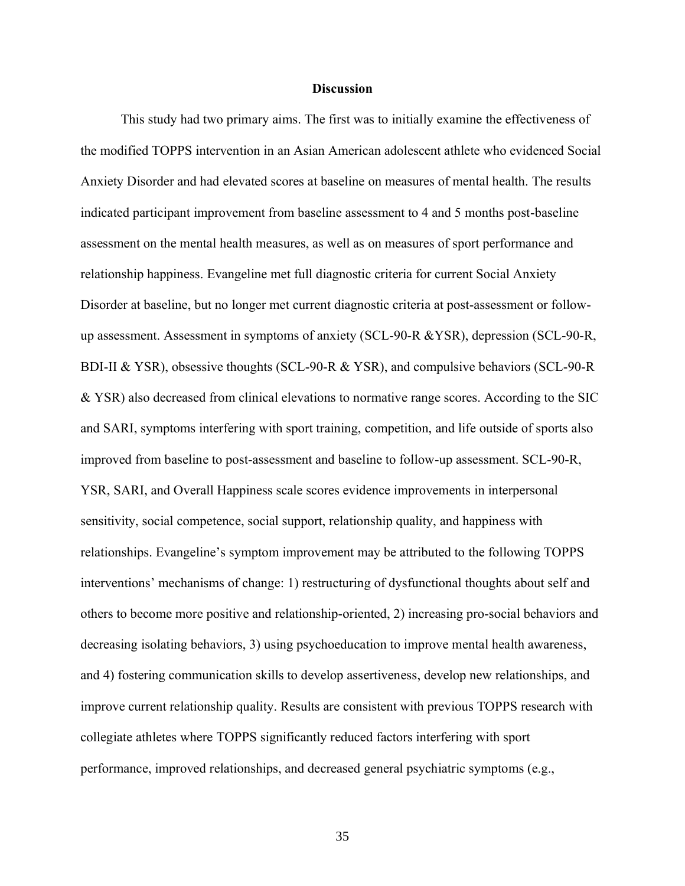# Discussion

This study had two primary aims. The first was to initially examine the effectiveness of the modified TOPPS intervention in an Asian American adolescent athlete who evidenced Social Anxiety Disorder and had elevated scores at baseline on measures of mental health. The results indicated participant improvement from baseline assessment to 4 and 5 months post-baseline assessment on the mental health measures, as well as on measures of sport performance and relationship happiness. Evangeline met full diagnostic criteria for current Social Anxiety Disorder at baseline, but no longer met current diagnostic criteria at post-assessment or follow-up assessment. Assessment in symptoms of anxiety (SCL-90-R &YSR), depression (SCL-90-R, BDI-II & YSR), obsessive thoughts (SCL-90-R & YSR), and compulsive behaviors (SCL-90-R & YSR) also decreased from clinical elevations to normative range scores. According to the SIC and SARI, symptoms interfering with sport training, competition, and life outside of sports also improved from baseline to post-assessment and baseline to follow-up assessment. SCL-90-R, YSR, SARI, and Overall Happiness scale scores evidence improvements in interpersonal sensitivity, social competence, social support, relationship quality, and happiness with relationships. Evangeline's symptom improvement may be attributed to the following TOPPS interventions' mechanisms of change: 1) restructuring of dysfunctional thoughts about self and others to become more positive and relationship-oriented, 2) increasing pro-social behaviors and decreasing isolating behaviors, 3) using psychoeducation to improve mental health awareness, and 4) fostering communication skills to develop assertiveness, develop new relationships, and improve current relationship quality. Results are consistent with previous TOPPS research with collegiate athletes where TOPPS significantly reduced factors interfering with sport performance, improved relationships, and decreased general psychiatric symptoms (e.g.,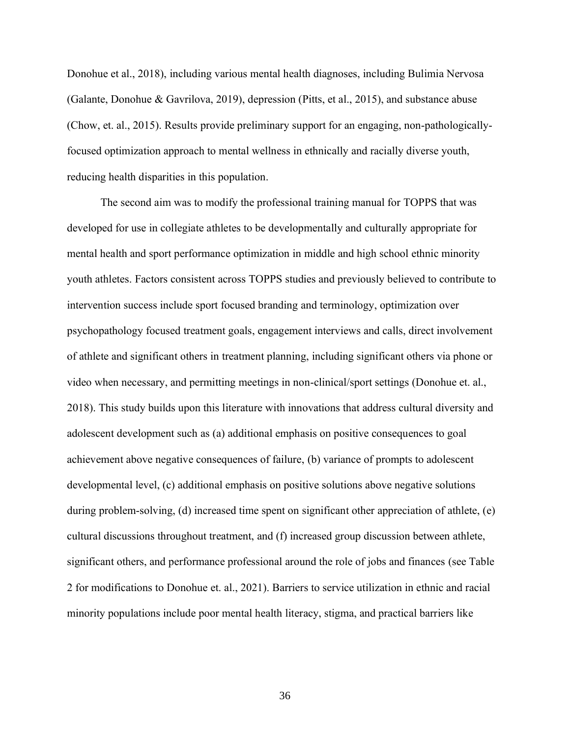Donohue et al., 2018), including various mental health diagnoses, including Bulimia Nervosa (Galante, Donohue & Gavrilova, 2019), depression (Pitts, et al., 2015), and substance abuse (Chow, et. al., 2015). Results provide preliminary support for an engaging, non-pathologically-focused optimization approach to mental wellness in ethnically and racially diverse youth, reducing health disparities in this population.

The second aim was to modify the professional training manual for TOPPS that was developed for use in collegiate athletes to be developmentally and culturally appropriate for mental health and sport performance optimization in middle and high school ethnic minority youth athletes. Factors consistent across TOPPS studies and previously believed to contribute to intervention success include sport focused branding and terminology, optimization over psychopathology focused treatment goals, engagement interviews and calls, direct involvement of athlete and significant others in treatment planning, including significant others via phone or video when necessary, and permitting meetings in non-clinical/sport settings (Donohue et. al., 2018). This study builds upon this literature with innovations that address cultural diversity and adolescent development such as (a) additional emphasis on positive consequences to goal achievement above negative consequences of failure, (b) variance of prompts to adolescent developmental level, (c) additional emphasis on positive solutions above negative solutions during problem-solving, (d) increased time spent on significant other appreciation of athlete, (e) cultural discussions throughout treatment, and (f) increased group discussion between athlete, significant others, and performance professional around the role of jobs and finances (see Table 2 for modifications to Donohue et. al., 2021). Barriers to service utilization in ethnic and racial minority populations include poor mental health literacy, stigma, and practical barriers like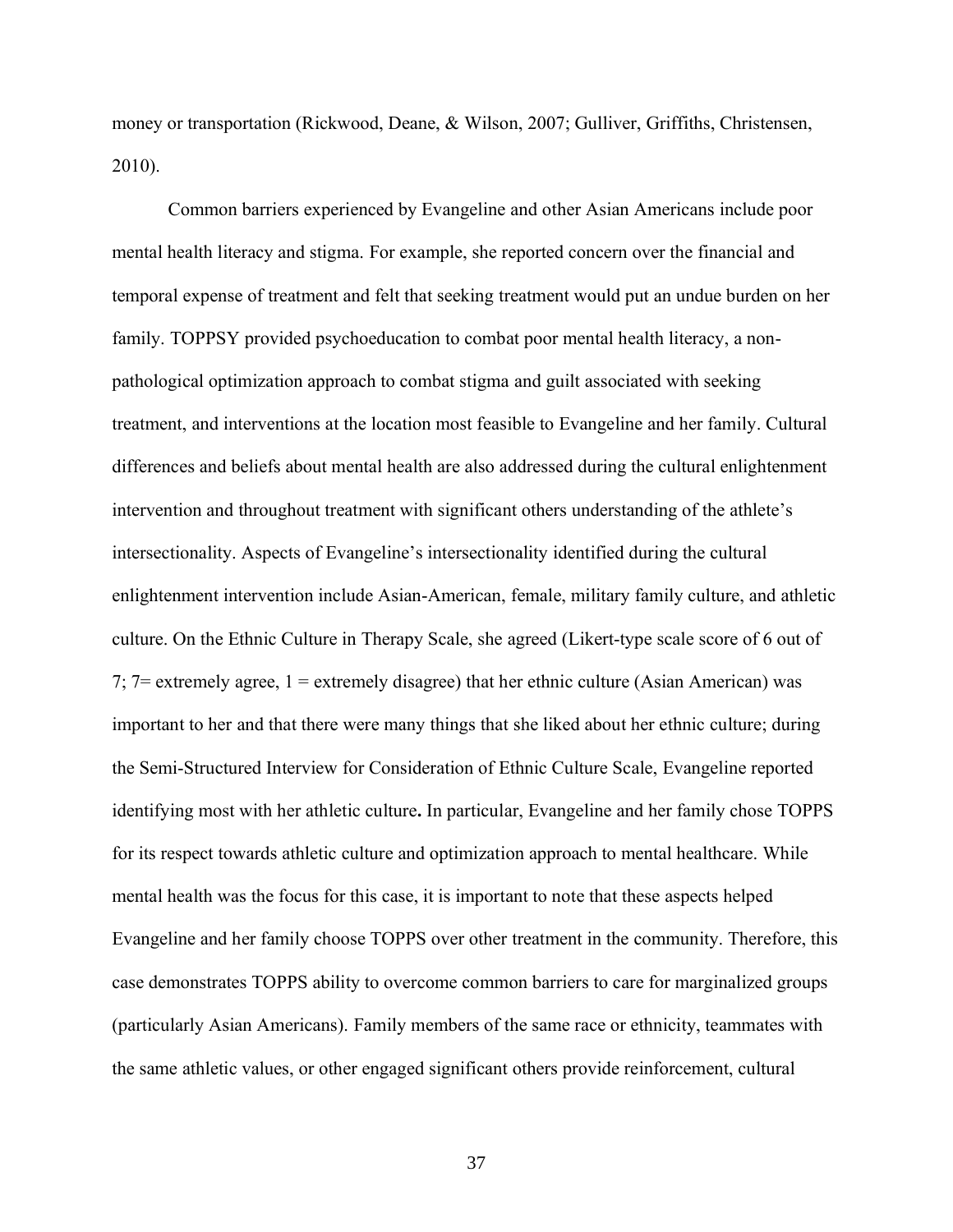money or transportation (Rickwood, Deane, & Wilson, 2007; Gulliver, Griffiths, Christensen, 2010).

Common barriers experienced by Evangeline and other Asian Americans include poor mental health literacy and stigma. For example, she reported concern over the financial and temporal expense of treatment and felt that seeking treatment would put an undue burden on her family. TOPPSY provided psychoeducation to combat poor mental health literacy, a non-pathological optimization approach to combat stigma and guilt associated with seeking treatment, and interventions at the location most feasible to Evangeline and her family. Cultural differences and beliefs about mental health are also addressed during the cultural enlightenment intervention and throughout treatment with significant others understanding of the athlete's intersectionality. Aspects of Evangeline's intersectionality identified during the cultural enlightenment intervention include Asian-American, female, military family culture, and athletic culture. On the Ethnic Culture in Therapy Scale, she agreed (Likert-type scale score of 6 out of 7; 7= extremely agree, 1 = extremely disagree) that her ethnic culture (Asian American) was important to her and that there were many things that she liked about her ethnic culture; during the Semi-Structured Interview for Consideration of Ethnic Culture Scale, Evangeline reported identifying most with her athletic culture**.** In particular, Evangeline and her family chose TOPPS for its respect towards athletic culture and optimization approach to mental healthcare. While mental health was the focus for this case, it is important to note that these aspects helped Evangeline and her family choose TOPPS over other treatment in the community. Therefore, this case demonstrates TOPPS ability to overcome common barriers to care for marginalized groups (particularly Asian Americans). Family members of the same race or ethnicity, teammates with the same athletic values, or other engaged significant others provide reinforcement, cultural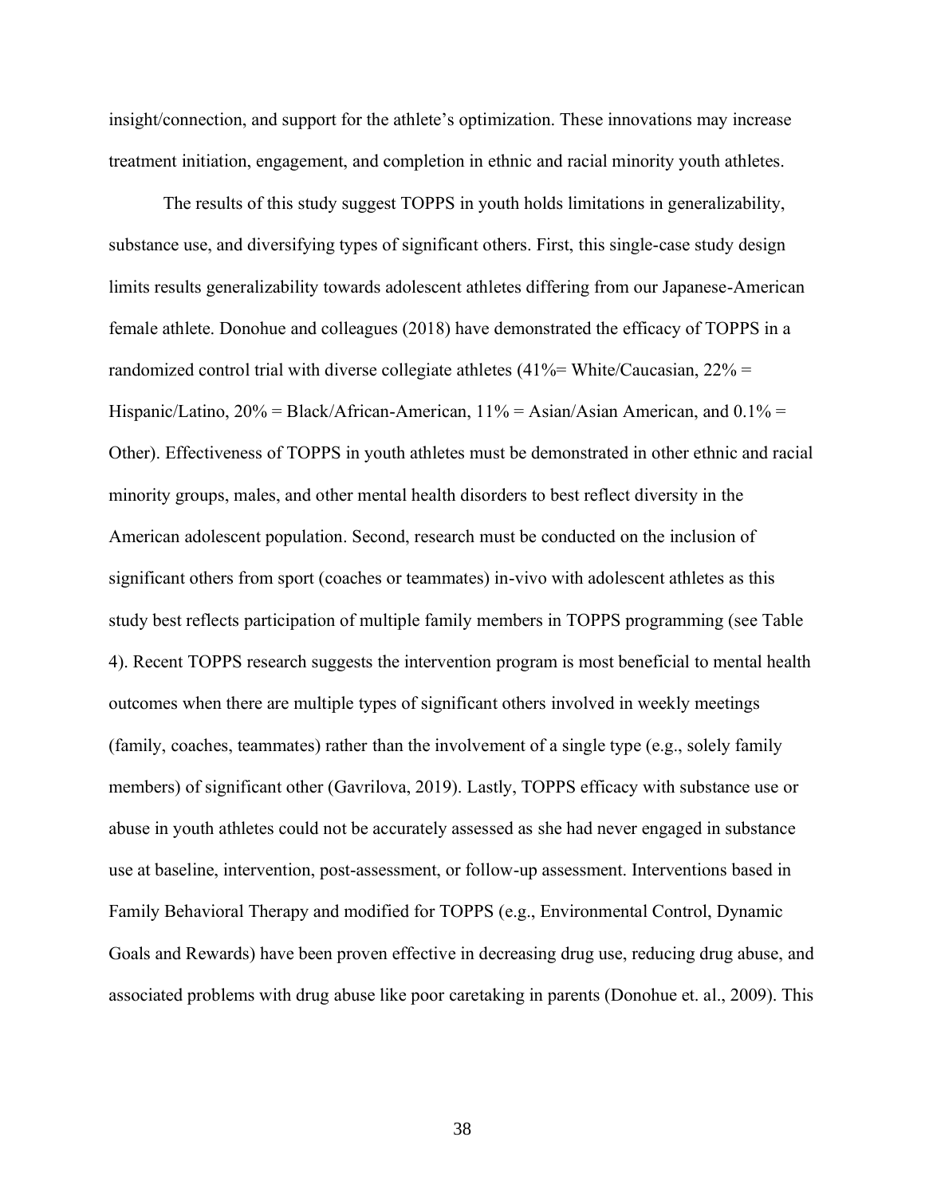insight/connection, and support for the athlete's optimization. These innovations may increase treatment initiation, engagement, and completion in ethnic and racial minority youth athletes.

The results of this study suggest TOPPS in youth holds limitations in generalizability, substance use, and diversifying types of significant others. First, this single-case study design limits results generalizability towards adolescent athletes differing from our Japanese-American female athlete. Donohue and colleagues (2018) have demonstrated the efficacy of TOPPS in a randomized control trial with diverse collegiate athletes (41%= White/Caucasian, 22% = Hispanic/Latino, 20% = Black/African-American, 11% = Asian/Asian American, and 0.1% = Other). Effectiveness of TOPPS in youth athletes must be demonstrated in other ethnic and racial minority groups, males, and other mental health disorders to best reflect diversity in the American adolescent population. Second, research must be conducted on the inclusion of significant others from sport (coaches or teammates) in-vivo with adolescent athletes as this study best reflects participation of multiple family members in TOPPS programming (see Table 4). Recent TOPPS research suggests the intervention program is most beneficial to mental health outcomes when there are multiple types of significant others involved in weekly meetings (family, coaches, teammates) rather than the involvement of a single type (e.g., solely family members) of significant other (Gavrilova, 2019). Lastly, TOPPS efficacy with substance use or abuse in youth athletes could not be accurately assessed as she had never engaged in substance use at baseline, intervention, post-assessment, or follow-up assessment. Interventions based in Family Behavioral Therapy and modified for TOPPS (e.g., Environmental Control, Dynamic Goals and Rewards) have been proven effective in decreasing drug use, reducing drug abuse, and associated problems with drug abuse like poor caretaking in parents (Donohue et. al., 2009). This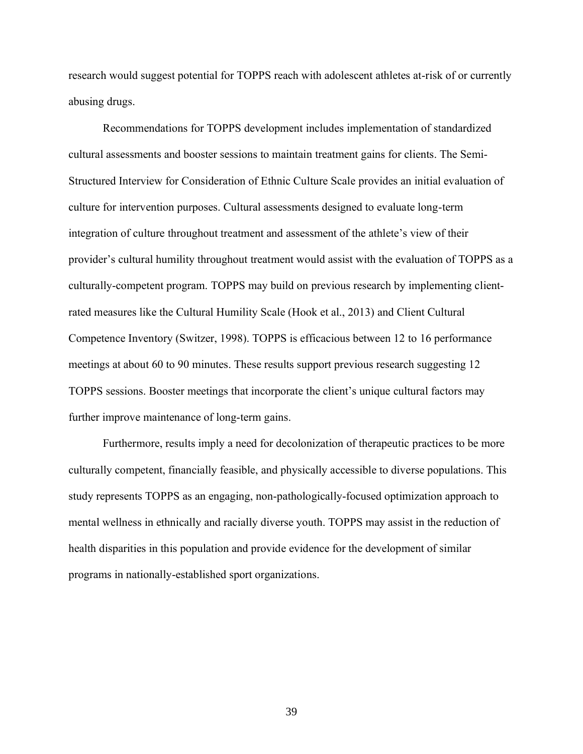research would suggest potential for TOPPS reach with adolescent athletes at-risk of or currently abusing drugs.

Recommendations for TOPPS development includes implementation of standardized cultural assessments and booster sessions to maintain treatment gains for clients. The Semi-Structured Interview for Consideration of Ethnic Culture Scale provides an initial evaluation of culture for intervention purposes. Cultural assessments designed to evaluate long-term integration of culture throughout treatment and assessment of the athlete's view of their provider's cultural humility throughout treatment would assist with the evaluation of TOPPS as a culturally-competent program. TOPPS may build on previous research by implementing client-rated measures like the Cultural Humility Scale (Hook et al., 2013) and Client Cultural Competence Inventory (Switzer, 1998). TOPPS is efficacious between 12 to 16 performance meetings at about 60 to 90 minutes. These results support previous research suggesting 12 TOPPS sessions. Booster meetings that incorporate the client's unique cultural factors may further improve maintenance of long-term gains.

Furthermore, results imply a need for decolonization of therapeutic practices to be more culturally competent, financially feasible, and physically accessible to diverse populations. This study represents TOPPS as an engaging, non-pathologically-focused optimization approach to mental wellness in ethnically and racially diverse youth. TOPPS may assist in the reduction of health disparities in this population and provide evidence for the development of similar programs in nationally-established sport organizations.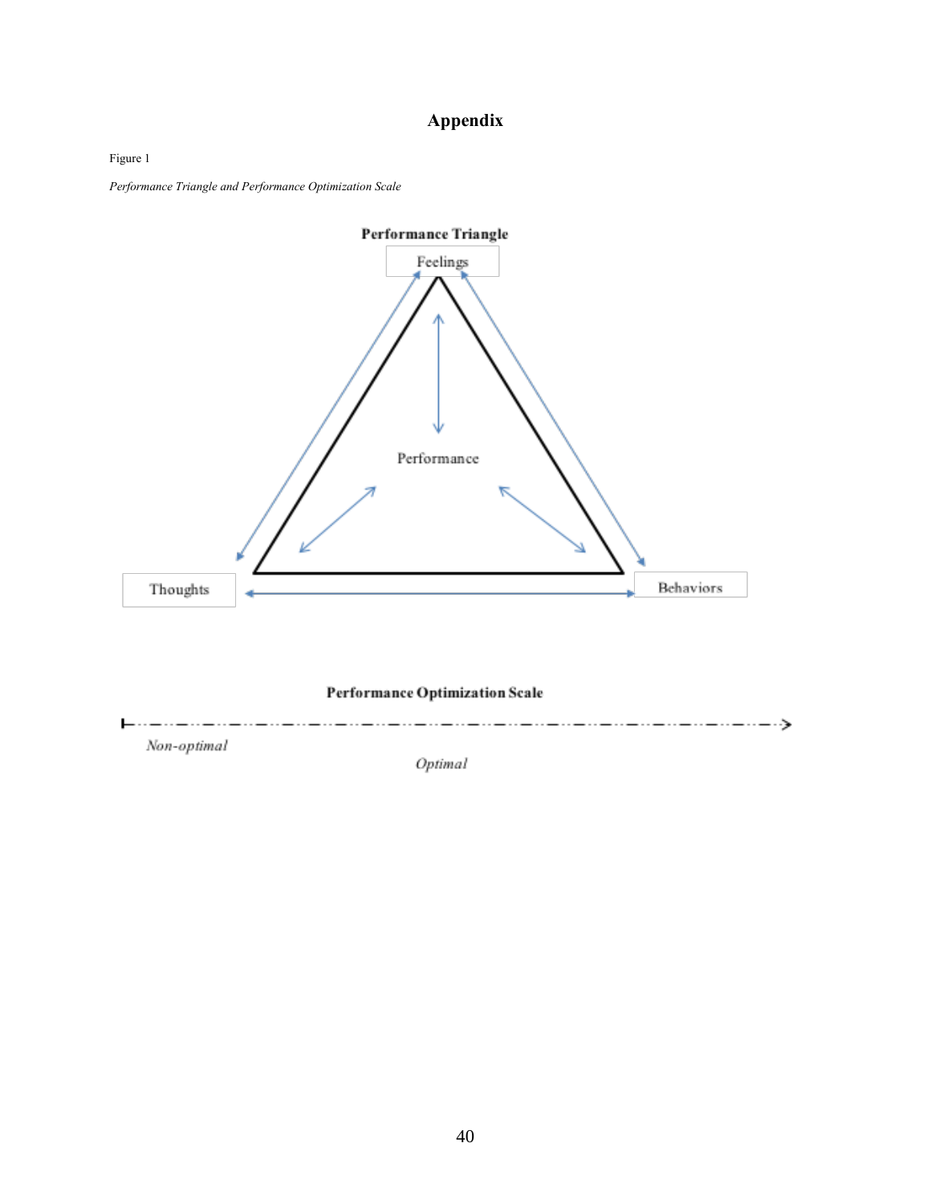# Appendix

Figure 1

*Performance Triangle and Performance Optimization Scale*

**Performance Triangle**

Feelings

Performance

Thoughts

Behaviors

**Performance Optimization Scale**

*Non-optimal*

*Optimal*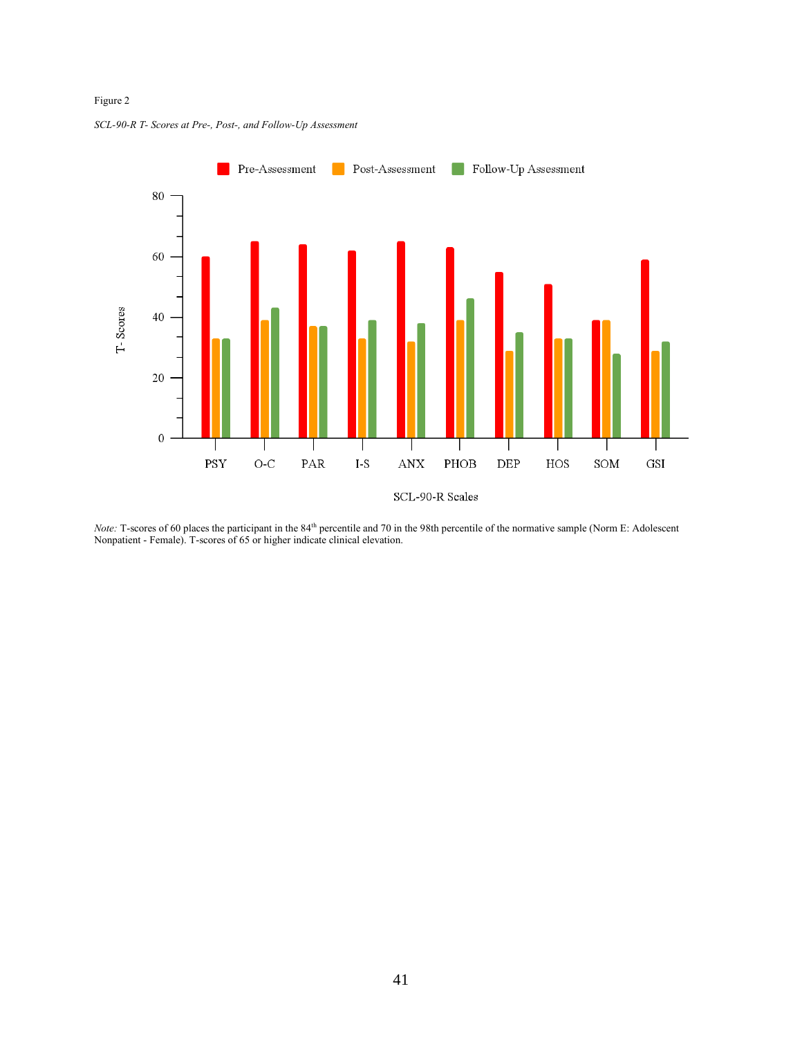Figure 2

*SCL-90-R T- Scores at Pre-, Post-, and Follow-Up Assessment*

*Note:* T-scores of 60 places the participant in the 84th percentile and 70 in the 98th percentile of the normative sample (Norm E: Adolescent Nonpatient - Female). T-scores of 65 or higher indicate clinical elevation.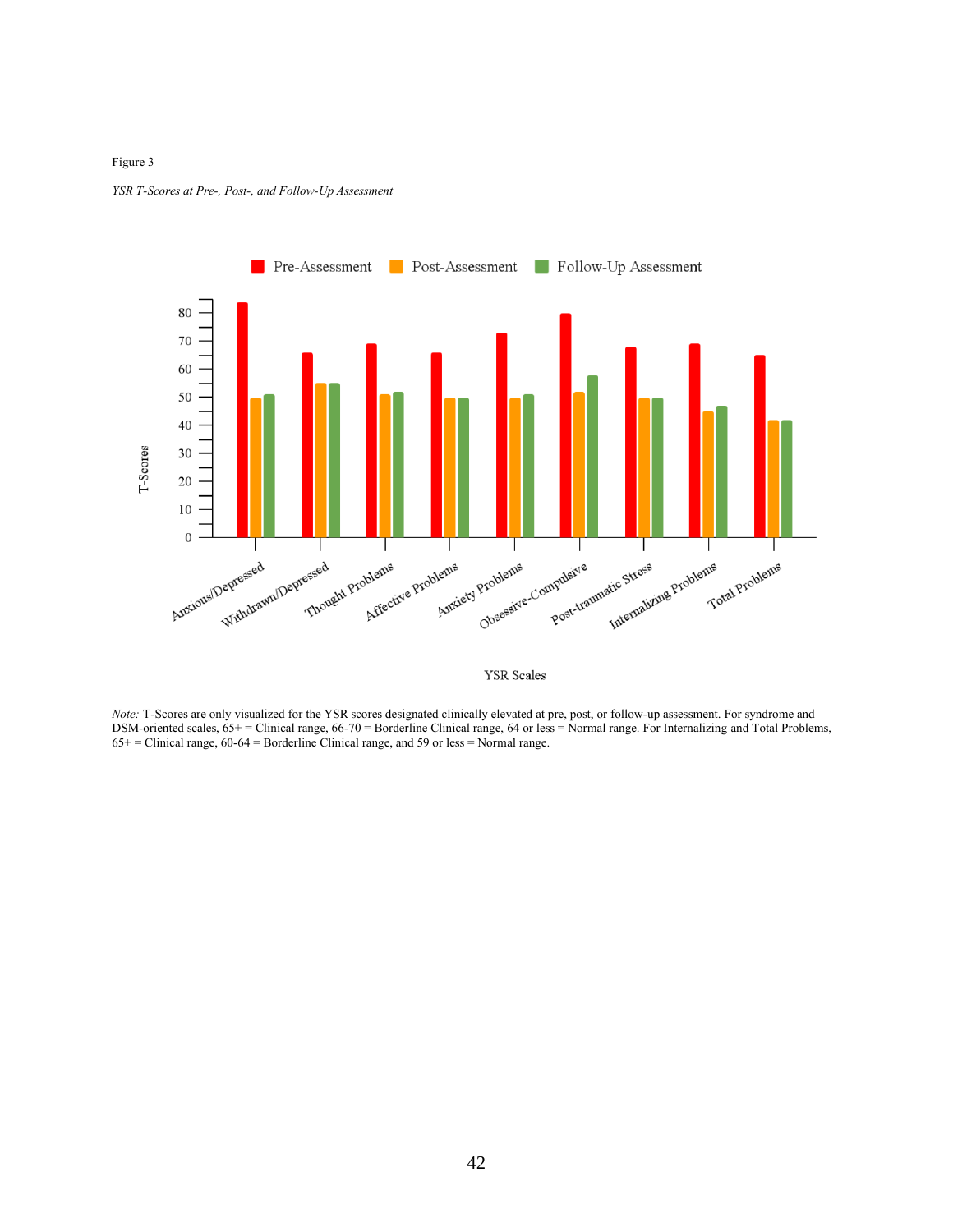Figure 3

*YSR T-Scores at Pre-, Post-, and Follow-Up Assessment*

*Note:* T-Scores are only visualized for the YSR scores designated clinically elevated at pre, post, or follow-up assessment. For syndrome and DSM-oriented scales, 65+ = Clinical range, 66-70 = Borderline Clinical range, 64 or less = Normal range. For Internalizing and Total Problems, 65+ = Clinical range, 60-64 = Borderline Clinical range, and 59 or less = Normal range.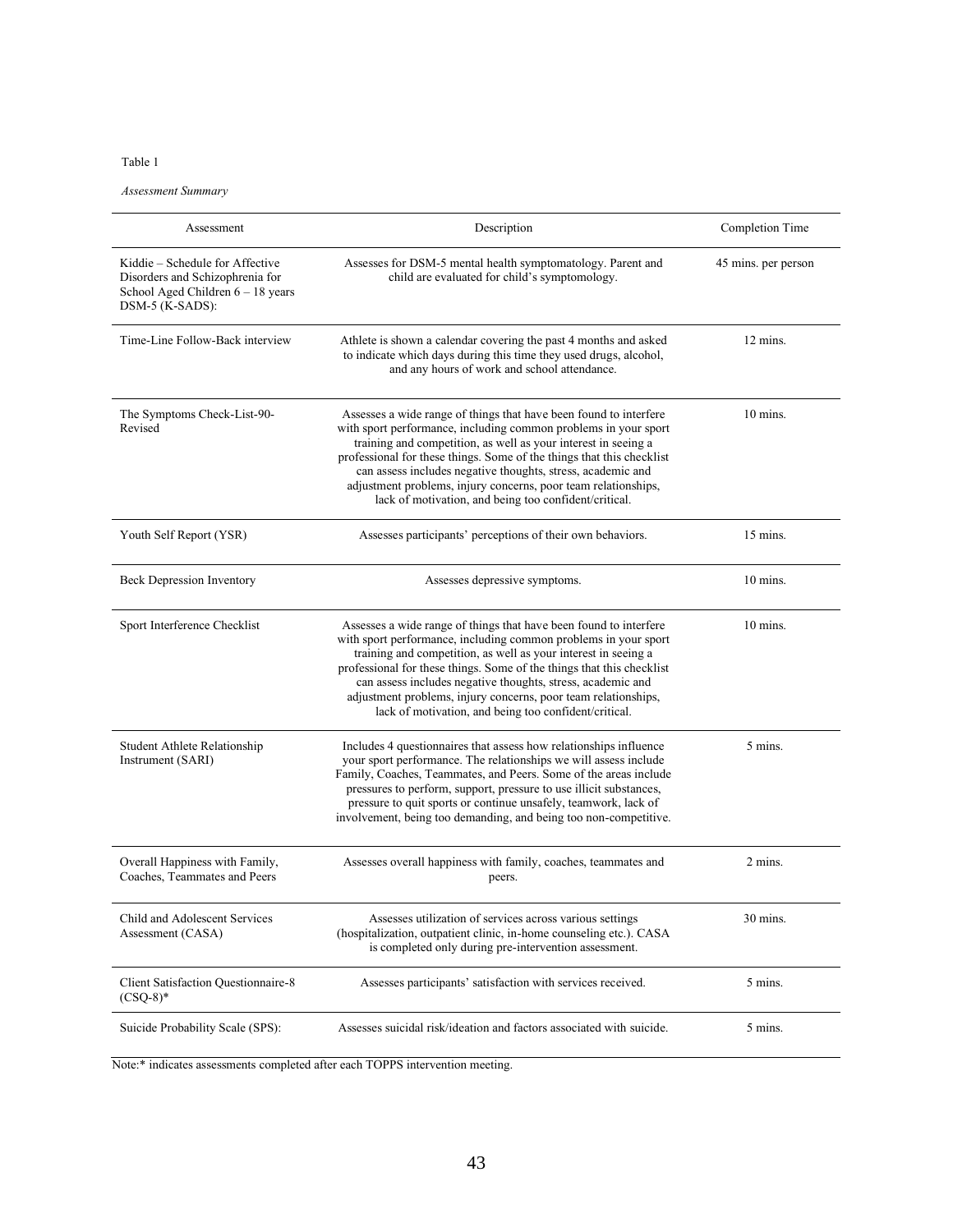Table 1

*Assessment Summary*

| Assessment | Description | Completion Time |
|---|---|---|
| Kiddie – Schedule for Affective Disorders and Schizophrenia for School Aged Children 6 – 18 years DSM-5 (K-SADS): | Assesses for DSM-5 mental health symptomatology. Parent and child are evaluated for child's symptomology. | 45 mins. per person |
| Time-Line Follow-Back interview | Athlete is shown a calendar covering the past 4 months and asked to indicate which days during this time they used drugs, alcohol, and any hours of work and school attendance. | 12 mins. |
| The Symptoms Check-List-90-Revised | Assesses a wide range of things that have been found to interfere with sport performance, including common problems in your sport training and competition, as well as your interest in seeing a professional for these things. Some of the things that this checklist can assess includes negative thoughts, stress, academic and adjustment problems, injury concerns, poor team relationships, lack of motivation, and being too confident/critical. | 10 mins. |
| Youth Self Report (YSR) | Assesses participants' perceptions of their own behaviors. | 15 mins. |
| Beck Depression Inventory | Assesses depressive symptoms. | 10 mins. |
| Sport Interference Checklist | Assesses a wide range of things that have been found to interfere with sport performance, including common problems in your sport training and competition, as well as your interest in seeing a professional for these things. Some of the things that this checklist can assess includes negative thoughts, stress, academic and adjustment problems, injury concerns, poor team relationships, lack of motivation, and being too confident/critical. | 10 mins. |
| Student Athlete Relationship Instrument (SARI) | Includes 4 questionnaires that assess how relationships influence your sport performance. The relationships we will assess include Family, Coaches, Teammates, and Peers. Some of the areas include pressures to perform, support, pressure to use illicit substances, pressure to quit sports or continue unsafely, teamwork, lack of involvement, being too demanding, and being too non-competitive. | 5 mins. |
| Overall Happiness with Family, Coaches, Teammates and Peers | Assesses overall happiness with family, coaches, teammates and peers. | 2 mins. |
| Child and Adolescent Services Assessment (CASA) | Assesses utilization of services across various settings (hospitalization, outpatient clinic, in-home counseling etc.). CASA is completed only during pre-intervention assessment. | 30 mins. |
| Client Satisfaction Questionnaire-8 (CSQ-8)* | Assesses participants' satisfaction with services received. | 5 mins. |
| Suicide Probability Scale (SPS): | Assesses suicidal risk/ideation and factors associated with suicide. | 5 mins. |

Note:* indicates assessments completed after each TOPPS intervention meeting.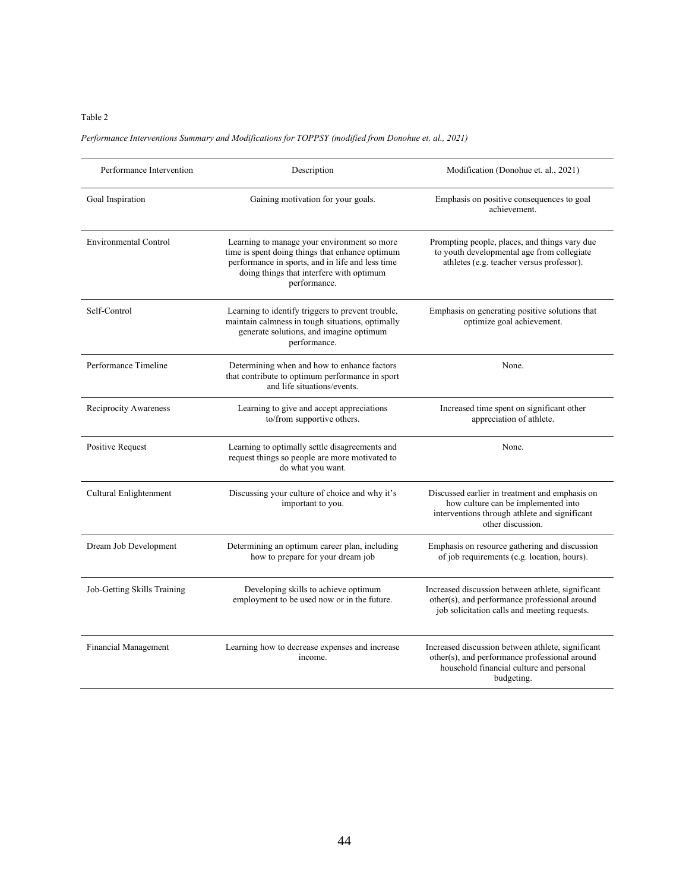Table 2

*Performance Interventions Summary and Modifications for TOPPSY (modified from Donohue et. al., 2021)*

| Performance Intervention | Description | Modification (Donohue et. al., 2021) |
|---|---|---|
| Goal Inspiration | Gaining motivation for your goals. | Emphasis on positive consequences to goal achievement. |
| Environmental Control | Learning to manage your environment so more time is spent doing things that enhance optimum performance in sports, and in life and less time doing things that interfere with optimum performance. | Prompting people, places, and things vary due to youth developmental age from collegiate athletes (e.g. teacher versus professor). |
| Self-Control | Learning to identify triggers to prevent trouble, maintain calmness in tough situations, optimally generate solutions, and imagine optimum performance. | Emphasis on generating positive solutions that optimize goal achievement. |
| Performance Timeline | Determining when and how to enhance factors that contribute to optimum performance in sport and life situations/events. | None. |
| Reciprocity Awareness | Learning to give and accept appreciations to/from supportive others. | Increased time spent on significant other appreciation of athlete. |
| Positive Request | Learning to optimally settle disagreements and request things so people are more motivated to do what you want. | None. |
| Cultural Enlightenment | Discussing your culture of choice and why it's important to you. | Discussed earlier in treatment and emphasis on how culture can be implemented into interventions through athlete and significant other discussion. |
| Dream Job Development | Determining an optimum career plan, including how to prepare for your dream job | Emphasis on resource gathering and discussion of job requirements (e.g. location, hours). |
| Job-Getting Skills Training | Developing skills to achieve optimum employment to be used now or in the future. | Increased discussion between athlete, significant other(s), and performance professional around job solicitation calls and meeting requests. |
| Financial Management | Learning how to decrease expenses and increase income. | Increased discussion between athlete, significant other(s), and performance professional around household financial culture and personal budgeting. |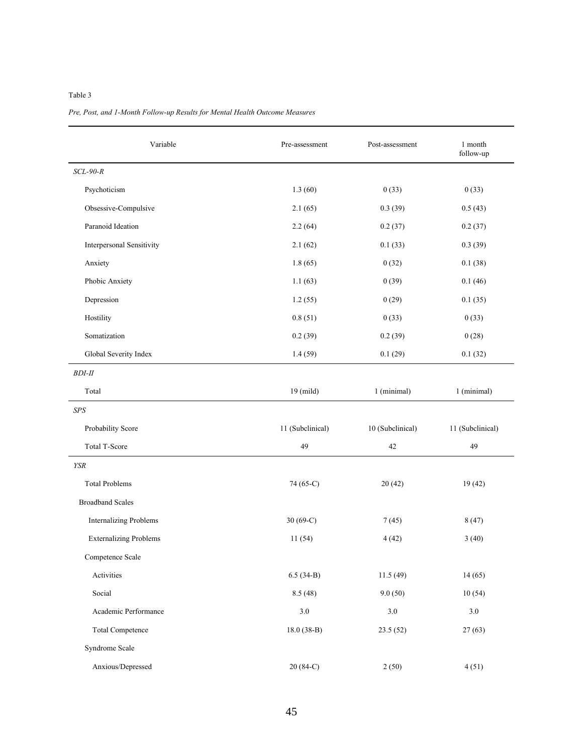Table 3

*Pre, Post, and 1-Month Follow-up Results for Mental Health Outcome Measures*

| Variable | Pre-assessment | Post-assessment | 1 month follow-up |
|---|---|---|---|
| *SCL-90-R* | | | |
| Psychoticism | 1.3 (60) | 0 (33) | 0 (33) |
| Obsessive-Compulsive | 2.1 (65) | 0.3 (39) | 0.5 (43) |
| Paranoid Ideation | 2.2 (64) | 0.2 (37) | 0.2 (37) |
| Interpersonal Sensitivity | 2.1 (62) | 0.1 (33) | 0.3 (39) |
| Anxiety | 1.8 (65) | 0 (32) | 0.1 (38) |
| Phobic Anxiety | 1.1 (63) | 0 (39) | 0.1 (46) |
| Depression | 1.2 (55) | 0 (29) | 0.1 (35) |
| Hostility | 0.8 (51) | 0 (33) | 0 (33) |
| Somatization | 0.2 (39) | 0.2 (39) | 0 (28) |
| Global Severity Index | 1.4 (59) | 0.1 (29) | 0.1 (32) |
| *BDI-II* | | | |
| Total | 19 (mild) | 1 (minimal) | 1 (minimal) |
| *SPS* | | | |
| Probability Score | 11 (Subclinical) | 10 (Subclinical) | 11 (Subclinical) |
| Total T-Score | 49 | 42 | 49 |
| *YSR* | | | |
| Total Problems | 74 (65-C) | 20 (42) | 19 (42) |
| Broadband Scales | | | |
| Internalizing Problems | 30 (69-C) | 7 (45) | 8 (47) |
| Externalizing Problems | 11 (54) | 4 (42) | 3 (40) |
| Competence Scale | | | |
| Activities | 6.5 (34-B) | 11.5 (49) | 14 (65) |
| Social | 8.5 (48) | 9.0 (50) | 10 (54) |
| Academic Performance | 3.0 | 3.0 | 3.0 |
| Total Competence | 18.0 (38-B) | 23.5 (52) | 27 (63) |
| Syndrome Scale | | | |
| Anxious/Depressed | 20 (84-C) | 2 (50) | 4 (51) |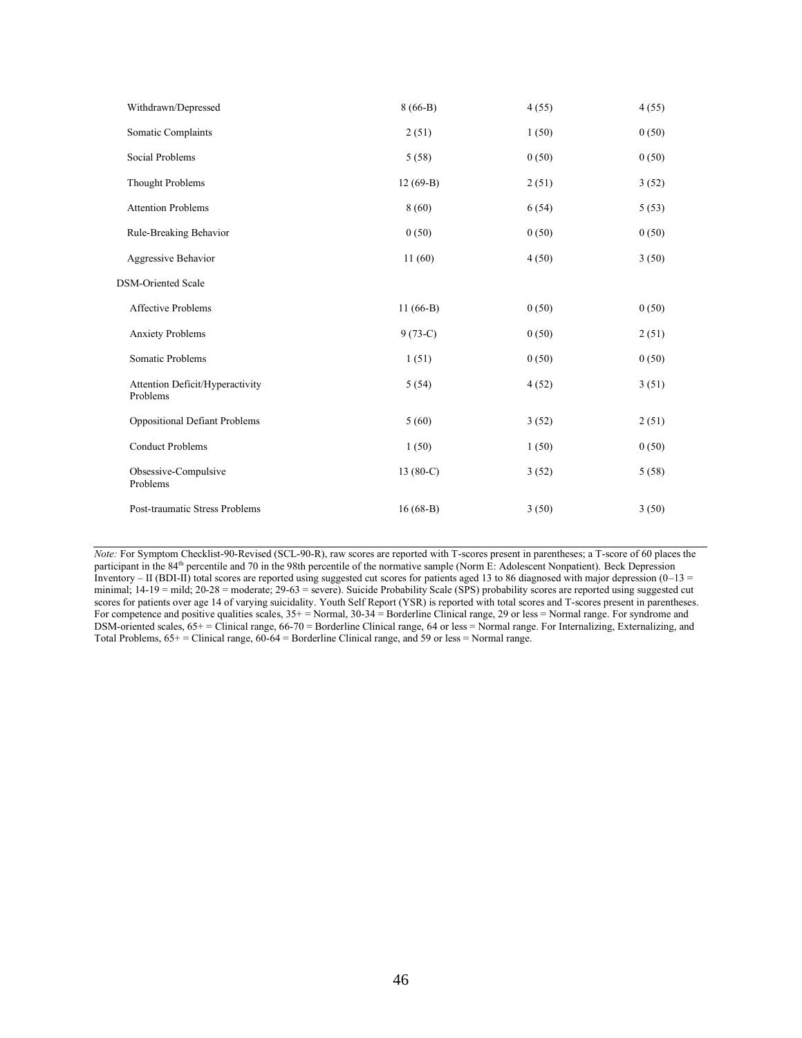| | | | |
|---|---|---|---|
| Withdrawn/Depressed | 8 (66-B) | 4 (55) | 4 (55) |
| Somatic Complaints | 2 (51) | 1 (50) | 0 (50) |
| Social Problems | 5 (58) | 0 (50) | 0 (50) |
| Thought Problems | 12 (69-B) | 2 (51) | 3 (52) |
| Attention Problems | 8 (60) | 6 (54) | 5 (53) |
| Rule-Breaking Behavior | 0 (50) | 0 (50) | 0 (50) |
| Aggressive Behavior | 11 (60) | 4 (50) | 3 (50) |
| DSM-Oriented Scale | | | |
| Affective Problems | 11 (66-B) | 0 (50) | 0 (50) |
| Anxiety Problems | 9 (73-C) | 0 (50) | 2 (51) |
| Somatic Problems | 1 (51) | 0 (50) | 0 (50) |
| Attention Deficit/Hyperactivity Problems | 5 (54) | 4 (52) | 3 (51) |
| Oppositional Defiant Problems | 5 (60) | 3 (52) | 2 (51) |
| Conduct Problems | 1 (50) | 1 (50) | 0 (50) |
| Obsessive-Compulsive Problems | 13 (80-C) | 3 (52) | 5 (58) |
| Post-traumatic Stress Problems | 16 (68-B) | 3 (50) | 3 (50) |

*Note:* For Symptom Checklist-90-Revised (SCL-90-R), raw scores are reported with T-scores present in parentheses; a T-score of 60 places the participant in the 84th percentile and 70 in the 98th percentile of the normative sample (Norm E: Adolescent Nonpatient). Beck Depression Inventory – II (BDI-II) total scores are reported using suggested cut scores for patients aged 13 to 86 diagnosed with major depression (0–13 = minimal; 14-19 = mild; 20-28 = moderate; 29-63 = severe). Suicide Probability Scale (SPS) probability scores are reported using suggested cut scores for patients over age 14 of varying suicidality. Youth Self Report (YSR) is reported with total scores and T-scores present in parentheses. For competence and positive qualities scales, 35+ = Normal, 30-34 = Borderline Clinical range, 29 or less = Normal range. For syndrome and DSM-oriented scales, 65+ = Clinical range, 66-70 = Borderline Clinical range, 64 or less = Normal range. For Internalizing, Externalizing, and Total Problems, 65+ = Clinical range, 60-64 = Borderline Clinical range, and 59 or less = Normal range.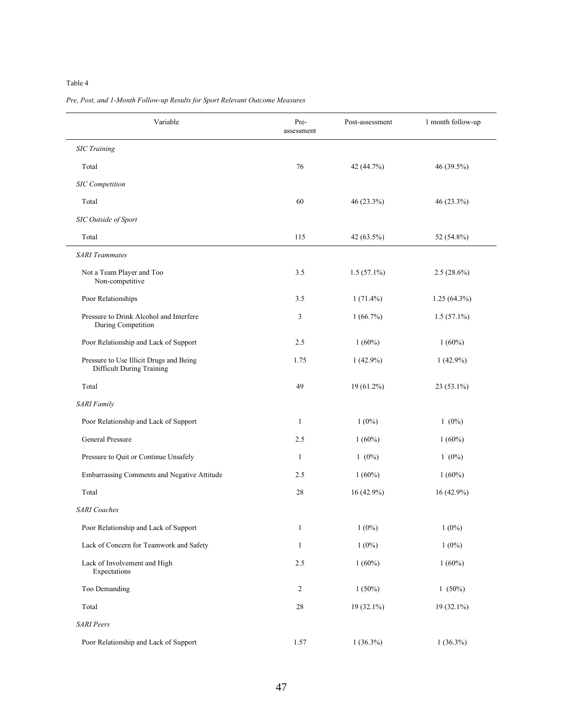Table 4

*Pre, Post, and 1-Month Follow-up Results for Sport Relevant Outcome Measures*

| Variable | Pre-assessment | Post-assessment | 1 month follow-up |
|---|---|---|---|
| *SIC Training* | | | |
| Total | 76 | 42 (44.7%) | 46 (39.5%) |
| *SIC Competition* | | | |
| Total | 60 | 46 (23.3%) | 46 (23.3%) |
| *SIC Outside of Sport* | | | |
| Total | 115 | 42 (63.5%) | 52 (54.8%) |
| *SARI Teammates* | | | |
| Not a Team Player and Too Non-competitive | 3.5 | 1.5 (57.1%) | 2.5 (28.6%) |
| Poor Relationships | 3.5 | 1 (71.4%) | 1.25 (64.3%) |
| Pressure to Drink Alcohol and Interfere During Competition | 3 | 1 (66.7%) | 1.5 (57.1%) |
| Poor Relationship and Lack of Support | 2.5 | 1 (60%) | 1 (60%) |
| Pressure to Use Illicit Drugs and Being Difficult During Training | 1.75 | 1 (42.9%) | 1 (42.9%) |
| Total | 49 | 19 (61.2%) | 23 (53.1%) |
| *SARI Family* | | | |
| Poor Relationship and Lack of Support | 1 | 1 (0%) | 1 (0%) |
| General Pressure | 2.5 | 1 (60%) | 1 (60%) |
| Pressure to Quit or Continue Unsafely | 1 | 1 (0%) | 1 (0%) |
| Embarrassing Comments and Negative Attitude | 2.5 | 1 (60%) | 1 (60%) |
| Total | 28 | 16 (42.9%) | 16 (42.9%) |
| *SARI Coaches* | | | |
| Poor Relationship and Lack of Support | 1 | 1 (0%) | 1 (0%) |
| Lack of Concern for Teamwork and Safety | 1 | 1 (0%) | 1 (0%) |
| Lack of Involvement and High Expectations | 2.5 | 1 (60%) | 1 (60%) |
| Too Demanding | 2 | 1 (50%) | 1 (50%) |
| Total | 28 | 19 (32.1%) | 19 (32.1%) |
| *SARI Peers* | | | |
| Poor Relationship and Lack of Support | 1.57 | 1 (36.3%) | 1 (36.3%) |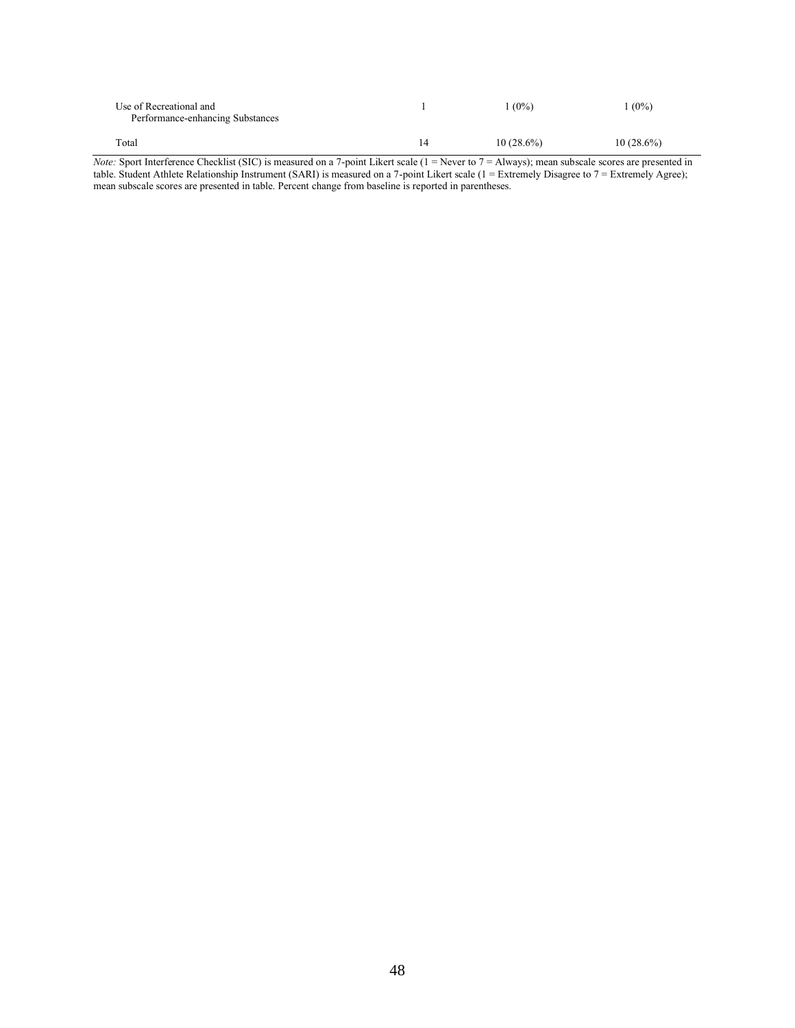| | | | |
|---|---|---|---|
| Use of Recreational and Performance-enhancing Substances | 1 | 1 (0%) | 1 (0%) |
| Total | 14 | 10 (28.6%) | 10 (28.6%) |

*Note:* Sport Interference Checklist (SIC) is measured on a 7-point Likert scale (1 = Never to 7 = Always); mean subscale scores are presented in table. Student Athlete Relationship Instrument (SARI) is measured on a 7-point Likert scale (1 = Extremely Disagree to 7 = Extremely Agree); mean subscale scores are presented in table. Percent change from baseline is reported in parentheses.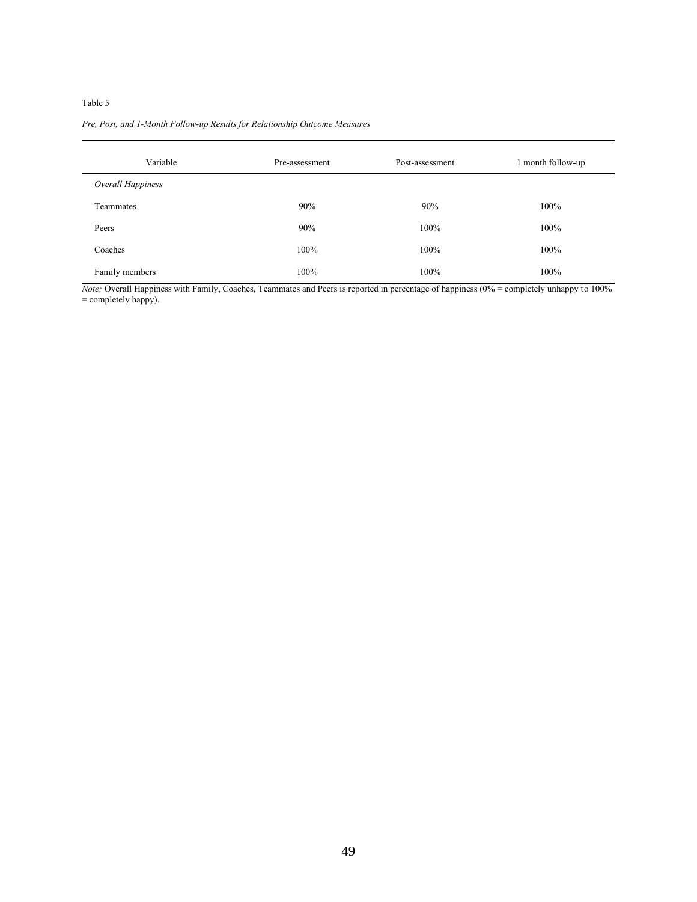Table 5

*Pre, Post, and 1-Month Follow-up Results for Relationship Outcome Measures*

| Variable | Pre-assessment | Post-assessment | 1 month follow-up |
|---|---|---|---|
| *Overall Happiness* | | | |
| Teammates | 90% | 90% | 100% |
| Peers | 90% | 100% | 100% |
| Coaches | 100% | 100% | 100% |
| Family members | 100% | 100% | 100% |

*Note:* Overall Happiness with Family, Coaches, Teammates and Peers is reported in percentage of happiness (0% = completely unhappy to 100% = completely happy).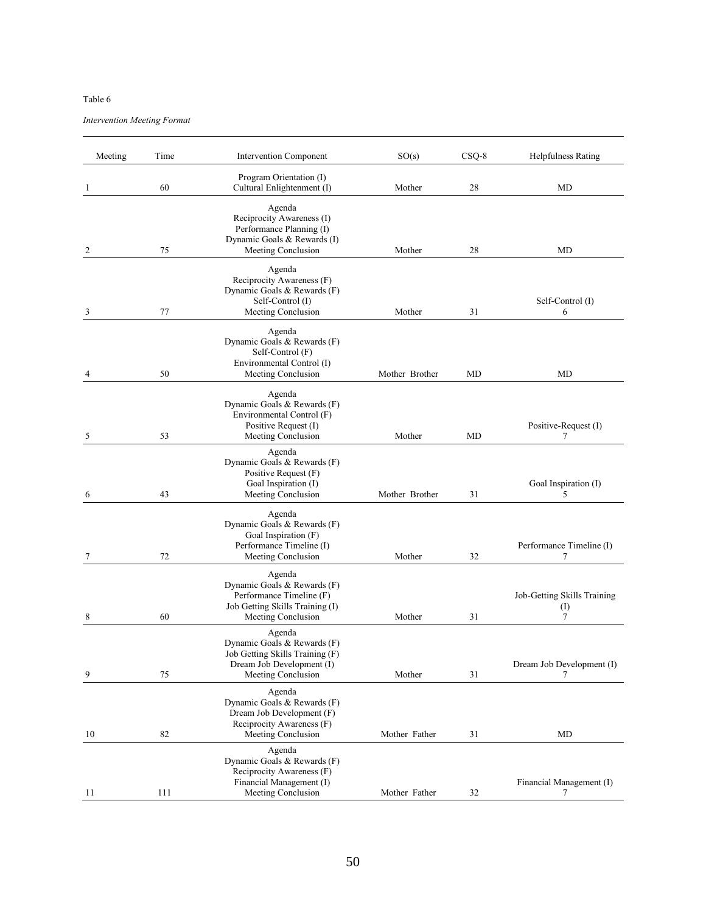Table 6

*Intervention Meeting Format*

| Meeting | Time | Intervention Component | SO(s) | CSQ-8 | Helpfulness Rating |
|---|---|---|---|---|---|
| 1 | 60 | Program Orientation (I)<br>Cultural Enlightenment (I) | Mother | 28 | MD |
| 2 | 75 | Agenda<br>Reciprocity Awareness (I)<br>Performance Planning (I)<br>Dynamic Goals & Rewards (I)<br>Meeting Conclusion | Mother | 28 | MD |
| 3 | 77 | Agenda<br>Reciprocity Awareness (F)<br>Dynamic Goals & Rewards (F)<br>Self-Control (I)<br>Meeting Conclusion | Mother | 31 | Self-Control (I)<br>6 |
| 4 | 50 | Agenda<br>Dynamic Goals & Rewards (F)<br>Self-Control (F)<br>Environmental Control (I)<br>Meeting Conclusion | Mother Brother | MD | MD |
| 5 | 53 | Agenda<br>Dynamic Goals & Rewards (F)<br>Environmental Control (F)<br>Positive Request (I)<br>Meeting Conclusion | Mother | MD | Positive-Request (I)<br>7 |
| 6 | 43 | Agenda<br>Dynamic Goals & Rewards (F)<br>Positive Request (F)<br>Goal Inspiration (I)<br>Meeting Conclusion | Mother Brother | 31 | Goal Inspiration (I)<br>5 |
| 7 | 72 | Agenda<br>Dynamic Goals & Rewards (F)<br>Goal Inspiration (F)<br>Performance Timeline (I)<br>Meeting Conclusion | Mother | 32 | Performance Timeline (I)<br>7 |
| 8 | 60 | Agenda<br>Dynamic Goals & Rewards (F)<br>Performance Timeline (F)<br>Job Getting Skills Training (I)<br>Meeting Conclusion | Mother | 31 | Job-Getting Skills Training (I)<br>7 |
| 9 | 75 | Agenda<br>Dynamic Goals & Rewards (F)<br>Job Getting Skills Training (F)<br>Dream Job Development (I)<br>Meeting Conclusion | Mother | 31 | Dream Job Development (I)<br>7 |
| 10 | 82 | Agenda<br>Dynamic Goals & Rewards (F)<br>Dream Job Development (F)<br>Reciprocity Awareness (F)<br>Meeting Conclusion | Mother Father | 31 | MD |
| 11 | 111 | Agenda<br>Dynamic Goals & Rewards (F)<br>Reciprocity Awareness (F)<br>Financial Management (I)<br>Meeting Conclusion | Mother Father | 32 | Financial Management (I)<br>7 |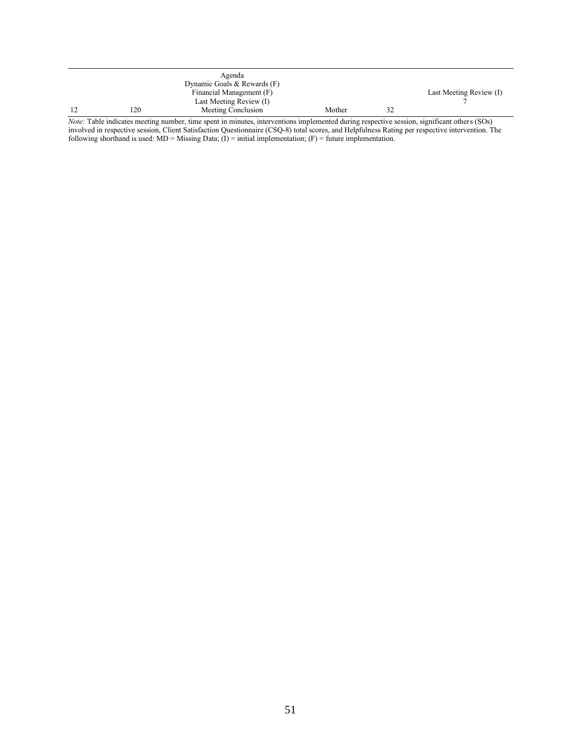| | | | | | |
|---|---|---|---|---|---|
| 12 | 120 | Agenda<br>Dynamic Goals & Rewards (F)<br>Financial Management (F)<br>Last Meeting Review (I)<br>Meeting Conclusion | Mother | 32 | Last Meeting Review (I)<br>7 |

*Note:* Table indicates meeting number, time spent in minutes, interventions implemented during respective session, significant others (SOs) involved in respective session, Client Satisfaction Questionnaire (CSQ-8) total scores, and Helpfulness Rating per respective intervention. The following shorthand is used: MD = Missing Data; (I) = initial implementation; (F) = future implementation.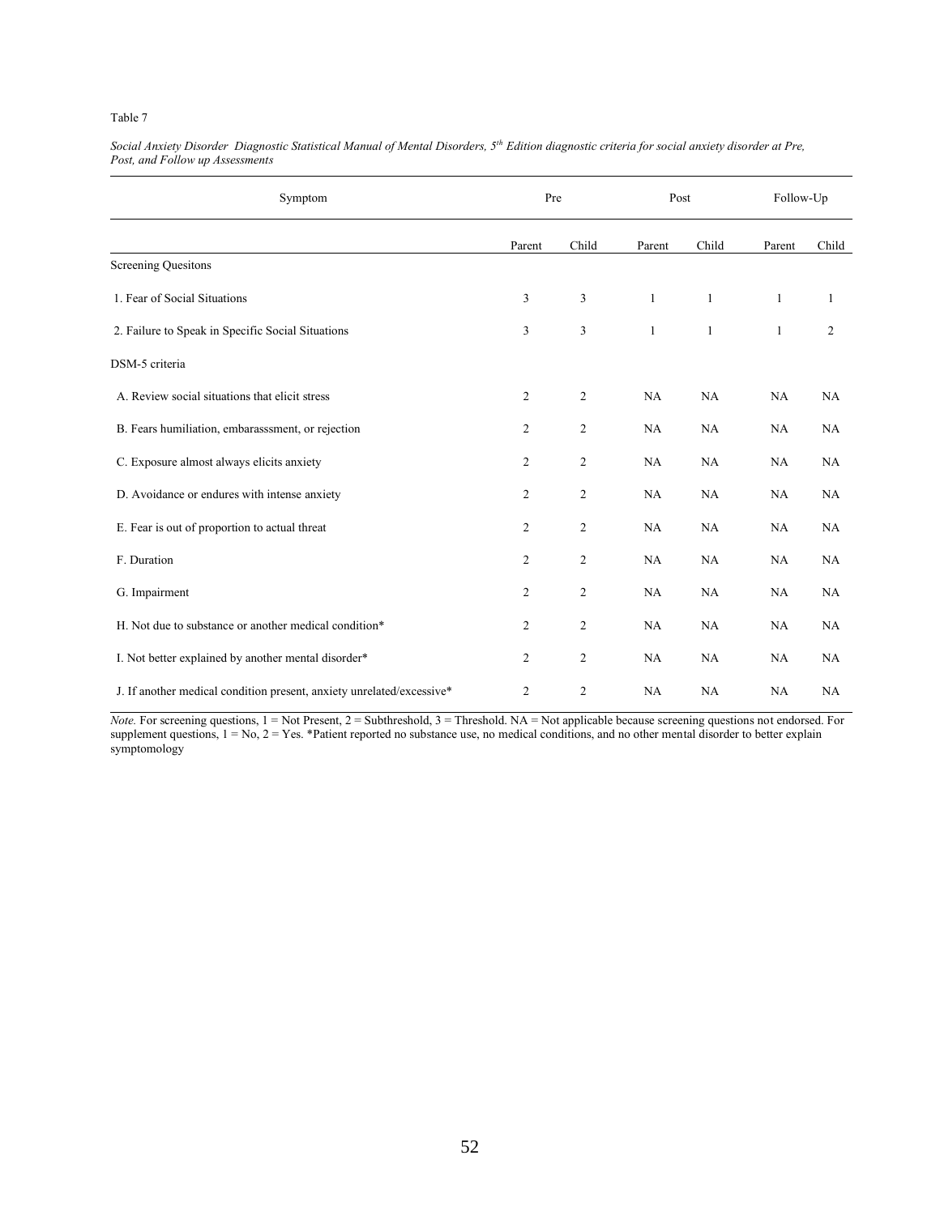Table 7

*Social Anxiety Disorder Diagnostic Statistical Manual of Mental Disorders, 5th Edition diagnostic criteria for social anxiety disorder at Pre, Post, and Follow up Assessments*

| Symptom | Pre | | Post | | Follow-Up | |
|---|---|---|---|---|---|---|
| | Parent | Child | Parent | Child | Parent | Child |
| Screening Quesitons | | | | | | |
| 1. Fear of Social Situations | 3 | 3 | 1 | 1 | 1 | 1 |
| 2. Failure to Speak in Specific Social Situations | 3 | 3 | 1 | 1 | 1 | 2 |
| DSM-5 criteria | | | | | | |
| A. Review social situations that elicit stress | 2 | 2 | NA | NA | NA | NA |
| B. Fears humiliation, embarasssment, or rejection | 2 | 2 | NA | NA | NA | NA |
| C. Exposure almost always elicits anxiety | 2 | 2 | NA | NA | NA | NA |
| D. Avoidance or endures with intense anxiety | 2 | 2 | NA | NA | NA | NA |
| E. Fear is out of proportion to actual threat | 2 | 2 | NA | NA | NA | NA |
| F. Duration | 2 | 2 | NA | NA | NA | NA |
| G. Impairment | 2 | 2 | NA | NA | NA | NA |
| H. Not due to substance or another medical condition* | 2 | 2 | NA | NA | NA | NA |
| I. Not better explained by another mental disorder* | 2 | 2 | NA | NA | NA | NA |
| J. If another medical condition present, anxiety unrelated/excessive* | 2 | 2 | NA | NA | NA | NA |

*Note.* For screening questions, 1 = Not Present, 2 = Subthreshold, 3 = Threshold. NA = Not applicable because screening questions not endorsed. For supplement questions, 1 = No, 2 = Yes. *Patient reported no substance use, no medical conditions, and no other mental disorder to better explain symptomology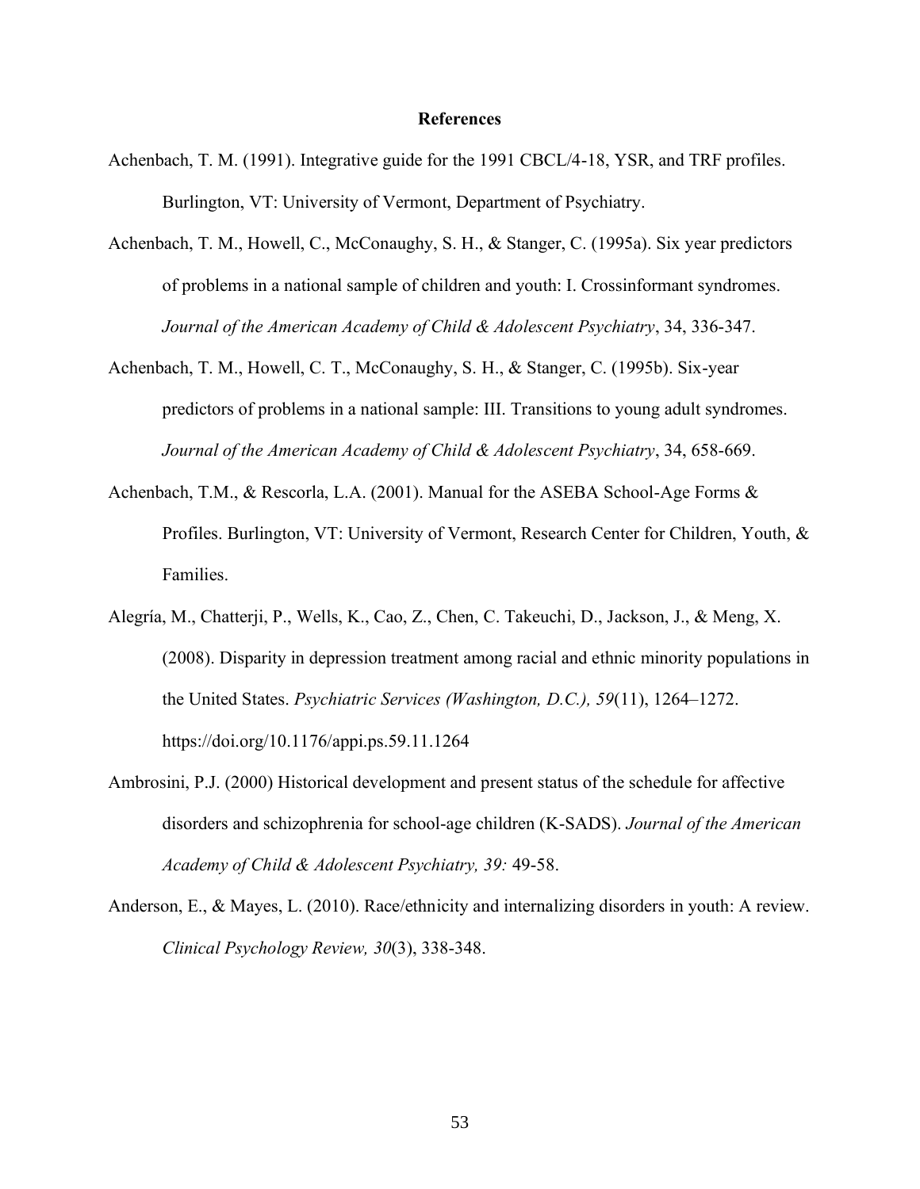# References

Achenbach, T. M. (1991). Integrative guide for the 1991 CBCL/4-18, YSR, and TRF profiles. Burlington, VT: University of Vermont, Department of Psychiatry.

Achenbach, T. M., Howell, C., McConaughy, S. H., & Stanger, C. (1995a). Six year predictors of problems in a national sample of children and youth: I. Crossinformant syndromes. *Journal of the American Academy of Child & Adolescent Psychiatry*, 34, 336-347.

Achenbach, T. M., Howell, C. T., McConaughy, S. H., & Stanger, C. (1995b). Six-year predictors of problems in a national sample: III. Transitions to young adult syndromes. *Journal of the American Academy of Child & Adolescent Psychiatry*, 34, 658-669.

Achenbach, T.M., & Rescorla, L.A. (2001). Manual for the ASEBA School-Age Forms & Profiles. Burlington, VT: University of Vermont, Research Center for Children, Youth, & Families.

Alegría, M., Chatterji, P., Wells, K., Cao, Z., Chen, C. Takeuchi, D., Jackson, J., & Meng, X. (2008). Disparity in depression treatment among racial and ethnic minority populations in the United States. *Psychiatric Services (Washington, D.C.), 59*(11), 1264–1272. https://doi.org/10.1176/appi.ps.59.11.1264

Ambrosini, P.J. (2000) Historical development and present status of the schedule for affective disorders and schizophrenia for school-age children (K-SADS). *Journal of the American Academy of Child & Adolescent Psychiatry, 39:* 49-58.

Anderson, E., & Mayes, L. (2010). Race/ethnicity and internalizing disorders in youth: A review. *Clinical Psychology Review, 30*(3), 338-348.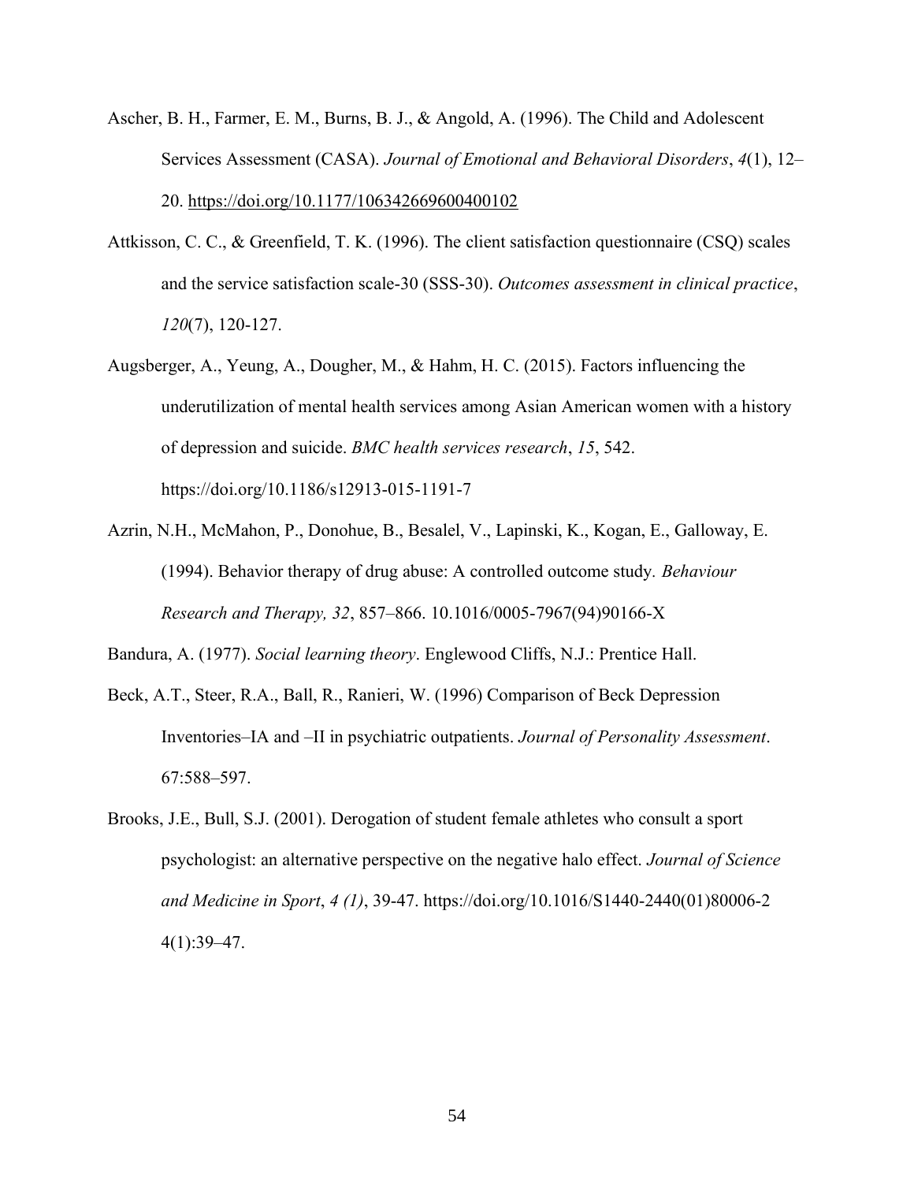Ascher, B. H., Farmer, E. M., Burns, B. J., & Angold, A. (1996). The Child and Adolescent Services Assessment (CASA). *Journal of Emotional and Behavioral Disorders*, *4*(1), 12–20. https://doi.org/10.1177/106342669600400102

Attkisson, C. C., & Greenfield, T. K. (1996). The client satisfaction questionnaire (CSQ) scales and the service satisfaction scale-30 (SSS-30). *Outcomes assessment in clinical practice*, *120*(7), 120-127.

Augsberger, A., Yeung, A., Dougher, M., & Hahm, H. C. (2015). Factors influencing the underutilization of mental health services among Asian American women with a history of depression and suicide. *BMC health services research*, *15*, 542. https://doi.org/10.1186/s12913-015-1191-7

Azrin, N.H., McMahon, P., Donohue, B., Besalel, V., Lapinski, K., Kogan, E., Galloway, E. (1994). Behavior therapy of drug abuse: A controlled outcome study. *Behaviour Research and Therapy, 32*, 857–866. 10.1016/0005-7967(94)90166-X

Bandura, A. (1977). *Social learning theory*. Englewood Cliffs, N.J.: Prentice Hall.

Beck, A.T., Steer, R.A., Ball, R., Ranieri, W. (1996) Comparison of Beck Depression Inventories–IA and –II in psychiatric outpatients. *Journal of Personality Assessment*. 67:588–597.

Brooks, J.E., Bull, S.J. (2001). Derogation of student female athletes who consult a sport psychologist: an alternative perspective on the negative halo effect. *Journal of Science and Medicine in Sport*, *4 (1)*, 39-47. https://doi.org/10.1016/S1440-2440(01)80006-2 4(1):39–47.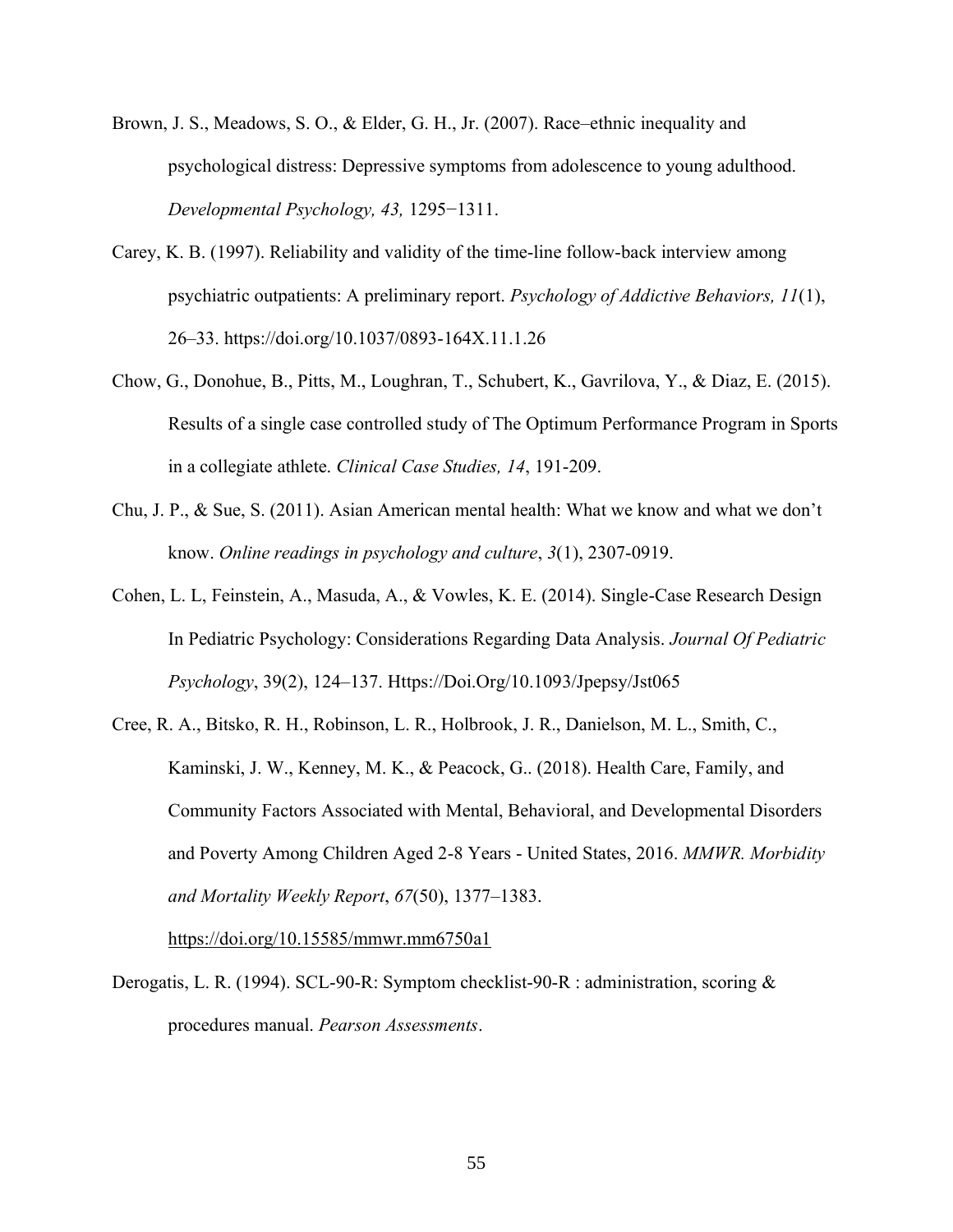Brown, J. S., Meadows, S. O., & Elder, G. H., Jr. (2007). Race–ethnic inequality and psychological distress: Depressive symptoms from adolescence to young adulthood. *Developmental Psychology, 43,* 1295−1311.

Carey, K. B. (1997). Reliability and validity of the time-line follow-back interview among psychiatric outpatients: A preliminary report. *Psychology of Addictive Behaviors, 11*(1), 26–33. https://doi.org/10.1037/0893-164X.11.1.26

Chow, G., Donohue, B., Pitts, M., Loughran, T., Schubert, K., Gavrilova, Y., & Diaz, E. (2015). Results of a single case controlled study of The Optimum Performance Program in Sports in a collegiate athlete. *Clinical Case Studies, 14*, 191-209.

Chu, J. P., & Sue, S. (2011). Asian American mental health: What we know and what we don't know. *Online readings in psychology and culture*, *3*(1), 2307-0919.

Cohen, L. L, Feinstein, A., Masuda, A., & Vowles, K. E. (2014). Single-Case Research Design In Pediatric Psychology: Considerations Regarding Data Analysis. *Journal Of Pediatric Psychology*, 39(2), 124–137. Https://Doi.Org/10.1093/Jpepsy/Jst065

Cree, R. A., Bitsko, R. H., Robinson, L. R., Holbrook, J. R., Danielson, M. L., Smith, C., Kaminski, J. W., Kenney, M. K., & Peacock, G.. (2018). Health Care, Family, and Community Factors Associated with Mental, Behavioral, and Developmental Disorders and Poverty Among Children Aged 2-8 Years - United States, 2016. *MMWR. Morbidity and Mortality Weekly Report*, *67*(50), 1377–1383. https://doi.org/10.15585/mmwr.mm6750a1

Derogatis, L. R. (1994). SCL-90-R: Symptom checklist-90-R : administration, scoring & procedures manual. *Pearson Assessments*.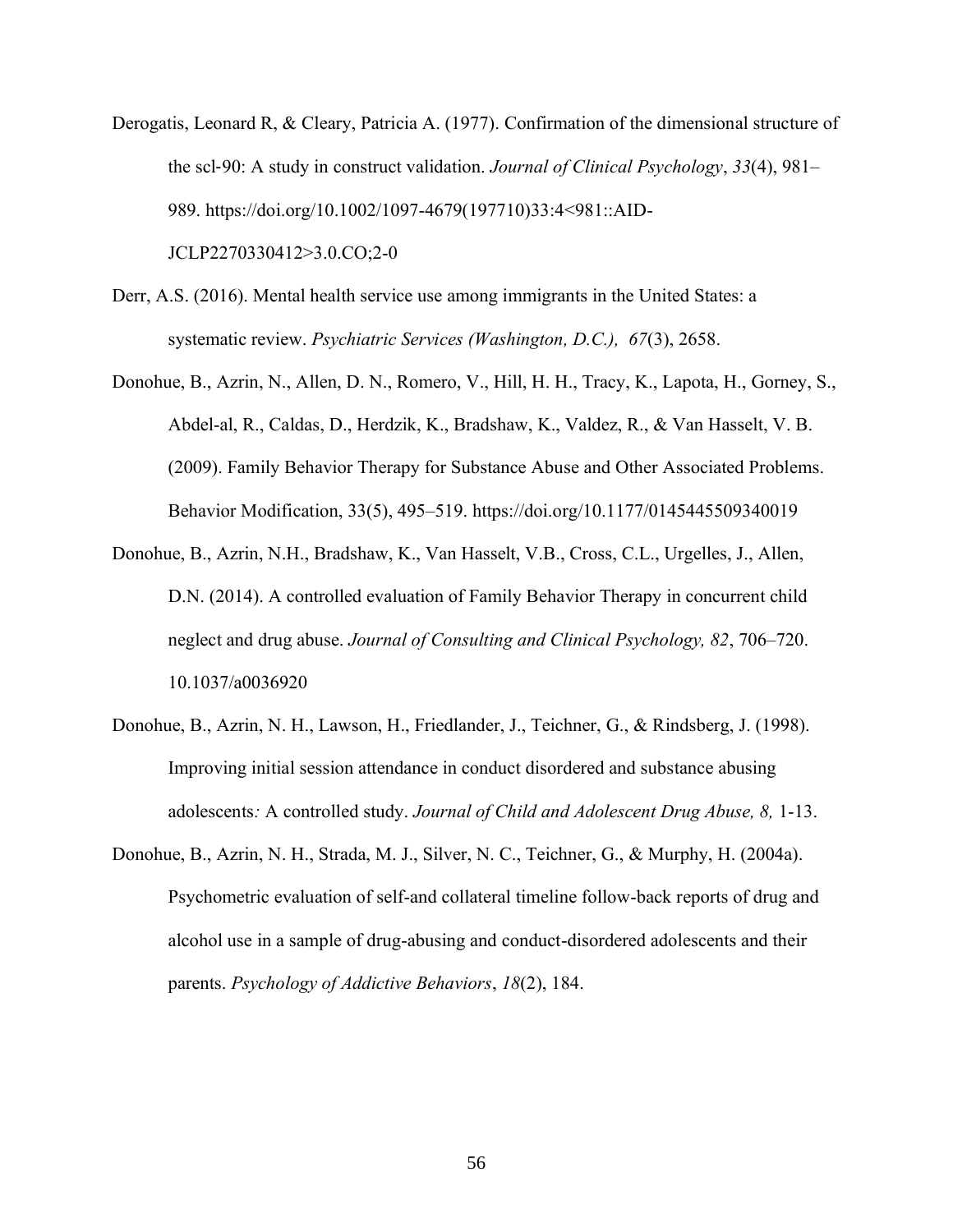Derogatis, Leonard R, & Cleary, Patricia A. (1977). Confirmation of the dimensional structure of the scl-90: A study in construct validation. *Journal of Clinical Psychology*, *33*(4), 981–989. https://doi.org/10.1002/1097-4679(197710)33:4<981::AID-JCLP2270330412>3.0.CO;2-0

Derr, A.S. (2016). Mental health service use among immigrants in the United States: a systematic review. *Psychiatric Services (Washington, D.C.), 67*(3), 2658.

Donohue, B., Azrin, N., Allen, D. N., Romero, V., Hill, H. H., Tracy, K., Lapota, H., Gorney, S., Abdel-al, R., Caldas, D., Herdzik, K., Bradshaw, K., Valdez, R., & Van Hasselt, V. B. (2009). Family Behavior Therapy for Substance Abuse and Other Associated Problems. Behavior Modification, 33(5), 495–519. https://doi.org/10.1177/0145445509340019

Donohue, B., Azrin, N.H., Bradshaw, K., Van Hasselt, V.B., Cross, C.L., Urgelles, J., Allen, D.N. (2014). A controlled evaluation of Family Behavior Therapy in concurrent child neglect and drug abuse. *Journal of Consulting and Clinical Psychology, 82*, 706–720. 10.1037/a0036920

Donohue, B., Azrin, N. H., Lawson, H., Friedlander, J., Teichner, G., & Rindsberg, J. (1998). Improving initial session attendance in conduct disordered and substance abusing adolescents*:* A controlled study. *Journal of Child and Adolescent Drug Abuse, 8,* 1-13.

Donohue, B., Azrin, N. H., Strada, M. J., Silver, N. C., Teichner, G., & Murphy, H. (2004a). Psychometric evaluation of self-and collateral timeline follow-back reports of drug and alcohol use in a sample of drug-abusing and conduct-disordered adolescents and their parents. *Psychology of Addictive Behaviors*, *18*(2), 184.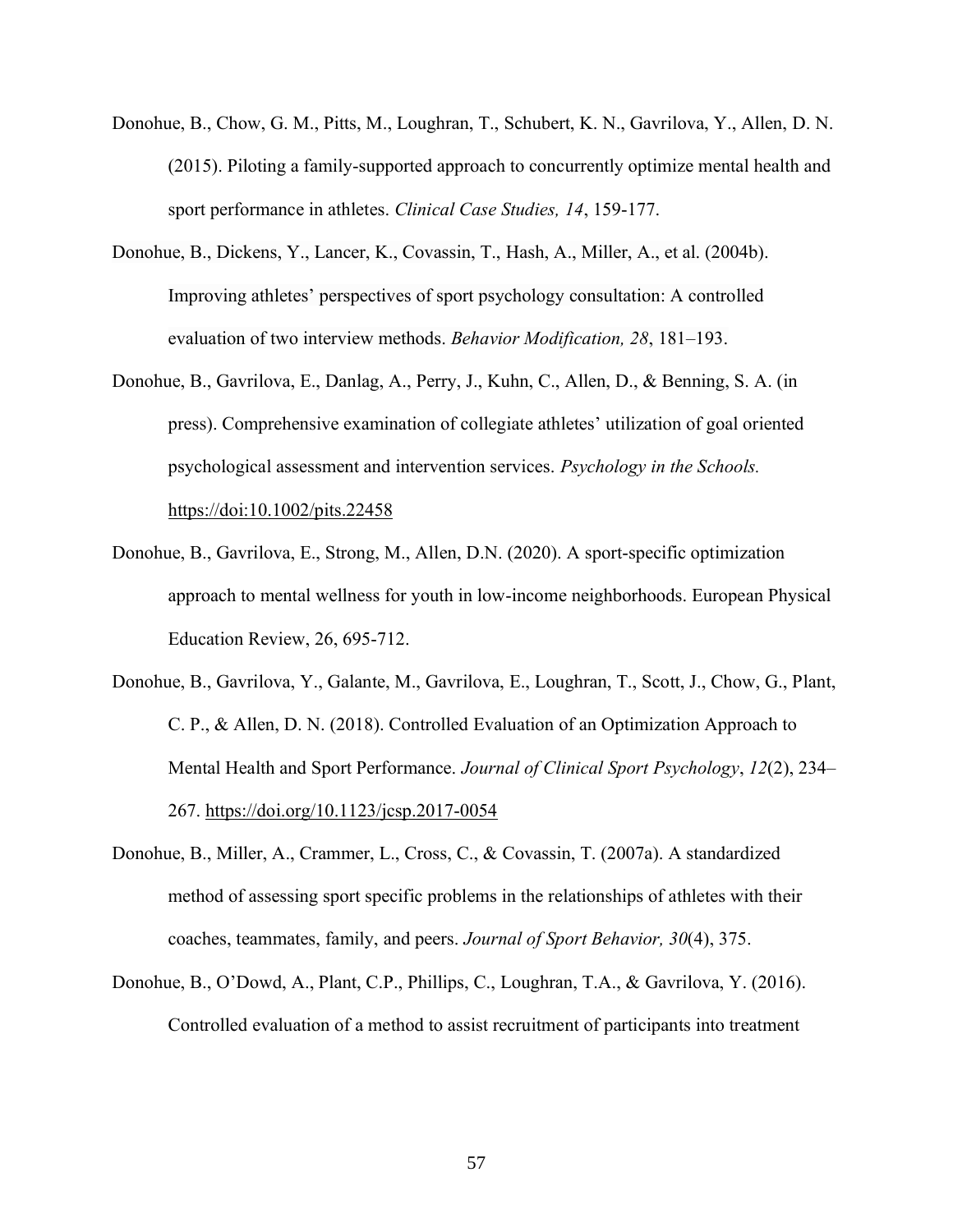Donohue, B., Chow, G. M., Pitts, M., Loughran, T., Schubert, K. N., Gavrilova, Y., Allen, D. N. (2015). Piloting a family-supported approach to concurrently optimize mental health and sport performance in athletes. *Clinical Case Studies, 14*, 159-177.

Donohue, B., Dickens, Y., Lancer, K., Covassin, T., Hash, A., Miller, A., et al. (2004b). Improving athletes' perspectives of sport psychology consultation: A controlled evaluation of two interview methods. *Behavior Modification, 28*, 181–193.

Donohue, B., Gavrilova, E., Danlag, A., Perry, J., Kuhn, C., Allen, D., & Benning, S. A. (in press). Comprehensive examination of collegiate athletes' utilization of goal oriented psychological assessment and intervention services. *Psychology in the Schools.* https://doi:10.1002/pits.22458

Donohue, B., Gavrilova, E., Strong, M., Allen, D.N. (2020). A sport-specific optimization approach to mental wellness for youth in low-income neighborhoods. European Physical Education Review, 26, 695-712.

Donohue, B., Gavrilova, Y., Galante, M., Gavrilova, E., Loughran, T., Scott, J., Chow, G., Plant, C. P., & Allen, D. N. (2018). Controlled Evaluation of an Optimization Approach to Mental Health and Sport Performance. *Journal of Clinical Sport Psychology*, *12*(2), 234–267. https://doi.org/10.1123/jcsp.2017-0054

Donohue, B., Miller, A., Crammer, L., Cross, C., & Covassin, T. (2007a). A standardized method of assessing sport specific problems in the relationships of athletes with their coaches, teammates, family, and peers. *Journal of Sport Behavior, 30*(4), 375.

Donohue, B., O'Dowd, A., Plant, C.P., Phillips, C., Loughran, T.A., & Gavrilova, Y. (2016). Controlled evaluation of a method to assist recruitment of participants into treatment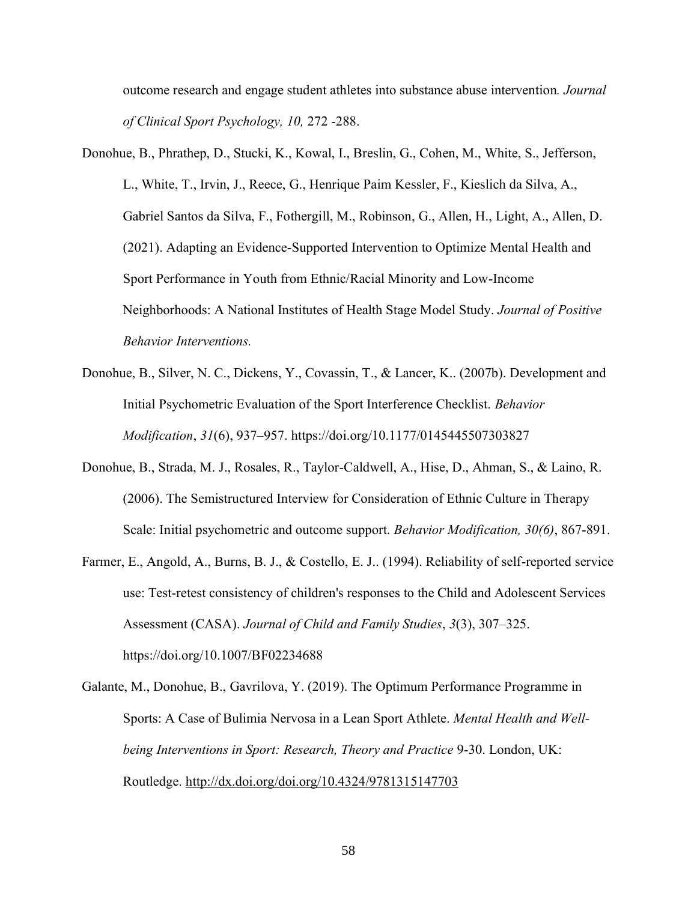outcome research and engage student athletes into substance abuse intervention*. Journal of Clinical Sport Psychology, 10,* 272 -288.

Donohue, B., Phrathep, D., Stucki, K., Kowal, I., Breslin, G., Cohen, M., White, S., Jefferson, L., White, T., Irvin, J., Reece, G., Henrique Paim Kessler, F., Kieslich da Silva, A., Gabriel Santos da Silva, F., Fothergill, M., Robinson, G., Allen, H., Light, A., Allen, D. (2021). Adapting an Evidence-Supported Intervention to Optimize Mental Health and Sport Performance in Youth from Ethnic/Racial Minority and Low-Income Neighborhoods: A National Institutes of Health Stage Model Study. *Journal of Positive Behavior Interventions.*

Donohue, B., Silver, N. C., Dickens, Y., Covassin, T., & Lancer, K.. (2007b). Development and Initial Psychometric Evaluation of the Sport Interference Checklist. *Behavior Modification*, *31*(6), 937–957. https://doi.org/10.1177/0145445507303827

Donohue, B., Strada, M. J., Rosales, R., Taylor-Caldwell, A., Hise, D., Ahman, S., & Laino, R. (2006). The Semistructured Interview for Consideration of Ethnic Culture in Therapy Scale: Initial psychometric and outcome support. *Behavior Modification, 30(6)*, 867-891.

Farmer, E., Angold, A., Burns, B. J., & Costello, E. J.. (1994). Reliability of self-reported service use: Test-retest consistency of children's responses to the Child and Adolescent Services Assessment (CASA). *Journal of Child and Family Studies*, *3*(3), 307–325. https://doi.org/10.1007/BF02234688

Galante, M., Donohue, B., Gavrilova, Y. (2019). The Optimum Performance Programme in Sports: A Case of Bulimia Nervosa in a Lean Sport Athlete. *Mental Health and Well-being Interventions in Sport: Research, Theory and Practice* 9-30. London, UK: Routledge. http://dx.doi.org/doi.org/10.4324/9781315147703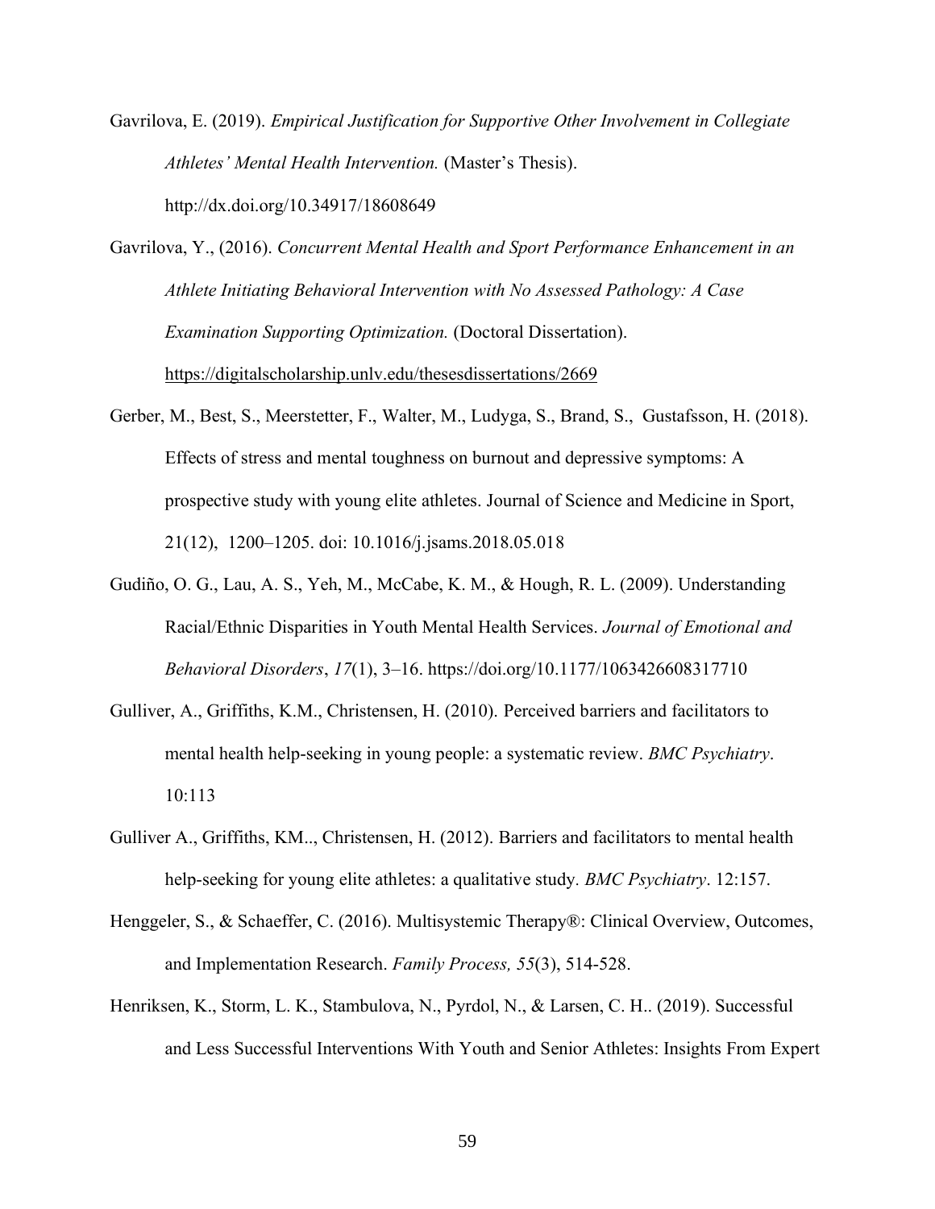Gavrilova, E. (2019). *Empirical Justification for Supportive Other Involvement in Collegiate Athletes' Mental Health Intervention.* (Master's Thesis). http://dx.doi.org/10.34917/18608649

Gavrilova, Y., (2016). *Concurrent Mental Health and Sport Performance Enhancement in an Athlete Initiating Behavioral Intervention with No Assessed Pathology: A Case Examination Supporting Optimization.* (Doctoral Dissertation). https://digitalscholarship.unlv.edu/thesesdissertations/2669

Gerber, M., Best, S., Meerstetter, F., Walter, M., Ludyga, S., Brand, S., Gustafsson, H. (2018). Effects of stress and mental toughness on burnout and depressive symptoms: A prospective study with young elite athletes. Journal of Science and Medicine in Sport, 21(12), 1200–1205. doi: 10.1016/j.jsams.2018.05.018

Gudiño, O. G., Lau, A. S., Yeh, M., McCabe, K. M., & Hough, R. L. (2009). Understanding Racial/Ethnic Disparities in Youth Mental Health Services. *Journal of Emotional and Behavioral Disorders*, *17*(1), 3–16. https://doi.org/10.1177/1063426608317710

Gulliver, A., Griffiths, K.M., Christensen, H. (2010). Perceived barriers and facilitators to mental health help-seeking in young people: a systematic review. *BMC Psychiatry*. 10:113

Gulliver A., Griffiths, KM.., Christensen, H. (2012). Barriers and facilitators to mental health help-seeking for young elite athletes: a qualitative study. *BMC Psychiatry*. 12:157.

Henggeler, S., & Schaeffer, C. (2016). Multisystemic Therapy®: Clinical Overview, Outcomes, and Implementation Research. *Family Process, 55*(3), 514-528.

Henriksen, K., Storm, L. K., Stambulova, N., Pyrdol, N., & Larsen, C. H.. (2019). Successful and Less Successful Interventions With Youth and Senior Athletes: Insights From Expert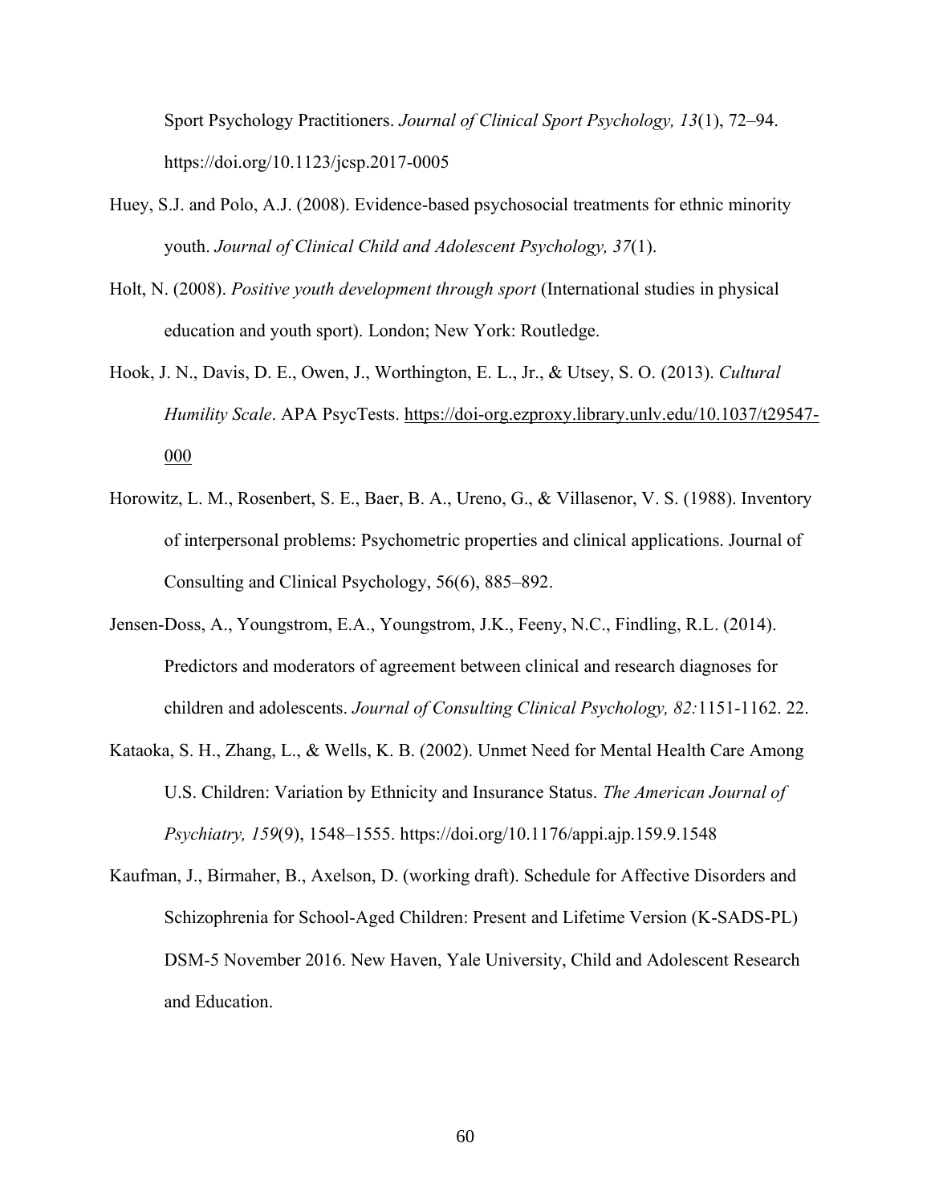Sport Psychology Practitioners. *Journal of Clinical Sport Psychology, 13*(1), 72–94. https://doi.org/10.1123/jcsp.2017-0005

Huey, S.J. and Polo, A.J. (2008). Evidence-based psychosocial treatments for ethnic minority youth. *Journal of Clinical Child and Adolescent Psychology, 37*(1).

Holt, N. (2008). *Positive youth development through sport* (International studies in physical education and youth sport). London; New York: Routledge.

Hook, J. N., Davis, D. E., Owen, J., Worthington, E. L., Jr., & Utsey, S. O. (2013). *Cultural Humility Scale*. APA PsycTests. https://doi-org.ezproxy.library.unlv.edu/10.1037/t29547-000

Horowitz, L. M., Rosenbert, S. E., Baer, B. A., Ureno, G., & Villasenor, V. S. (1988). Inventory of interpersonal problems: Psychometric properties and clinical applications. Journal of Consulting and Clinical Psychology, 56(6), 885–892.

Jensen-Doss, A., Youngstrom, E.A., Youngstrom, J.K., Feeny, N.C., Findling, R.L. (2014). Predictors and moderators of agreement between clinical and research diagnoses for children and adolescents. *Journal of Consulting Clinical Psychology, 82:*1151-1162. 22.

Kataoka, S. H., Zhang, L., & Wells, K. B. (2002). Unmet Need for Mental Health Care Among U.S. Children: Variation by Ethnicity and Insurance Status. *The American Journal of Psychiatry, 159*(9), 1548–1555. https://doi.org/10.1176/appi.ajp.159.9.1548

Kaufman, J., Birmaher, B., Axelson, D. (working draft). Schedule for Affective Disorders and Schizophrenia for School-Aged Children: Present and Lifetime Version (K-SADS-PL) DSM-5 November 2016. New Haven, Yale University, Child and Adolescent Research and Education.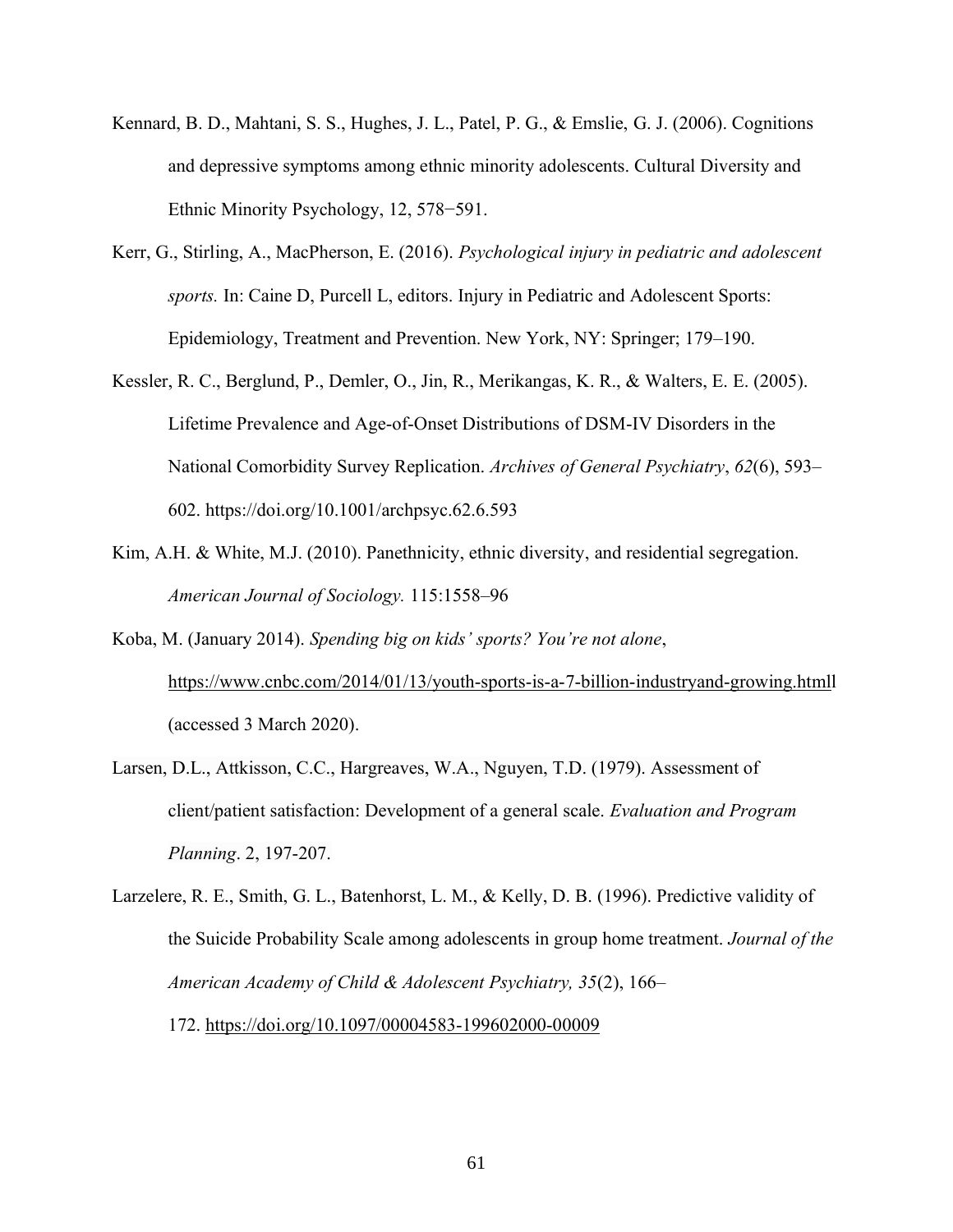Kennard, B. D., Mahtani, S. S., Hughes, J. L., Patel, P. G., & Emslie, G. J. (2006). Cognitions and depressive symptoms among ethnic minority adolescents. Cultural Diversity and Ethnic Minority Psychology, 12, 578−591.

Kerr, G., Stirling, A., MacPherson, E. (2016). *Psychological injury in pediatric and adolescent sports.* In: Caine D, Purcell L, editors. Injury in Pediatric and Adolescent Sports: Epidemiology, Treatment and Prevention. New York, NY: Springer; 179–190.

Kessler, R. C., Berglund, P., Demler, O., Jin, R., Merikangas, K. R., & Walters, E. E. (2005). Lifetime Prevalence and Age-of-Onset Distributions of DSM-IV Disorders in the National Comorbidity Survey Replication. *Archives of General Psychiatry*, *62*(6), 593–602. https://doi.org/10.1001/archpsyc.62.6.593

Kim, A.H. & White, M.J. (2010). Panethnicity, ethnic diversity, and residential segregation. *American Journal of Sociology.* 115:1558–96

Koba, M. (January 2014). *Spending big on kids' sports? You're not alone*, https://www.cnbc.com/2014/01/13/youth-sports-is-a-7-billion-industryand-growing.htmll (accessed 3 March 2020).

Larsen, D.L., Attkisson, C.C., Hargreaves, W.A., Nguyen, T.D. (1979). Assessment of client/patient satisfaction: Development of a general scale. *Evaluation and Program Planning*. 2, 197-207.

Larzelere, R. E., Smith, G. L., Batenhorst, L. M., & Kelly, D. B. (1996). Predictive validity of the Suicide Probability Scale among adolescents in group home treatment. *Journal of the American Academy of Child & Adolescent Psychiatry, 35*(2), 166–172. https://doi.org/10.1097/00004583-199602000-00009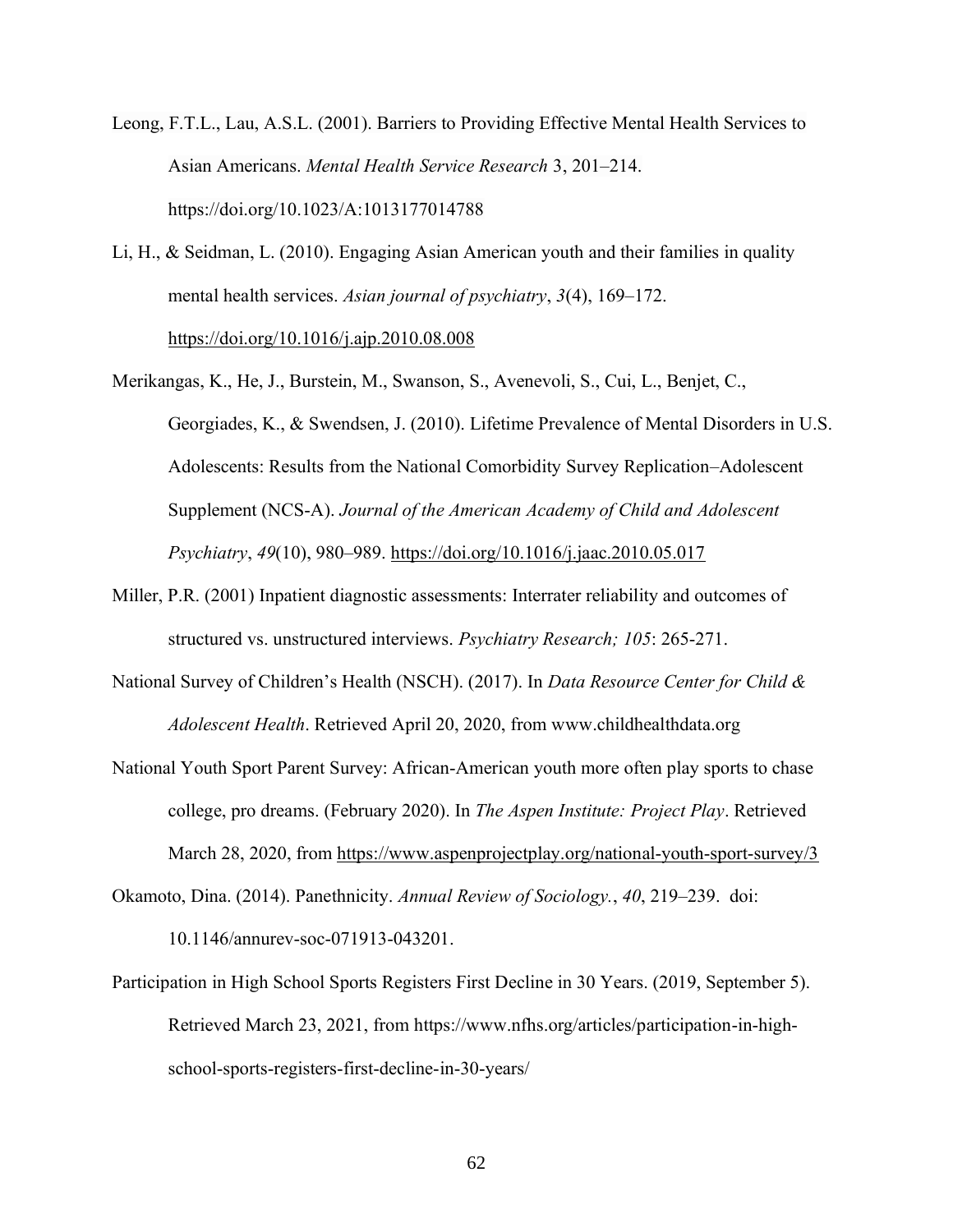Leong, F.T.L., Lau, A.S.L. (2001). Barriers to Providing Effective Mental Health Services to Asian Americans. *Mental Health Service Research* 3, 201–214. https://doi.org/10.1023/A:1013177014788

Li, H., & Seidman, L. (2010). Engaging Asian American youth and their families in quality mental health services. *Asian journal of psychiatry*, *3*(4), 169–172. https://doi.org/10.1016/j.ajp.2010.08.008

Merikangas, K., He, J., Burstein, M., Swanson, S., Avenevoli, S., Cui, L., Benjet, C., Georgiades, K., & Swendsen, J. (2010). Lifetime Prevalence of Mental Disorders in U.S. Adolescents: Results from the National Comorbidity Survey Replication–Adolescent Supplement (NCS-A). *Journal of the American Academy of Child and Adolescent Psychiatry*, *49*(10), 980–989. https://doi.org/10.1016/j.jaac.2010.05.017

Miller, P.R. (2001) Inpatient diagnostic assessments: Interrater reliability and outcomes of structured vs. unstructured interviews. *Psychiatry Research; 105*: 265-271.

National Survey of Children's Health (NSCH). (2017). In *Data Resource Center for Child & Adolescent Health*. Retrieved April 20, 2020, from www.childhealthdata.org

National Youth Sport Parent Survey: African-American youth more often play sports to chase college, pro dreams. (February 2020). In *The Aspen Institute: Project Play*. Retrieved March 28, 2020, from https://www.aspenprojectplay.org/national-youth-sport-survey/3

Okamoto, Dina. (2014). Panethnicity. *Annual Review of Sociology.*, *40*, 219–239. doi: 10.1146/annurev-soc-071913-043201.

Participation in High School Sports Registers First Decline in 30 Years. (2019, September 5). Retrieved March 23, 2021, from https://www.nfhs.org/articles/participation-in-high-school-sports-registers-first-decline-in-30-years/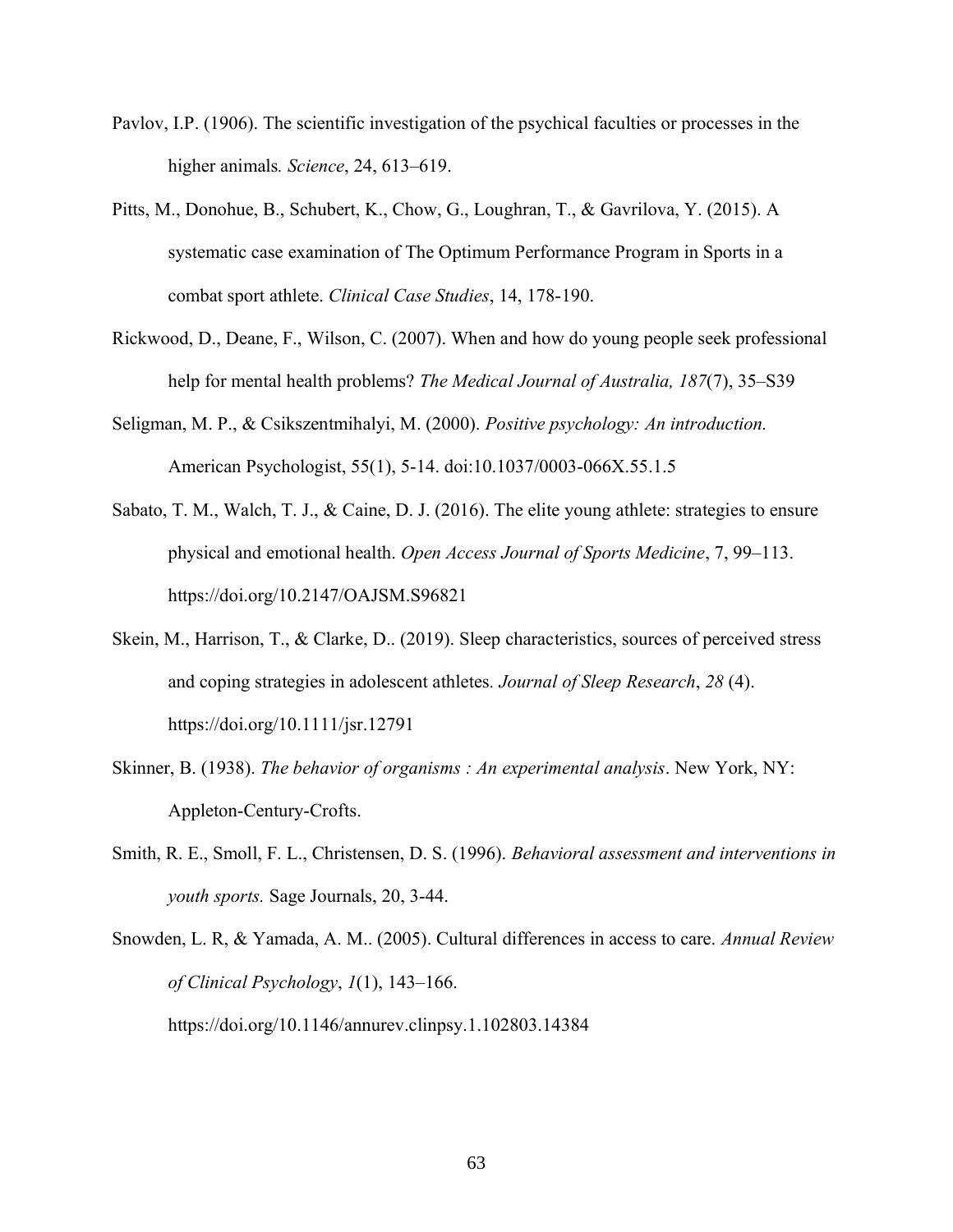Pavlov, I.P. (1906). The scientific investigation of the psychical faculties or processes in the higher animals. *Science*, 24, 613–619.

Pitts, M., Donohue, B., Schubert, K., Chow, G., Loughran, T., & Gavrilova, Y. (2015). A systematic case examination of The Optimum Performance Program in Sports in a combat sport athlete. *Clinical Case Studies*, 14, 178-190.

Rickwood, D., Deane, F., Wilson, C. (2007). When and how do young people seek professional help for mental health problems? *The Medical Journal of Australia, 187*(7), 35–S39

Seligman, M. P., & Csikszentmihalyi, M. (2000). *Positive psychology: An introduction.* American Psychologist, 55(1), 5-14. doi:10.1037/0003-066X.55.1.5

Sabato, T. M., Walch, T. J., & Caine, D. J. (2016). The elite young athlete: strategies to ensure physical and emotional health. *Open Access Journal of Sports Medicine*, 7, 99–113. https://doi.org/10.2147/OAJSM.S96821

Skein, M., Harrison, T., & Clarke, D.. (2019). Sleep characteristics, sources of perceived stress and coping strategies in adolescent athletes. *Journal of Sleep Research*, *28* (4). https://doi.org/10.1111/jsr.12791

Skinner, B. (1938). *The behavior of organisms : An experimental analysis*. New York, NY: Appleton-Century-Crofts.

Smith, R. E., Smoll, F. L., Christensen, D. S. (1996). *Behavioral assessment and interventions in youth sports.* Sage Journals, 20, 3-44.

Snowden, L. R, & Yamada, A. M.. (2005). Cultural differences in access to care. *Annual Review of Clinical Psychology*, *1*(1), 143–166. https://doi.org/10.1146/annurev.clinpsy.1.102803.14384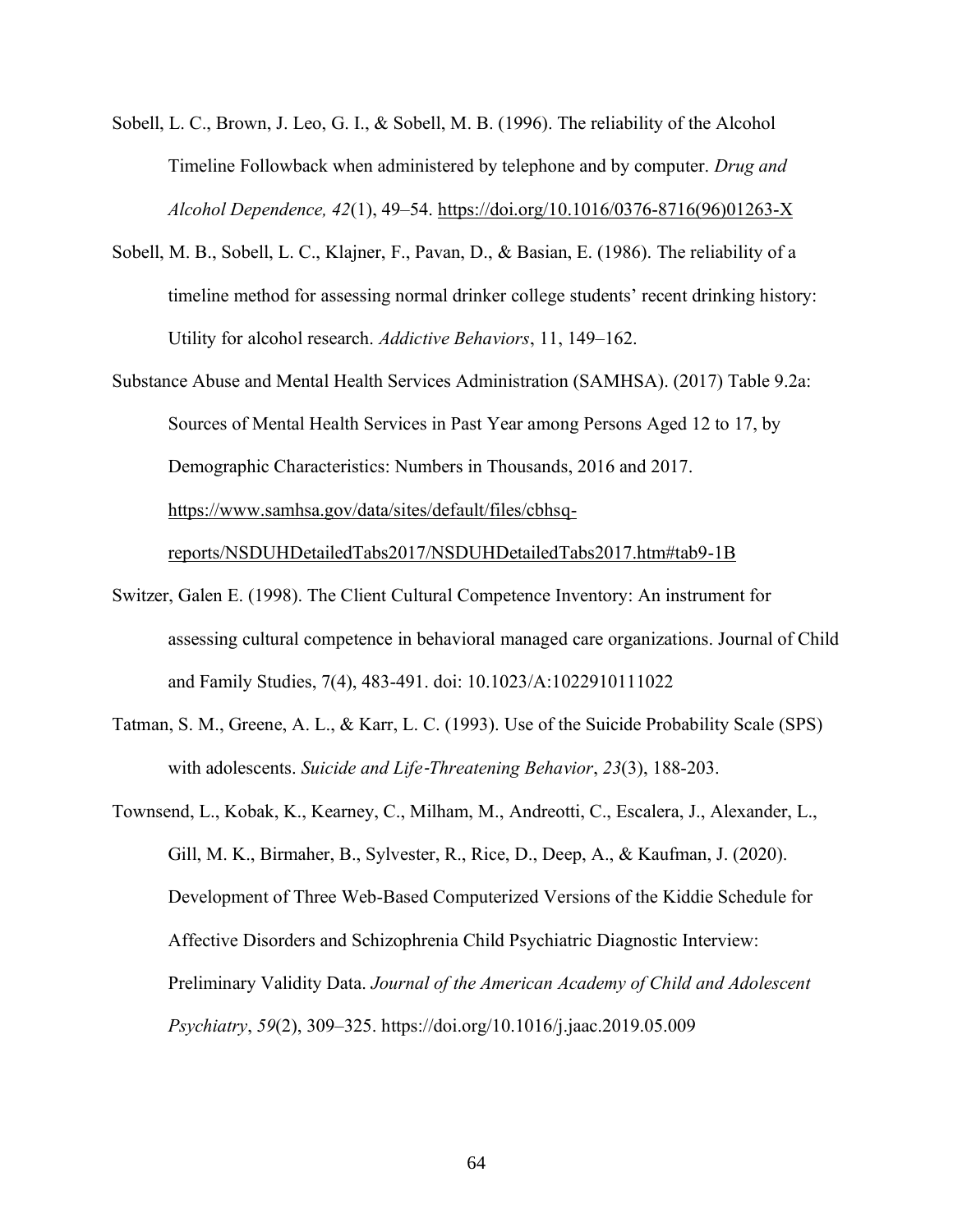Sobell, L. C., Brown, J. Leo, G. I., & Sobell, M. B. (1996). The reliability of the Alcohol Timeline Followback when administered by telephone and by computer. *Drug and Alcohol Dependence, 42*(1), 49–54. https://doi.org/10.1016/0376-8716(96)01263-X

Sobell, M. B., Sobell, L. C., Klajner, F., Pavan, D., & Basian, E. (1986). The reliability of a timeline method for assessing normal drinker college students' recent drinking history: Utility for alcohol research. *Addictive Behaviors*, 11, 149–162.

Substance Abuse and Mental Health Services Administration (SAMHSA). (2017) Table 9.2a: Sources of Mental Health Services in Past Year among Persons Aged 12 to 17, by Demographic Characteristics: Numbers in Thousands, 2016 and 2017. https://www.samhsa.gov/data/sites/default/files/cbhsq-reports/NSDUHDetailedTabs2017/NSDUHDetailedTabs2017.htm#tab9-1B

Switzer, Galen E. (1998). The Client Cultural Competence Inventory: An instrument for assessing cultural competence in behavioral managed care organizations. Journal of Child and Family Studies, 7(4), 483-491. doi: 10.1023/A:1022910111022

Tatman, S. M., Greene, A. L., & Karr, L. C. (1993). Use of the Suicide Probability Scale (SPS) with adolescents. *Suicide and Life‐Threatening Behavior*, *23*(3), 188-203.

Townsend, L., Kobak, K., Kearney, C., Milham, M., Andreotti, C., Escalera, J., Alexander, L., Gill, M. K., Birmaher, B., Sylvester, R., Rice, D., Deep, A., & Kaufman, J. (2020). Development of Three Web-Based Computerized Versions of the Kiddie Schedule for Affective Disorders and Schizophrenia Child Psychiatric Diagnostic Interview: Preliminary Validity Data. *Journal of the American Academy of Child and Adolescent Psychiatry*, *59*(2), 309–325. https://doi.org/10.1016/j.jaac.2019.05.009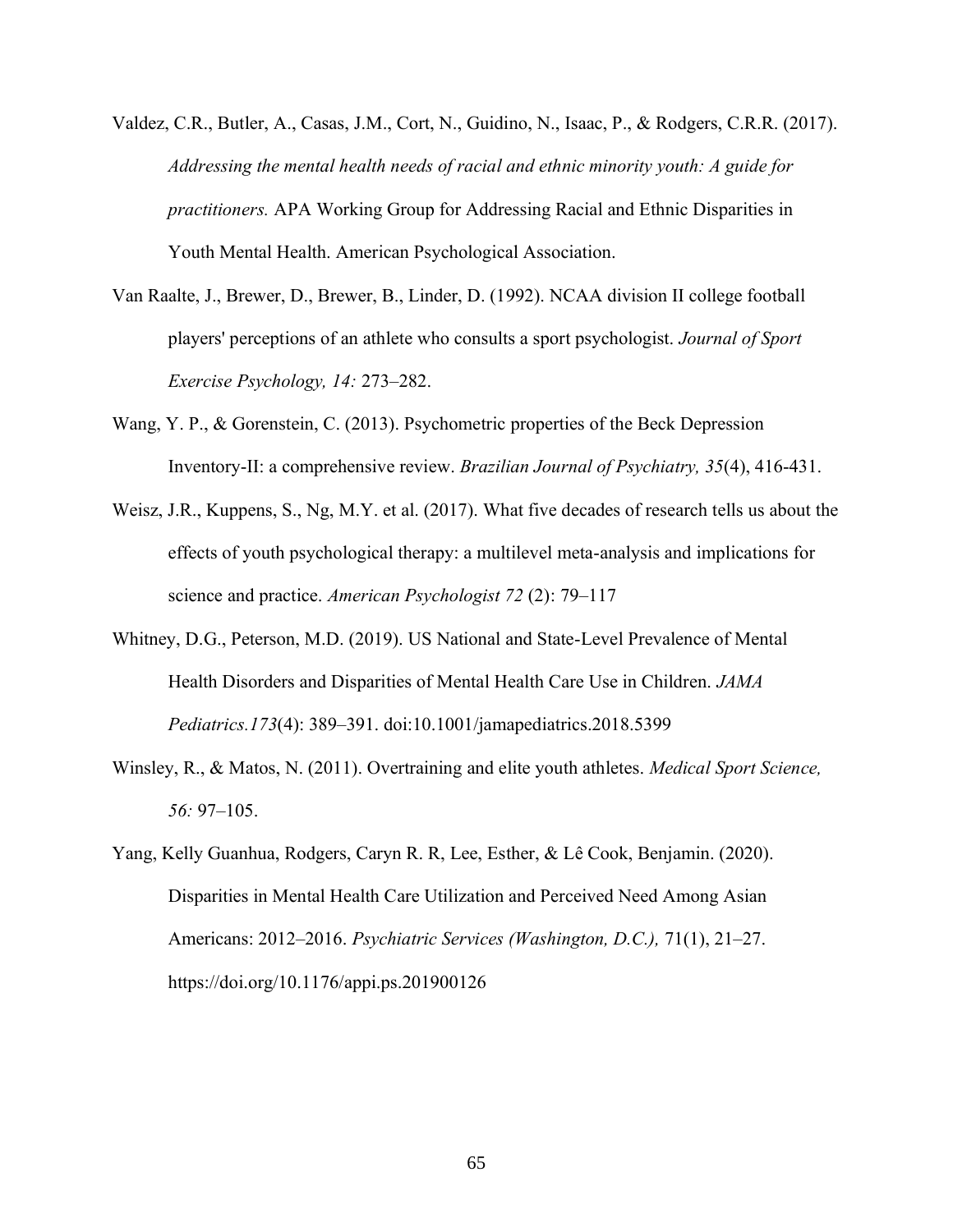Valdez, C.R., Butler, A., Casas, J.M., Cort, N., Guidino, N., Isaac, P., & Rodgers, C.R.R. (2017). *Addressing the mental health needs of racial and ethnic minority youth: A guide for practitioners.* APA Working Group for Addressing Racial and Ethnic Disparities in Youth Mental Health. American Psychological Association.

Van Raalte, J., Brewer, D., Brewer, B., Linder, D. (1992). NCAA division II college football players' perceptions of an athlete who consults a sport psychologist. *Journal of Sport Exercise Psychology, 14:* 273–282.

Wang, Y. P., & Gorenstein, C. (2013). Psychometric properties of the Beck Depression Inventory-II: a comprehensive review. *Brazilian Journal of Psychiatry, 35*(4), 416-431.

Weisz, J.R., Kuppens, S., Ng, M.Y. et al. (2017). What five decades of research tells us about the effects of youth psychological therapy: a multilevel meta-analysis and implications for science and practice. *American Psychologist 72* (2): 79–117

Whitney, D.G., Peterson, M.D. (2019). US National and State-Level Prevalence of Mental Health Disorders and Disparities of Mental Health Care Use in Children. *JAMA Pediatrics.173*(4): 389–391. doi:10.1001/jamapediatrics.2018.5399

Winsley, R., & Matos, N. (2011). Overtraining and elite youth athletes. *Medical Sport Science, 56:* 97–105.

Yang, Kelly Guanhua, Rodgers, Caryn R. R, Lee, Esther, & Lê Cook, Benjamin. (2020). Disparities in Mental Health Care Utilization and Perceived Need Among Asian Americans: 2012–2016. *Psychiatric Services (Washington, D.C.),* 71(1), 21–27. https://doi.org/10.1176/appi.ps.201900126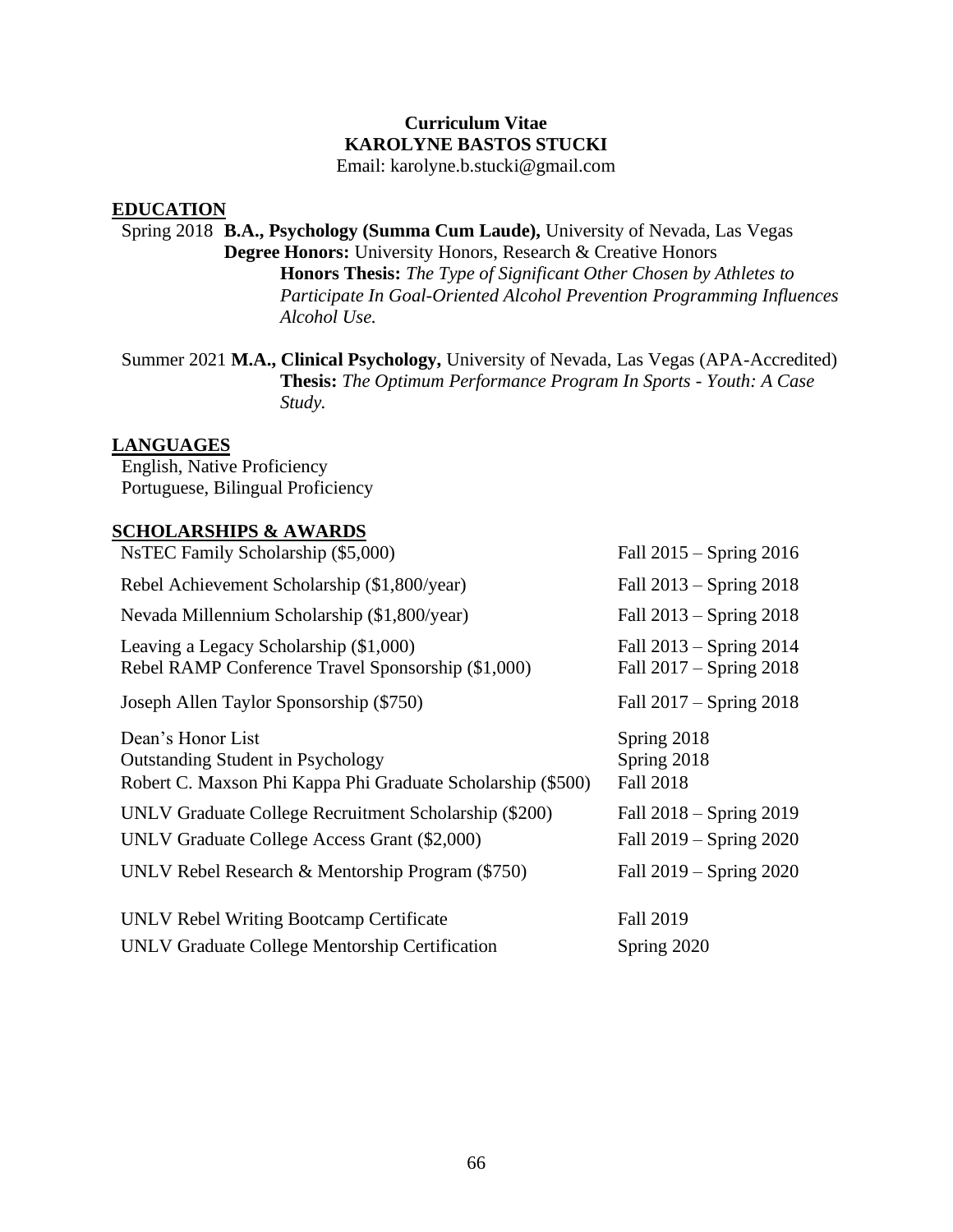**Curriculum Vitae**
**KAROLYNE BASTOS STUCKI**
Email: karolyne.b.stucki@gmail.com

## EDUCATION

Spring 2018 **B.A., Psychology (Summa Cum Laude),** University of Nevada, Las Vegas
**Degree Honors:** University Honors, Research & Creative Honors
**Honors Thesis:** *The Type of Significant Other Chosen by Athletes to Participate In Goal-Oriented Alcohol Prevention Programming Influences Alcohol Use.*

Summer 2021 **M.A., Clinical Psychology,** University of Nevada, Las Vegas (APA-Accredited)
**Thesis:** *The Optimum Performance Program In Sports - Youth: A Case Study.*

## LANGUAGES

English, Native Proficiency
Portuguese, Bilingual Proficiency

## SCHOLARSHIPS & AWARDS

| | |
|---|---|
| NsTEC Family Scholarship ($5,000) | Fall 2015 – Spring 2016 |
| Rebel Achievement Scholarship ($1,800/year) | Fall 2013 – Spring 2018 |
| Nevada Millennium Scholarship ($1,800/year) | Fall 2013 – Spring 2018 |
| Leaving a Legacy Scholarship ($1,000) | Fall 2013 – Spring 2014 |
| Rebel RAMP Conference Travel Sponsorship ($1,000) | Fall 2017 – Spring 2018 |
| Joseph Allen Taylor Sponsorship ($750) | Fall 2017 – Spring 2018 |
| Dean's Honor List | Spring 2018 |
| Outstanding Student in Psychology | Spring 2018 |
| Robert C. Maxson Phi Kappa Phi Graduate Scholarship ($500) | Fall 2018 |
| UNLV Graduate College Recruitment Scholarship ($200) | Fall 2018 – Spring 2019 |
| UNLV Graduate College Access Grant ($2,000) | Fall 2019 – Spring 2020 |
| UNLV Rebel Research & Mentorship Program ($750) | Fall 2019 – Spring 2020 |
| UNLV Rebel Writing Bootcamp Certificate | Fall 2019 |
| UNLV Graduate College Mentorship Certification | Spring 2020 |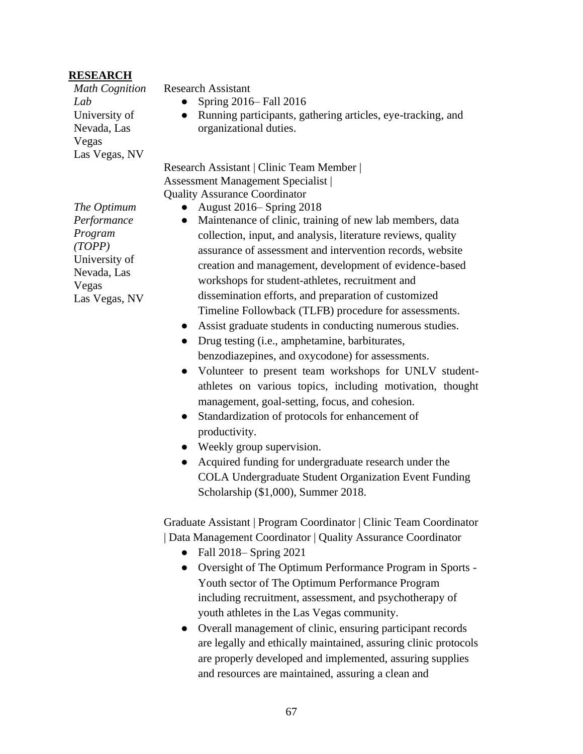## RESEARCH

*Math Cognition Lab*
University of Nevada, Las Vegas
Las Vegas, NV

Research Assistant

- Spring 2016– Fall 2016
- Running participants, gathering articles, eye-tracking, and organizational duties.

*The Optimum Performance Program (TOPP)*
University of Nevada, Las Vegas
Las Vegas, NV

Research Assistant | Clinic Team Member | Assessment Management Specialist | Quality Assurance Coordinator

- August 2016– Spring 2018
- Maintenance of clinic, training of new lab members, data collection, input, and analysis, literature reviews, quality assurance of assessment and intervention records, website creation and management, development of evidence-based workshops for student-athletes, recruitment and dissemination efforts, and preparation of customized Timeline Followback (TLFB) procedure for assessments.
- Assist graduate students in conducting numerous studies.
- Drug testing (i.e., amphetamine, barbiturates, benzodiazepines, and oxycodone) for assessments.
- Volunteer to present team workshops for UNLV student-athletes on various topics, including motivation, thought management, goal-setting, focus, and cohesion.
- Standardization of protocols for enhancement of productivity.
- Weekly group supervision.
- Acquired funding for undergraduate research under the COLA Undergraduate Student Organization Event Funding Scholarship ($1,000), Summer 2018.

Graduate Assistant | Program Coordinator | Clinic Team Coordinator | Data Management Coordinator | Quality Assurance Coordinator

- Fall 2018– Spring 2021
- Oversight of The Optimum Performance Program in Sports - Youth sector of The Optimum Performance Program including recruitment, assessment, and psychotherapy of youth athletes in the Las Vegas community.
- Overall management of clinic, ensuring participant records are legally and ethically maintained, assuring clinic protocols are properly developed and implemented, assuring supplies and resources are maintained, assuring a clean and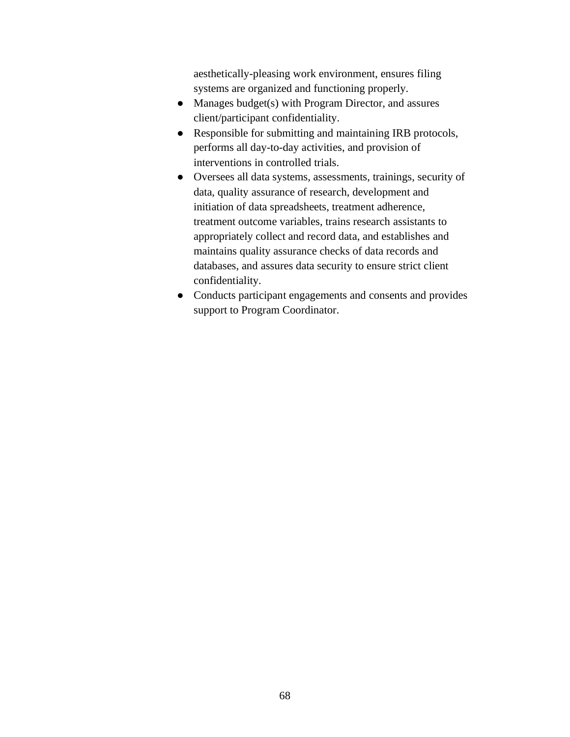aesthetically-pleasing work environment, ensures filing systems are organized and functioning properly.

- Manages budget(s) with Program Director, and assures client/participant confidentiality.
- Responsible for submitting and maintaining IRB protocols, performs all day-to-day activities, and provision of interventions in controlled trials.
- Oversees all data systems, assessments, trainings, security of data, quality assurance of research, development and initiation of data spreadsheets, treatment adherence, treatment outcome variables, trains research assistants to appropriately collect and record data, and establishes and maintains quality assurance checks of data records and databases, and assures data security to ensure strict client confidentiality.
- Conducts participant engagements and consents and provides support to Program Coordinator.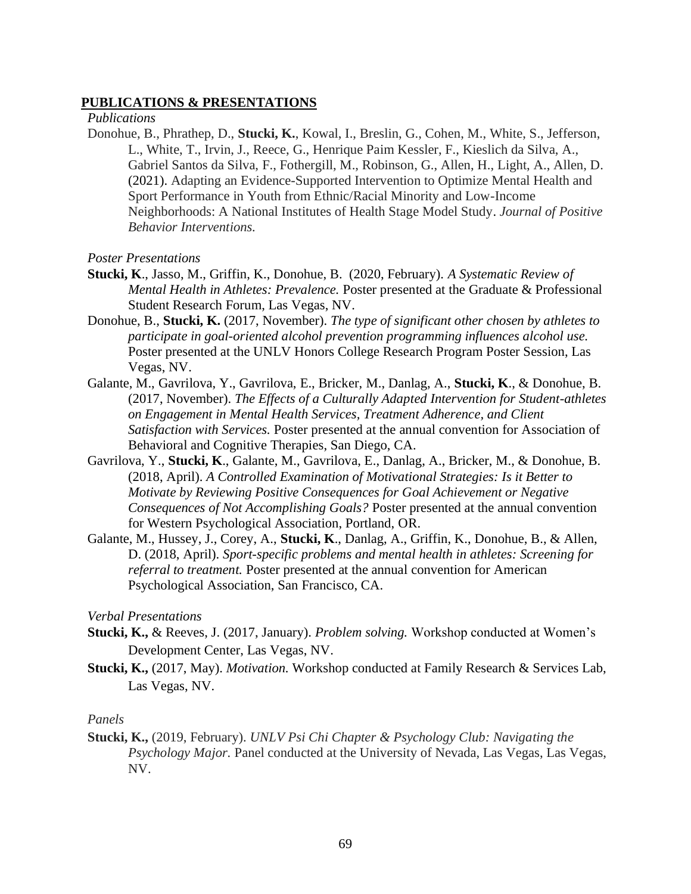## PUBLICATIONS & PRESENTATIONS

*Publications*

Donohue, B., Phrathep, D., **Stucki, K.**, Kowal, I., Breslin, G., Cohen, M., White, S., Jefferson, L., White, T., Irvin, J., Reece, G., Henrique Paim Kessler, F., Kieslich da Silva, A., Gabriel Santos da Silva, F., Fothergill, M., Robinson, G., Allen, H., Light, A., Allen, D. (2021). Adapting an Evidence-Supported Intervention to Optimize Mental Health and Sport Performance in Youth from Ethnic/Racial Minority and Low-Income Neighborhoods: A National Institutes of Health Stage Model Study. *Journal of Positive Behavior Interventions.*

*Poster Presentations*

**Stucki, K**., Jasso, M., Griffin, K., Donohue, B. (2020, February). *A Systematic Review of Mental Health in Athletes: Prevalence.* Poster presented at the Graduate & Professional Student Research Forum, Las Vegas, NV.

Donohue, B., **Stucki, K.** (2017, November). *The type of significant other chosen by athletes to participate in goal-oriented alcohol prevention programming influences alcohol use.* Poster presented at the UNLV Honors College Research Program Poster Session, Las Vegas, NV.

Galante, M., Gavrilova, Y., Gavrilova, E., Bricker, M., Danlag, A., **Stucki, K**., & Donohue, B. (2017, November). *The Effects of a Culturally Adapted Intervention for Student-athletes on Engagement in Mental Health Services, Treatment Adherence, and Client Satisfaction with Services.* Poster presented at the annual convention for Association of Behavioral and Cognitive Therapies, San Diego, CA.

Gavrilova, Y., **Stucki, K**., Galante, M., Gavrilova, E., Danlag, A., Bricker, M., & Donohue, B. (2018, April). *A Controlled Examination of Motivational Strategies: Is it Better to Motivate by Reviewing Positive Consequences for Goal Achievement or Negative Consequences of Not Accomplishing Goals?* Poster presented at the annual convention for Western Psychological Association, Portland, OR.

Galante, M., Hussey, J., Corey, A., **Stucki, K**., Danlag, A., Griffin, K., Donohue, B., & Allen, D. (2018, April). *Sport-specific problems and mental health in athletes: Screening for referral to treatment.* Poster presented at the annual convention for American Psychological Association, San Francisco, CA.

*Verbal Presentations*

**Stucki, K.,** & Reeves, J. (2017, January). *Problem solving.* Workshop conducted at Women's Development Center, Las Vegas, NV.

**Stucki, K.,** (2017, May). *Motivation.* Workshop conducted at Family Research & Services Lab, Las Vegas, NV.

*Panels*

**Stucki, K.,** (2019, February). *UNLV Psi Chi Chapter & Psychology Club: Navigating the Psychology Major.* Panel conducted at the University of Nevada, Las Vegas, Las Vegas, NV.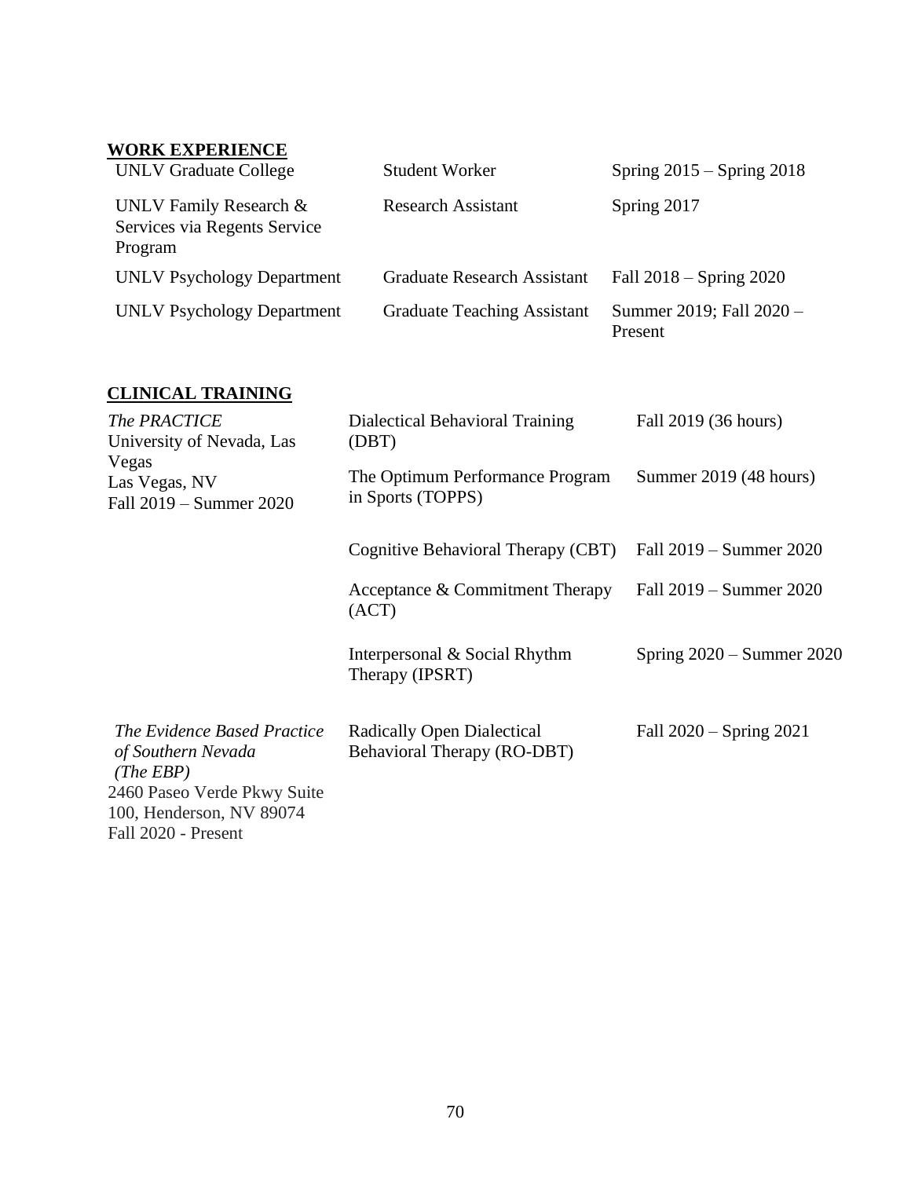## WORK EXPERIENCE

| | | |
|---|---|---|
| UNLV Graduate College | Student Worker | Spring 2015 – Spring 2018 |
| UNLV Family Research & Services via Regents Service Program | Research Assistant | Spring 2017 |
| UNLV Psychology Department | Graduate Research Assistant | Fall 2018 – Spring 2020 |
| UNLV Psychology Department | Graduate Teaching Assistant | Summer 2019; Fall 2020 – Present |

## CLINICAL TRAINING

| | | |
|---|---|---|
| *The PRACTICE* University of Nevada, Las Vegas Las Vegas, NV Fall 2019 – Summer 2020 | Dialectical Behavioral Training (DBT) | Fall 2019 (36 hours) |
| | The Optimum Performance Program in Sports (TOPPS) | Summer 2019 (48 hours) |
| | Cognitive Behavioral Therapy (CBT) | Fall 2019 – Summer 2020 |
| | Acceptance & Commitment Therapy (ACT) | Fall 2019 – Summer 2020 |
| | Interpersonal & Social Rhythm Therapy (IPSRT) | Spring 2020 – Summer 2020 |
| *The Evidence Based Practice of Southern Nevada (The EBP)* 2460 Paseo Verde Pkwy Suite 100, Henderson, NV 89074 Fall 2020 - Present | Radically Open Dialectical Behavioral Therapy (RO-DBT) | Fall 2020 – Spring 2021 |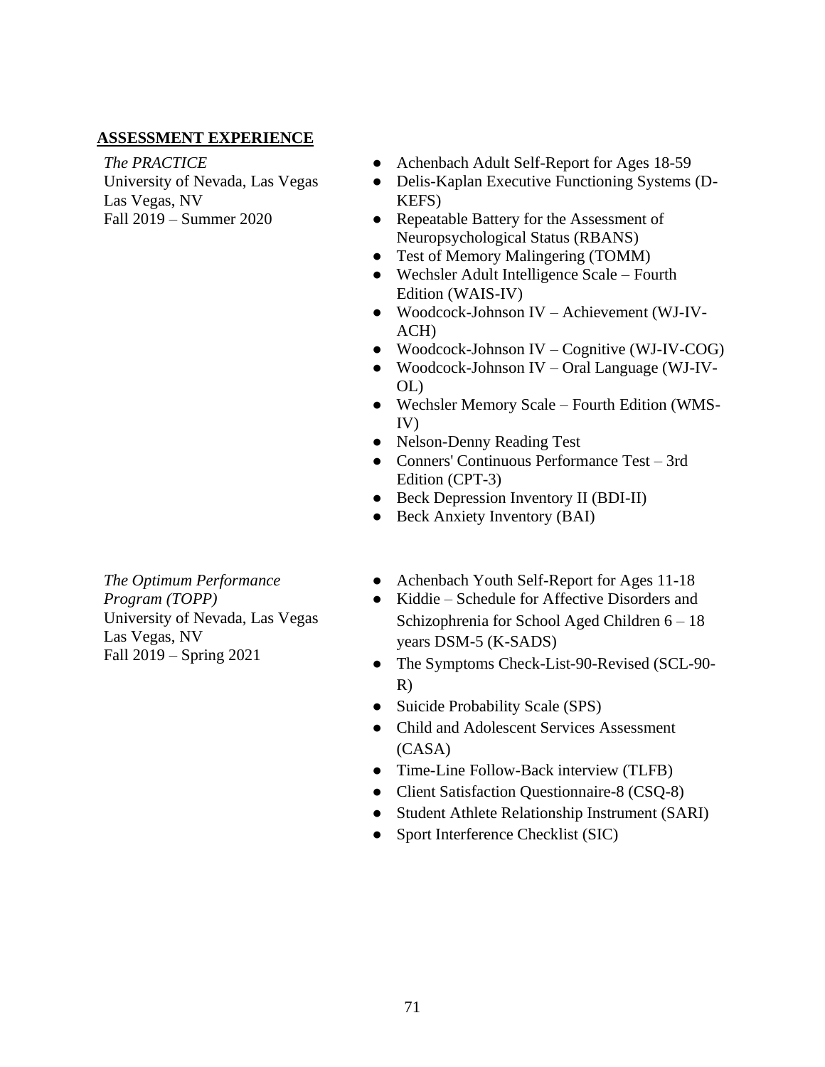## ASSESSMENT EXPERIENCE

*The PRACTICE*
University of Nevada, Las Vegas
Las Vegas, NV
Fall 2019 – Summer 2020

- Achenbach Adult Self-Report for Ages 18-59
- Delis-Kaplan Executive Functioning Systems (D-KEFS)
- Repeatable Battery for the Assessment of Neuropsychological Status (RBANS)
- Test of Memory Malingering (TOMM)
- Wechsler Adult Intelligence Scale – Fourth Edition (WAIS-IV)
- Woodcock-Johnson IV – Achievement (WJ-IV-ACH)
- Woodcock-Johnson IV – Cognitive (WJ-IV-COG)
- Woodcock-Johnson IV – Oral Language (WJ-IV-OL)
- Wechsler Memory Scale – Fourth Edition (WMS-IV)
- Nelson-Denny Reading Test
- Conners' Continuous Performance Test – 3rd Edition (CPT-3)
- Beck Depression Inventory II (BDI-II)
- Beck Anxiety Inventory (BAI)

*The Optimum Performance Program (TOPP)*
University of Nevada, Las Vegas
Las Vegas, NV
Fall 2019 – Spring 2021

- Achenbach Youth Self-Report for Ages 11-18
- Kiddie – Schedule for Affective Disorders and Schizophrenia for School Aged Children 6 – 18 years DSM-5 (K-SADS)
- The Symptoms Check-List-90-Revised (SCL-90-R)
- Suicide Probability Scale (SPS)
- Child and Adolescent Services Assessment (CASA)
- Time-Line Follow-Back interview (TLFB)
- Client Satisfaction Questionnaire-8 (CSQ-8)
- Student Athlete Relationship Instrument (SARI)
- Sport Interference Checklist (SIC)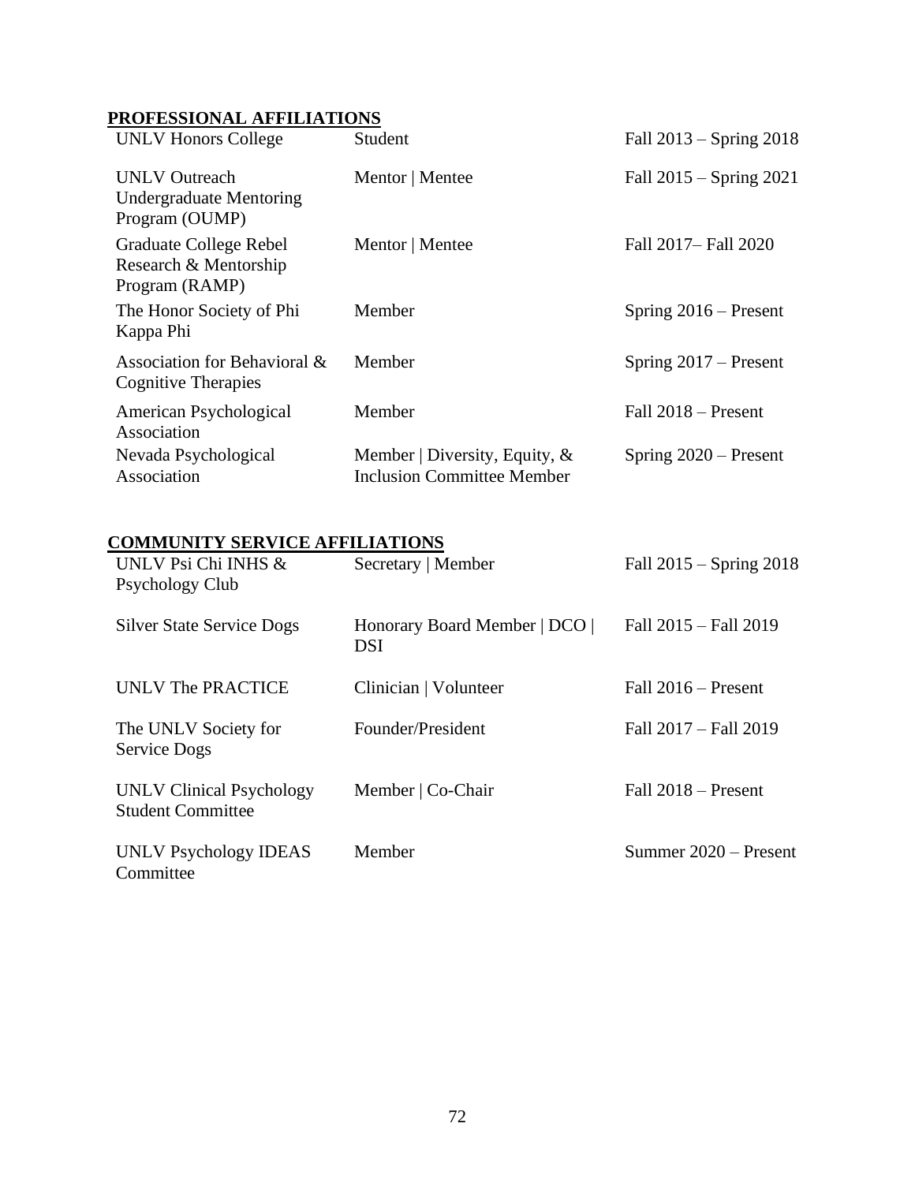## PROFESSIONAL AFFILIATIONS

| | | |
|---|---|---|
| UNLV Honors College | Student | Fall 2013 – Spring 2018 |
| UNLV Outreach Undergraduate Mentoring Program (OUMP) | Mentor \| Mentee | Fall 2015 – Spring 2021 |
| Graduate College Rebel Research & Mentorship Program (RAMP) | Mentor \| Mentee | Fall 2017– Fall 2020 |
| The Honor Society of Phi Kappa Phi | Member | Spring 2016 – Present |
| Association for Behavioral & Cognitive Therapies | Member | Spring 2017 – Present |
| American Psychological Association | Member | Fall 2018 – Present |
| Nevada Psychological Association | Member \| Diversity, Equity, & Inclusion Committee Member | Spring 2020 – Present |

## COMMUNITY SERVICE AFFILIATIONS

| | | |
|---|---|---|
| UNLV Psi Chi INHS & Psychology Club | Secretary \| Member | Fall 2015 – Spring 2018 |
| Silver State Service Dogs | Honorary Board Member \| DCO \| DSI | Fall 2015 – Fall 2019 |
| UNLV The PRACTICE | Clinician \| Volunteer | Fall 2016 – Present |
| The UNLV Society for Service Dogs | Founder/President | Fall 2017 – Fall 2019 |
| UNLV Clinical Psychology Student Committee | Member \| Co-Chair | Fall 2018 – Present |
| UNLV Psychology IDEAS Committee | Member | Summer 2020 – Present |